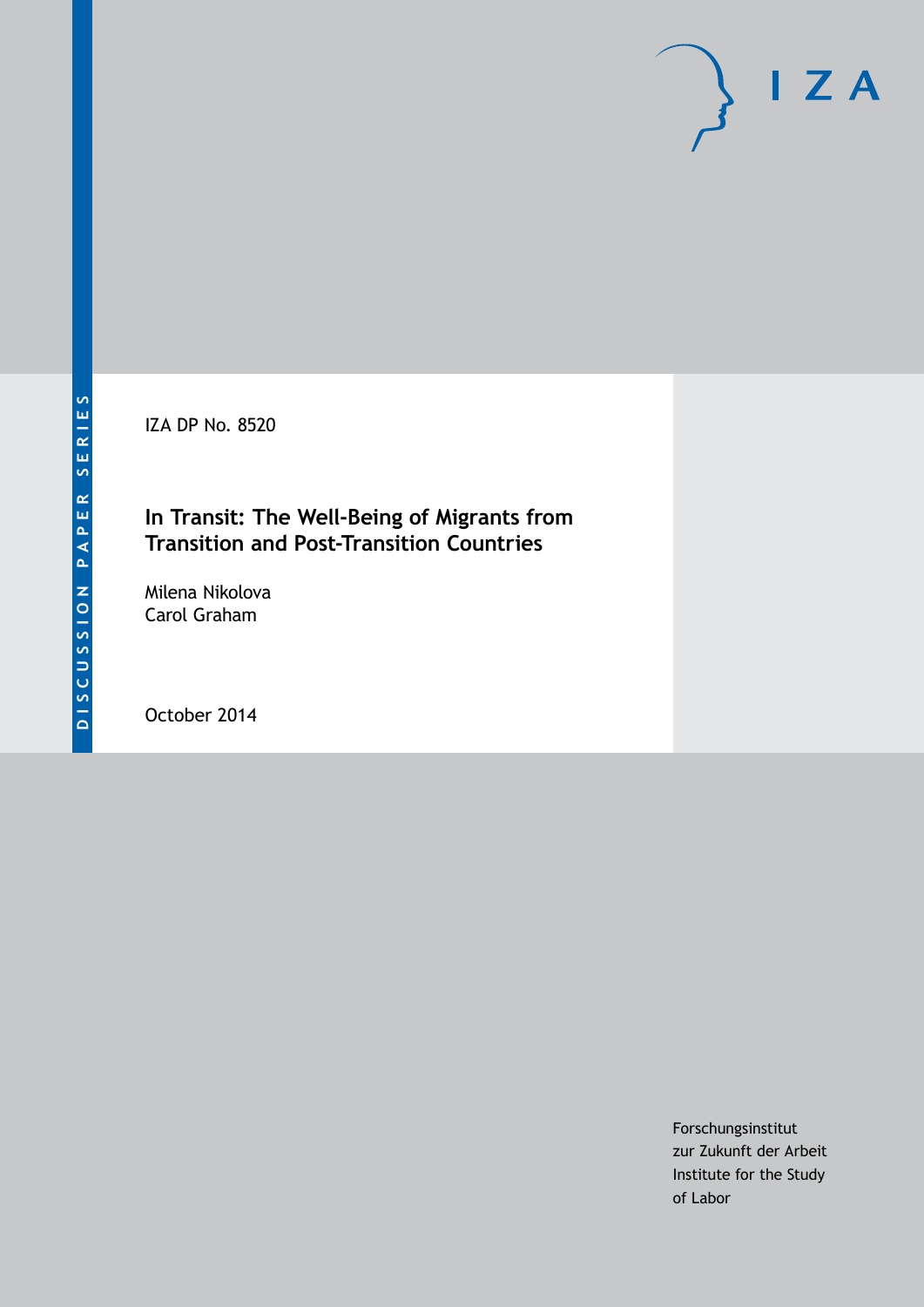DISCUSSION PAPER SERIES

IZA DP No. 8520

# In Transit: The Well-Being of Migrants from Transition and Post-Transition Countries

Milena Nikolova
Carol Graham

October 2014

Forschungsinstitut
zur Zukunft der Arbeit
Institute for the Study
of Labor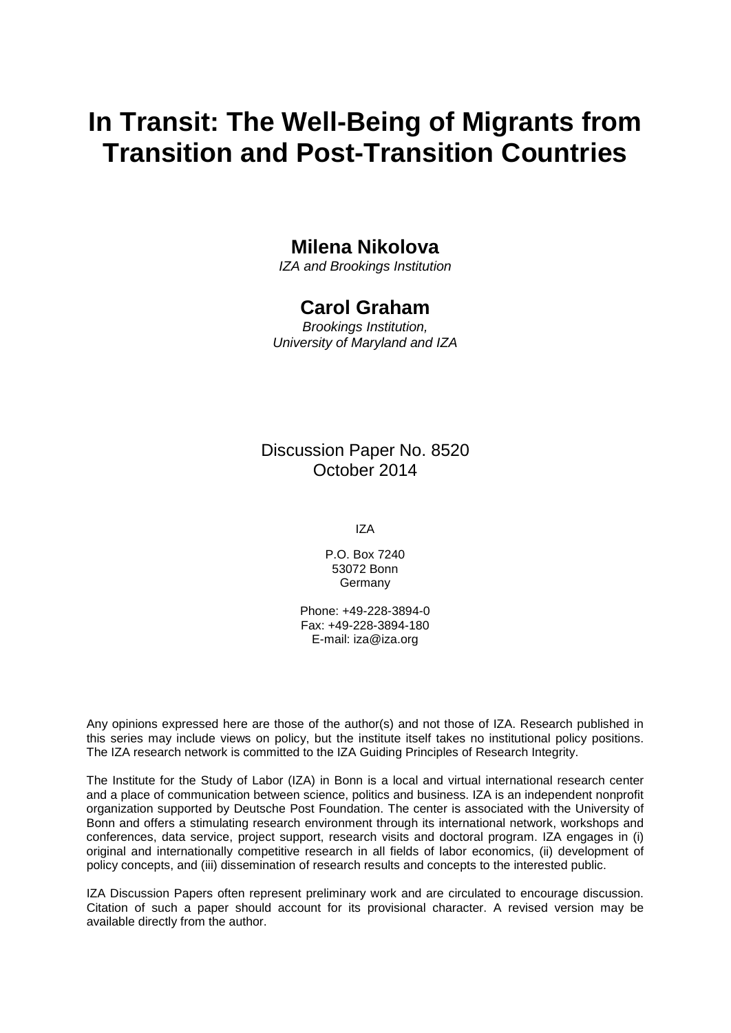# In Transit: The Well-Being of Migrants from Transition and Post-Transition Countries

**Milena Nikolova**
*IZA and Brookings Institution*

**Carol Graham**
*Brookings Institution,*
*University of Maryland and IZA*

Discussion Paper No. 8520
October 2014

IZA

P.O. Box 7240
53072 Bonn
Germany

Phone: +49-228-3894-0
Fax: +49-228-3894-180
E-mail: iza@iza.org

Any opinions expressed here are those of the author(s) and not those of IZA. Research published in this series may include views on policy, but the institute itself takes no institutional policy positions. The IZA research network is committed to the IZA Guiding Principles of Research Integrity.

The Institute for the Study of Labor (IZA) in Bonn is a local and virtual international research center and a place of communication between science, politics and business. IZA is an independent nonprofit organization supported by Deutsche Post Foundation. The center is associated with the University of Bonn and offers a stimulating research environment through its international network, workshops and conferences, data service, project support, research visits and doctoral program. IZA engages in (i) original and internationally competitive research in all fields of labor economics, (ii) development of policy concepts, and (iii) dissemination of research results and concepts to the interested public.

IZA Discussion Papers often represent preliminary work and are circulated to encourage discussion. Citation of such a paper should account for its provisional character. A revised version may be available directly from the author.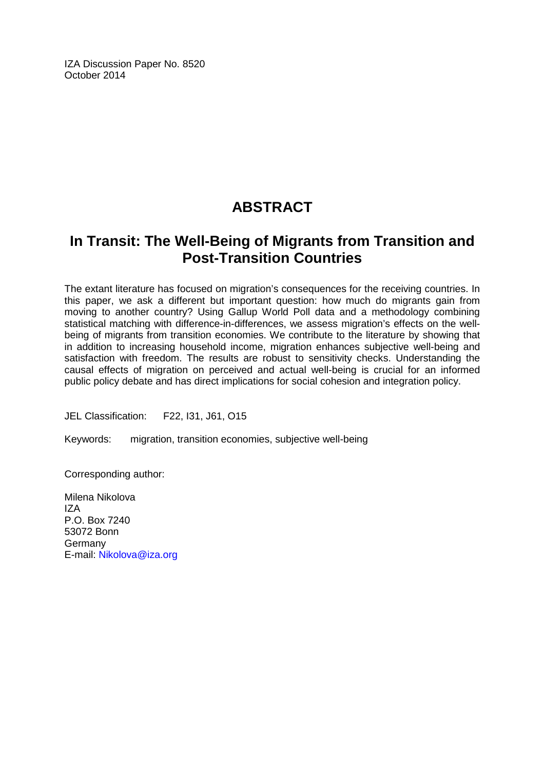IZA Discussion Paper No. 8520
October 2014

# ABSTRACT

## In Transit: The Well-Being of Migrants from Transition and Post-Transition Countries

The extant literature has focused on migration's consequences for the receiving countries. In this paper, we ask a different but important question: how much do migrants gain from moving to another country? Using Gallup World Poll data and a methodology combining statistical matching with difference-in-differences, we assess migration's effects on the well-being of migrants from transition economies. We contribute to the literature by showing that in addition to increasing household income, migration enhances subjective well-being and satisfaction with freedom. The results are robust to sensitivity checks. Understanding the causal effects of migration on perceived and actual well-being is crucial for an informed public policy debate and has direct implications for social cohesion and integration policy.

JEL Classification: F22, I31, J61, O15

Keywords: migration, transition economies, subjective well-being

Corresponding author:

Milena Nikolova
IZA
P.O. Box 7240
53072 Bonn
Germany
E-mail: Nikolova@iza.org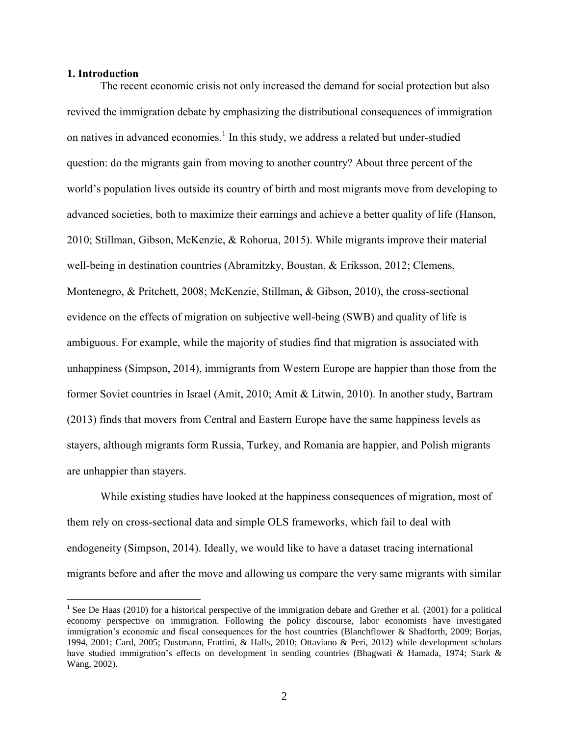## 1. Introduction

The recent economic crisis not only increased the demand for social protection but also revived the immigration debate by emphasizing the distributional consequences of immigration on natives in advanced economies.[1] In this study, we address a related but under-studied question: do the migrants gain from moving to another country? About three percent of the world's population lives outside its country of birth and most migrants move from developing to advanced societies, both to maximize their earnings and achieve a better quality of life (Hanson, 2010; Stillman, Gibson, McKenzie, & Rohorua, 2015). While migrants improve their material well-being in destination countries (Abramitzky, Boustan, & Eriksson, 2012; Clemens, Montenegro, & Pritchett, 2008; McKenzie, Stillman, & Gibson, 2010), the cross-sectional evidence on the effects of migration on subjective well-being (SWB) and quality of life is ambiguous. For example, while the majority of studies find that migration is associated with unhappiness (Simpson, 2014), immigrants from Western Europe are happier than those from the former Soviet countries in Israel (Amit, 2010; Amit & Litwin, 2010). In another study, Bartram (2013) finds that movers from Central and Eastern Europe have the same happiness levels as stayers, although migrants form Russia, Turkey, and Romania are happier, and Polish migrants are unhappier than stayers.

While existing studies have looked at the happiness consequences of migration, most of them rely on cross-sectional data and simple OLS frameworks, which fail to deal with endogeneity (Simpson, 2014). Ideally, we would like to have a dataset tracing international migrants before and after the move and allowing us compare the very same migrants with similar

[1] See De Haas (2010) for a historical perspective of the immigration debate and Grether et al. (2001) for a political economy perspective on immigration. Following the policy discourse, labor economists have investigated immigration's economic and fiscal consequences for the host countries (Blanchflower & Shadforth, 2009; Borjas, 1994, 2001; Card, 2005; Dustmann, Frattini, & Halls, 2010; Ottaviano & Peri, 2012) while development scholars have studied immigration's effects on development in sending countries (Bhagwati & Hamada, 1974; Stark & Wang, 2002).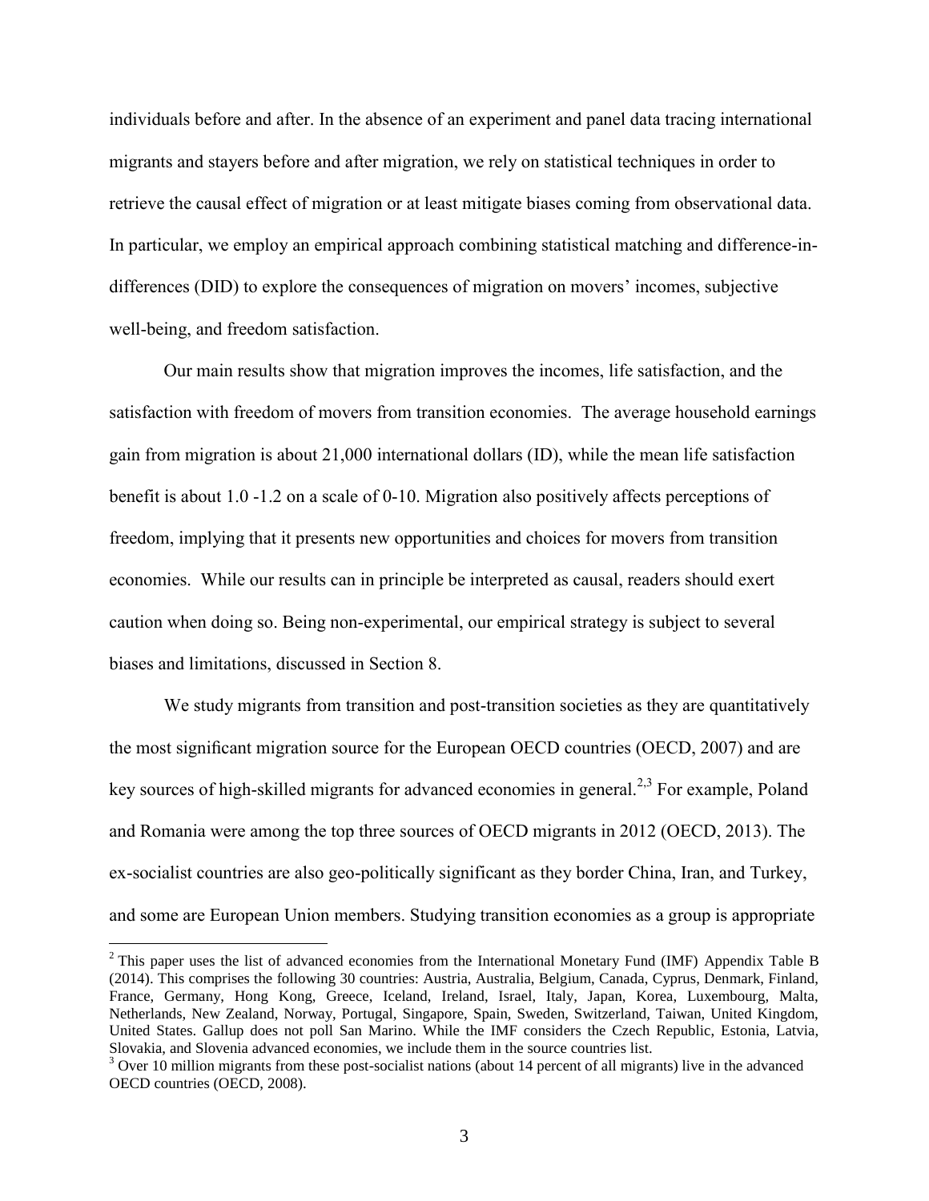individuals before and after. In the absence of an experiment and panel data tracing international migrants and stayers before and after migration, we rely on statistical techniques in order to retrieve the causal effect of migration or at least mitigate biases coming from observational data. In particular, we employ an empirical approach combining statistical matching and difference-in-differences (DID) to explore the consequences of migration on movers' incomes, subjective well-being, and freedom satisfaction.

Our main results show that migration improves the incomes, life satisfaction, and the satisfaction with freedom of movers from transition economies. The average household earnings gain from migration is about 21,000 international dollars (ID), while the mean life satisfaction benefit is about 1.0 -1.2 on a scale of 0-10. Migration also positively affects perceptions of freedom, implying that it presents new opportunities and choices for movers from transition economies. While our results can in principle be interpreted as causal, readers should exert caution when doing so. Being non-experimental, our empirical strategy is subject to several biases and limitations, discussed in Section 8.

We study migrants from transition and post-transition societies as they are quantitatively the most significant migration source for the European OECD countries (OECD, 2007) and are key sources of high-skilled migrants for advanced economies in general.[2,3] For example, Poland and Romania were among the top three sources of OECD migrants in 2012 (OECD, 2013). The ex-socialist countries are also geo-politically significant as they border China, Iran, and Turkey, and some are European Union members. Studying transition economies as a group is appropriate

---

[2] This paper uses the list of advanced economies from the International Monetary Fund (IMF) Appendix Table B (2014). This comprises the following 30 countries: Austria, Australia, Belgium, Canada, Cyprus, Denmark, Finland, France, Germany, Hong Kong, Greece, Iceland, Ireland, Israel, Italy, Japan, Korea, Luxembourg, Malta, Netherlands, New Zealand, Norway, Portugal, Singapore, Spain, Sweden, Switzerland, Taiwan, United Kingdom, United States. Gallup does not poll San Marino. While the IMF considers the Czech Republic, Estonia, Latvia, Slovakia, and Slovenia advanced economies, we include them in the source countries list.

[3] Over 10 million migrants from these post-socialist nations (about 14 percent of all migrants) live in the advanced OECD countries (OECD, 2008).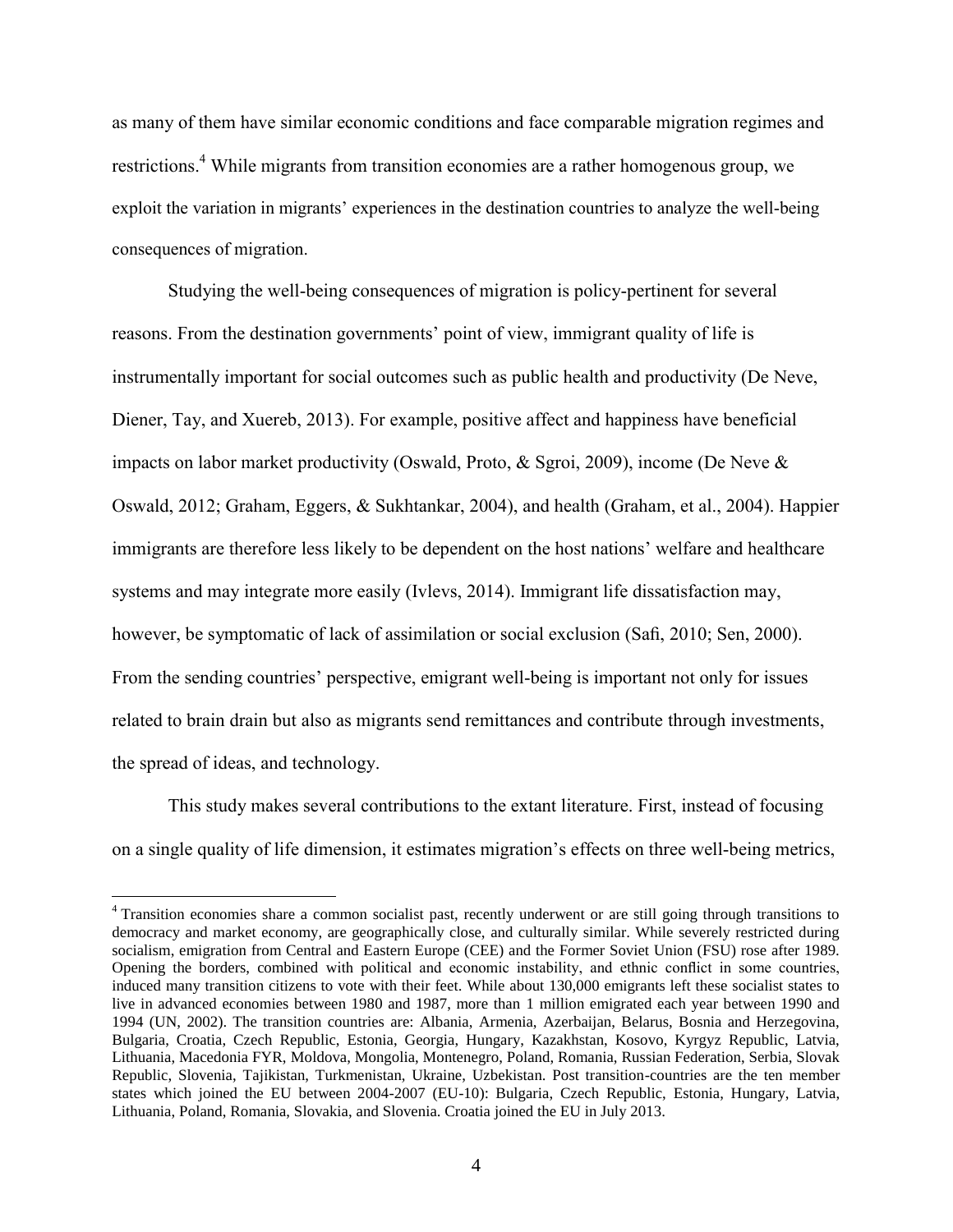as many of them have similar economic conditions and face comparable migration regimes and restrictions.[4] While migrants from transition economies are a rather homogenous group, we exploit the variation in migrants' experiences in the destination countries to analyze the well-being consequences of migration.

Studying the well-being consequences of migration is policy-pertinent for several reasons. From the destination governments' point of view, immigrant quality of life is instrumentally important for social outcomes such as public health and productivity (De Neve, Diener, Tay, and Xuereb, 2013). For example, positive affect and happiness have beneficial impacts on labor market productivity (Oswald, Proto, & Sgroi, 2009), income (De Neve & Oswald, 2012; Graham, Eggers, & Sukhtankar, 2004), and health (Graham, et al., 2004). Happier immigrants are therefore less likely to be dependent on the host nations' welfare and healthcare systems and may integrate more easily (Ivlevs, 2014). Immigrant life dissatisfaction may, however, be symptomatic of lack of assimilation or social exclusion (Safi, 2010; Sen, 2000). From the sending countries' perspective, emigrant well-being is important not only for issues related to brain drain but also as migrants send remittances and contribute through investments, the spread of ideas, and technology.

This study makes several contributions to the extant literature. First, instead of focusing on a single quality of life dimension, it estimates migration's effects on three well-being metrics,

---

[4] Transition economies share a common socialist past, recently underwent or are still going through transitions to democracy and market economy, are geographically close, and culturally similar. While severely restricted during socialism, emigration from Central and Eastern Europe (CEE) and the Former Soviet Union (FSU) rose after 1989. Opening the borders, combined with political and economic instability, and ethnic conflict in some countries, induced many transition citizens to vote with their feet. While about 130,000 emigrants left these socialist states to live in advanced economies between 1980 and 1987, more than 1 million emigrated each year between 1990 and 1994 (UN, 2002). The transition countries are: Albania, Armenia, Azerbaijan, Belarus, Bosnia and Herzegovina, Bulgaria, Croatia, Czech Republic, Estonia, Georgia, Hungary, Kazakhstan, Kosovo, Kyrgyz Republic, Latvia, Lithuania, Macedonia FYR, Moldova, Mongolia, Montenegro, Poland, Romania, Russian Federation, Serbia, Slovak Republic, Slovenia, Tajikistan, Turkmenistan, Ukraine, Uzbekistan. Post transition-countries are the ten member states which joined the EU between 2004-2007 (EU-10): Bulgaria, Czech Republic, Estonia, Hungary, Latvia, Lithuania, Poland, Romania, Slovakia, and Slovenia. Croatia joined the EU in July 2013.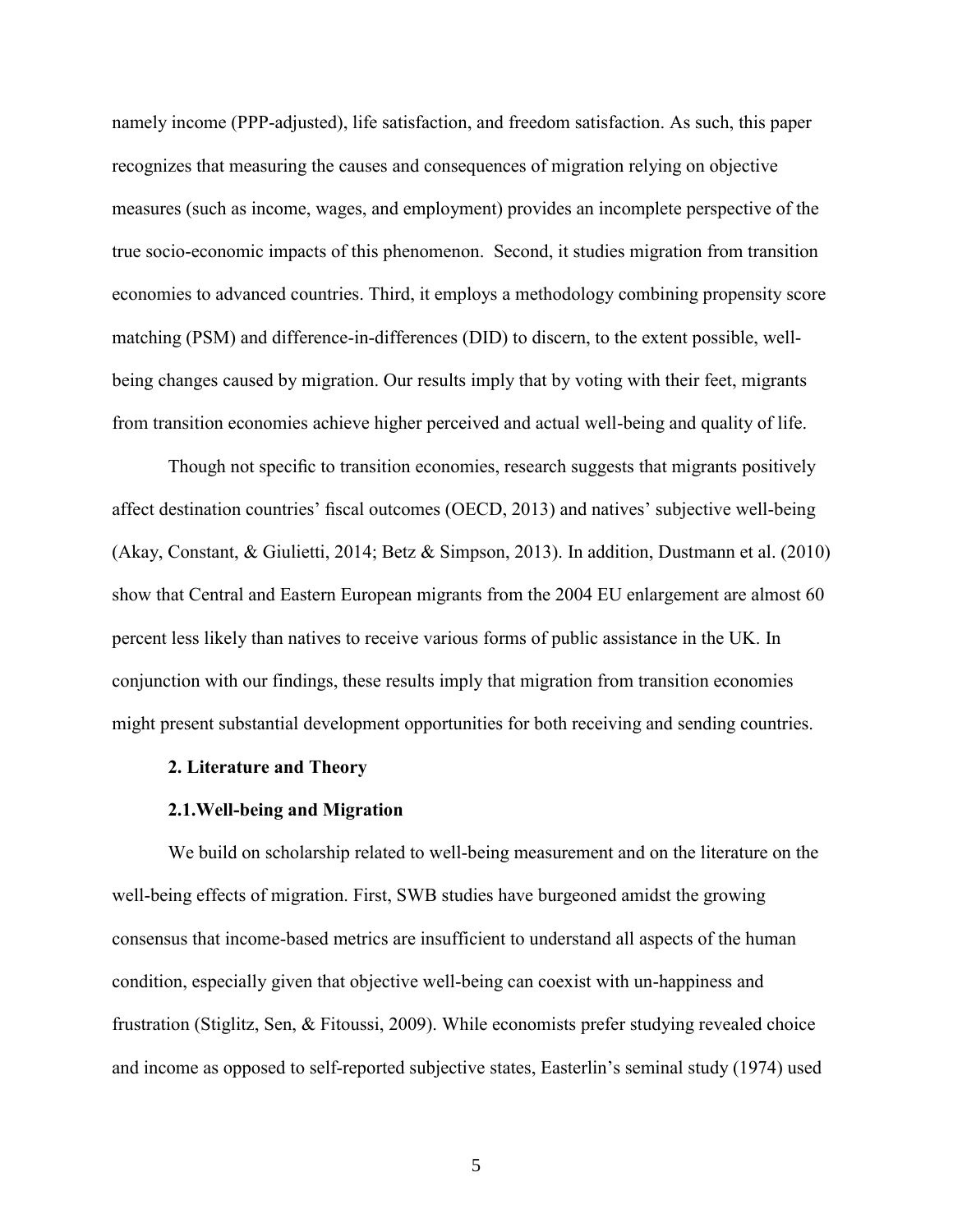namely income (PPP-adjusted), life satisfaction, and freedom satisfaction. As such, this paper recognizes that measuring the causes and consequences of migration relying on objective measures (such as income, wages, and employment) provides an incomplete perspective of the true socio-economic impacts of this phenomenon. Second, it studies migration from transition economies to advanced countries. Third, it employs a methodology combining propensity score matching (PSM) and difference-in-differences (DID) to discern, to the extent possible, well-being changes caused by migration. Our results imply that by voting with their feet, migrants from transition economies achieve higher perceived and actual well-being and quality of life.

Though not specific to transition economies, research suggests that migrants positively affect destination countries' fiscal outcomes (OECD, 2013) and natives' subjective well-being (Akay, Constant, & Giulietti, 2014; Betz & Simpson, 2013). In addition, Dustmann et al. (2010) show that Central and Eastern European migrants from the 2004 EU enlargement are almost 60 percent less likely than natives to receive various forms of public assistance in the UK. In conjunction with our findings, these results imply that migration from transition economies might present substantial development opportunities for both receiving and sending countries.

## 2. Literature and Theory

### 2.1. Well-being and Migration

We build on scholarship related to well-being measurement and on the literature on the well-being effects of migration. First, SWB studies have burgeoned amidst the growing consensus that income-based metrics are insufficient to understand all aspects of the human condition, especially given that objective well-being can coexist with un-happiness and frustration (Stiglitz, Sen, & Fitoussi, 2009). While economists prefer studying revealed choice and income as opposed to self-reported subjective states, Easterlin's seminal study (1974) used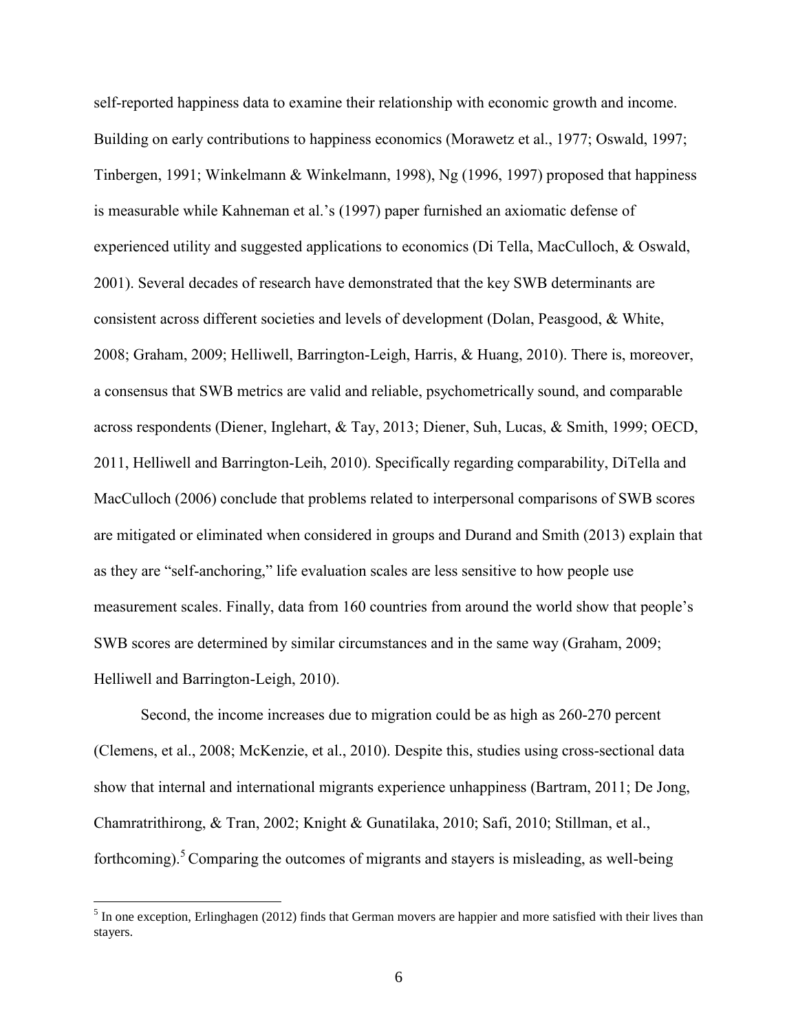self-reported happiness data to examine their relationship with economic growth and income. Building on early contributions to happiness economics (Morawetz et al., 1977; Oswald, 1997; Tinbergen, 1991; Winkelmann & Winkelmann, 1998), Ng (1996, 1997) proposed that happiness is measurable while Kahneman et al.'s (1997) paper furnished an axiomatic defense of experienced utility and suggested applications to economics (Di Tella, MacCulloch, & Oswald, 2001). Several decades of research have demonstrated that the key SWB determinants are consistent across different societies and levels of development (Dolan, Peasgood, & White, 2008; Graham, 2009; Helliwell, Barrington-Leigh, Harris, & Huang, 2010). There is, moreover, a consensus that SWB metrics are valid and reliable, psychometrically sound, and comparable across respondents (Diener, Inglehart, & Tay, 2013; Diener, Suh, Lucas, & Smith, 1999; OECD, 2011, Helliwell and Barrington-Leih, 2010). Specifically regarding comparability, DiTella and MacCulloch (2006) conclude that problems related to interpersonal comparisons of SWB scores are mitigated or eliminated when considered in groups and Durand and Smith (2013) explain that as they are "self-anchoring," life evaluation scales are less sensitive to how people use measurement scales. Finally, data from 160 countries from around the world show that people's SWB scores are determined by similar circumstances and in the same way (Graham, 2009; Helliwell and Barrington-Leigh, 2010).

Second, the income increases due to migration could be as high as 260-270 percent (Clemens, et al., 2008; McKenzie, et al., 2010). Despite this, studies using cross-sectional data show that internal and international migrants experience unhappiness (Bartram, 2011; De Jong, Chamratrithirong, & Tran, 2002; Knight & Gunatilaka, 2010; Safi, 2010; Stillman, et al., forthcoming).[5] Comparing the outcomes of migrants and stayers is misleading, as well-being

[5] In one exception, Erlinghagen (2012) finds that German movers are happier and more satisfied with their lives than stayers.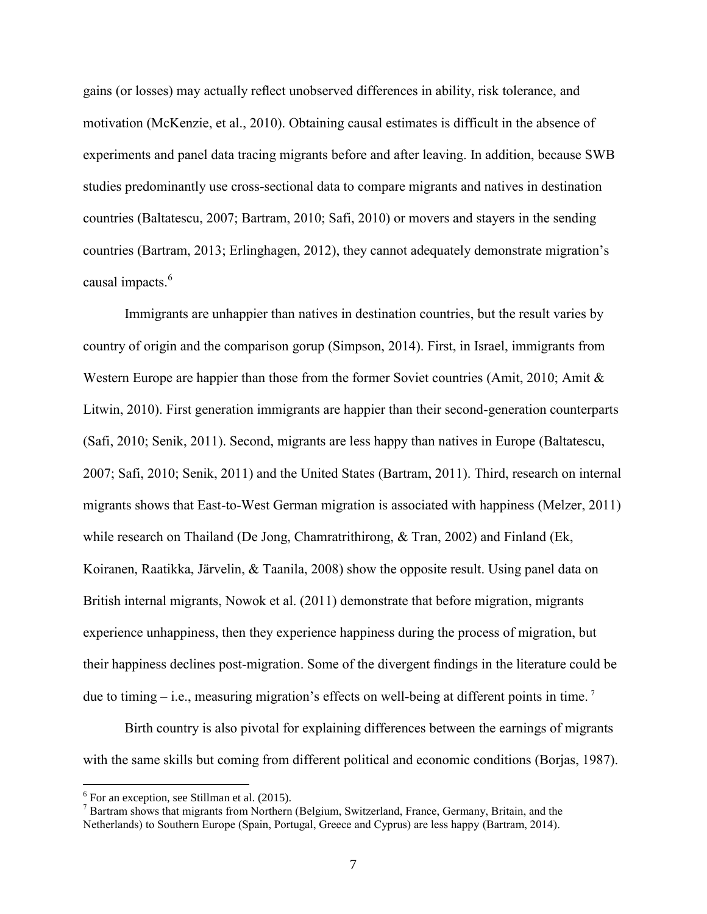gains (or losses) may actually reflect unobserved differences in ability, risk tolerance, and motivation (McKenzie, et al., 2010). Obtaining causal estimates is difficult in the absence of experiments and panel data tracing migrants before and after leaving. In addition, because SWB studies predominantly use cross-sectional data to compare migrants and natives in destination countries (Baltatescu, 2007; Bartram, 2010; Safi, 2010) or movers and stayers in the sending countries (Bartram, 2013; Erlinghagen, 2012), they cannot adequately demonstrate migration's causal impacts.[6]

Immigrants are unhappier than natives in destination countries, but the result varies by country of origin and the comparison gorup (Simpson, 2014). First, in Israel, immigrants from Western Europe are happier than those from the former Soviet countries (Amit, 2010; Amit & Litwin, 2010). First generation immigrants are happier than their second-generation counterparts (Safi, 2010; Senik, 2011). Second, migrants are less happy than natives in Europe (Baltatescu, 2007; Safi, 2010; Senik, 2011) and the United States (Bartram, 2011). Third, research on internal migrants shows that East-to-West German migration is associated with happiness (Melzer, 2011) while research on Thailand (De Jong, Chamratrithirong, & Tran, 2002) and Finland (Ek, Koiranen, Raatikka, Järvelin, & Taanila, 2008) show the opposite result. Using panel data on British internal migrants, Nowok et al. (2011) demonstrate that before migration, migrants experience unhappiness, then they experience happiness during the process of migration, but their happiness declines post-migration. Some of the divergent findings in the literature could be due to timing – i.e., measuring migration's effects on well-being at different points in time.[7]

Birth country is also pivotal for explaining differences between the earnings of migrants with the same skills but coming from different political and economic conditions (Borjas, 1987).

---

[6] For an exception, see Stillman et al. (2015).

[7] Bartram shows that migrants from Northern (Belgium, Switzerland, France, Germany, Britain, and the Netherlands) to Southern Europe (Spain, Portugal, Greece and Cyprus) are less happy (Bartram, 2014).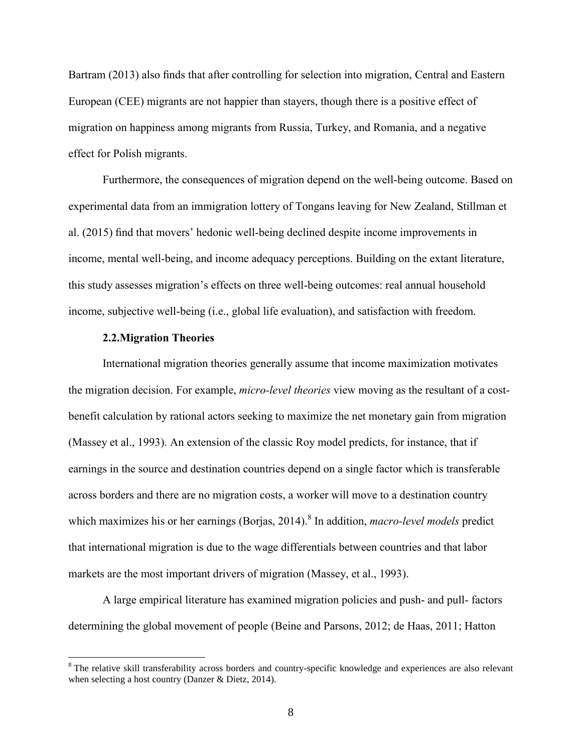Bartram (2013) also finds that after controlling for selection into migration, Central and Eastern European (CEE) migrants are not happier than stayers, though there is a positive effect of migration on happiness among migrants from Russia, Turkey, and Romania, and a negative effect for Polish migrants.

Furthermore, the consequences of migration depend on the well-being outcome. Based on experimental data from an immigration lottery of Tongans leaving for New Zealand, Stillman et al. (2015) find that movers' hedonic well-being declined despite income improvements in income, mental well-being, and income adequacy perceptions. Building on the extant literature, this study assesses migration's effects on three well-being outcomes: real annual household income, subjective well-being (i.e., global life evaluation), and satisfaction with freedom.

### 2.2. Migration Theories

International migration theories generally assume that income maximization motivates the migration decision. For example, *micro-level theories* view moving as the resultant of a cost-benefit calculation by rational actors seeking to maximize the net monetary gain from migration (Massey et al., 1993). An extension of the classic Roy model predicts, for instance, that if earnings in the source and destination countries depend on a single factor which is transferable across borders and there are no migration costs, a worker will move to a destination country which maximizes his or her earnings (Borjas, 2014).[8] In addition, *macro-level models* predict that international migration is due to the wage differentials between countries and that labor markets are the most important drivers of migration (Massey, et al., 1993).

A large empirical literature has examined migration policies and push- and pull- factors determining the global movement of people (Beine and Parsons, 2012; de Haas, 2011; Hatton

[8] The relative skill transferability across borders and country-specific knowledge and experiences are also relevant when selecting a host country (Danzer & Dietz, 2014).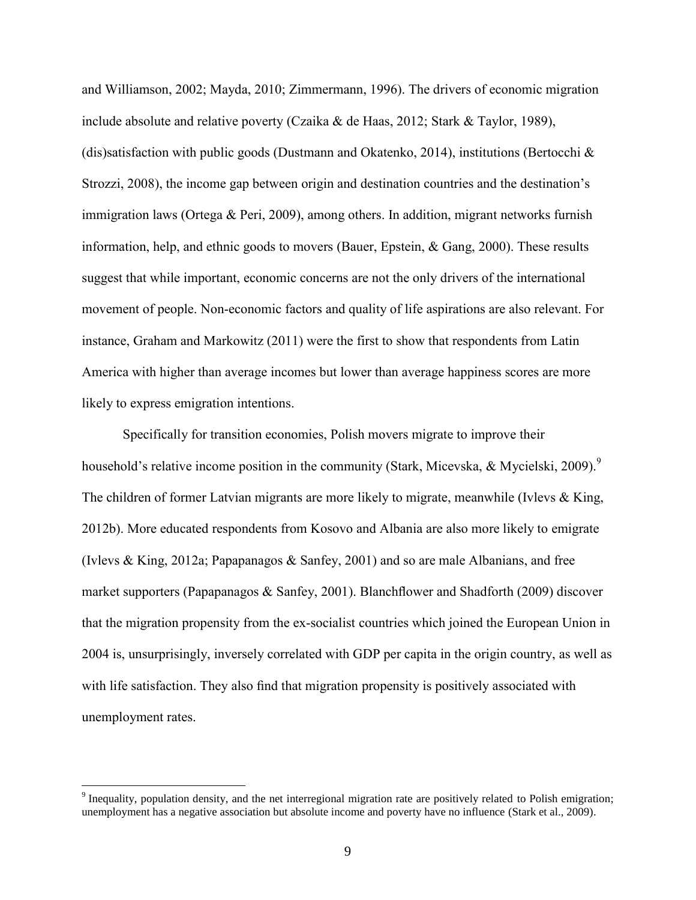and Williamson, 2002; Mayda, 2010; Zimmermann, 1996). The drivers of economic migration include absolute and relative poverty (Czaika & de Haas, 2012; Stark & Taylor, 1989), (dis)satisfaction with public goods (Dustmann and Okatenko, 2014), institutions (Bertocchi & Strozzi, 2008), the income gap between origin and destination countries and the destination's immigration laws (Ortega & Peri, 2009), among others. In addition, migrant networks furnish information, help, and ethnic goods to movers (Bauer, Epstein, & Gang, 2000). These results suggest that while important, economic concerns are not the only drivers of the international movement of people. Non-economic factors and quality of life aspirations are also relevant. For instance, Graham and Markowitz (2011) were the first to show that respondents from Latin America with higher than average incomes but lower than average happiness scores are more likely to express emigration intentions.

Specifically for transition economies, Polish movers migrate to improve their household's relative income position in the community (Stark, Micevska, & Mycielski, 2009).[9] The children of former Latvian migrants are more likely to migrate, meanwhile (Ivlevs & King, 2012b). More educated respondents from Kosovo and Albania are also more likely to emigrate (Ivlevs & King, 2012a; Papapanagos & Sanfey, 2001) and so are male Albanians, and free market supporters (Papapanagos & Sanfey, 2001). Blanchflower and Shadforth (2009) discover that the migration propensity from the ex-socialist countries which joined the European Union in 2004 is, unsurprisingly, inversely correlated with GDP per capita in the origin country, as well as with life satisfaction. They also find that migration propensity is positively associated with unemployment rates.

[9] Inequality, population density, and the net interregional migration rate are positively related to Polish emigration; unemployment has a negative association but absolute income and poverty have no influence (Stark et al., 2009).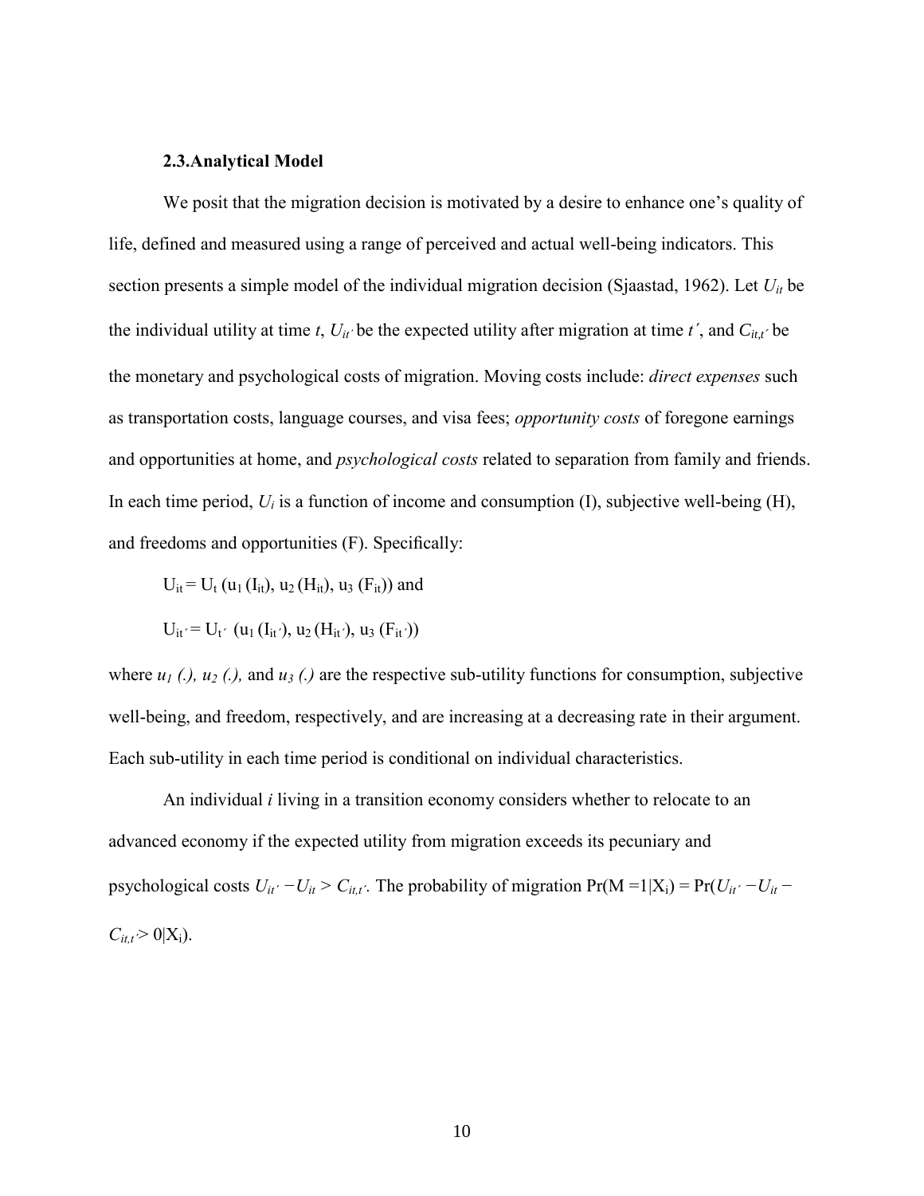### 2.3. Analytical Model

We posit that the migration decision is motivated by a desire to enhance one's quality of life, defined and measured using a range of perceived and actual well-being indicators. This section presents a simple model of the individual migration decision (Sjaastad, 1962). Let $U_{it}$ be the individual utility at time $t$, $U_{it'}$ be the expected utility after migration at time $t'$, and $C_{it,t'}$ be the monetary and psychological costs of migration. Moving costs include: *direct expenses* such as transportation costs, language courses, and visa fees; *opportunity costs* of foregone earnings and opportunities at home, and *psychological costs* related to separation from family and friends. In each time period, $U_i$ is a function of income and consumption (I), subjective well-being (H), and freedoms and opportunities (F). Specifically:

$$U_{it} = U_t\left(u_1(I_{it}),\, u_2(H_{it}),\, u_3(F_{it})\right) \text{ and}$$

$$U_{it'} = U_{t'}\left(u_1(I_{it'}),\, u_2(H_{it'}),\, u_3(F_{it'})\right)$$

where $u_1(.)$, $u_2(.)$, and $u_3(.)$ are the respective sub-utility functions for consumption, subjective well-being, and freedom, respectively, and are increasing at a decreasing rate in their argument. Each sub-utility in each time period is conditional on individual characteristics.

An individual $i$ living in a transition economy considers whether to relocate to an advanced economy if the expected utility from migration exceeds its pecuniary and psychological costs $U_{it'} - U_{it} > C_{it,t'}$. The probability of migration $\Pr(M = 1|X_i) = \Pr(U_{it'} - U_{it} - C_{it,t'} > 0|X_i)$.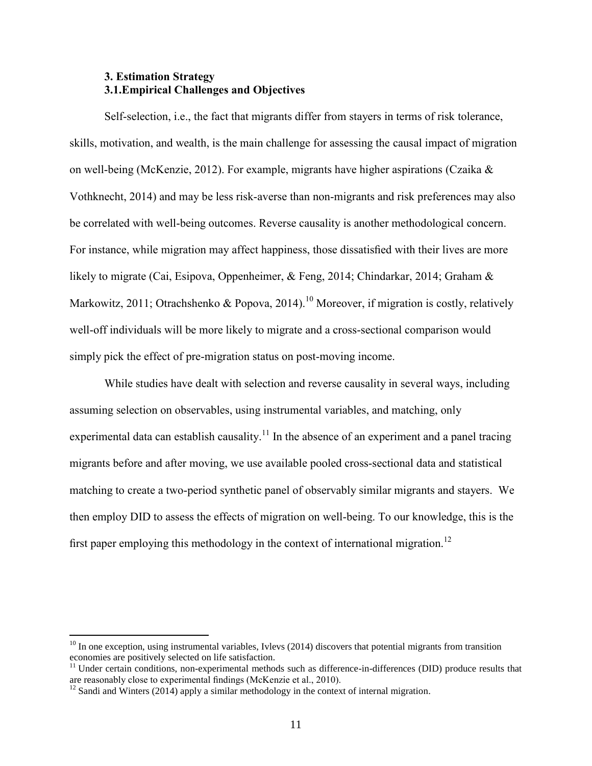## 3. Estimation Strategy

### 3.1. Empirical Challenges and Objectives

Self-selection, i.e., the fact that migrants differ from stayers in terms of risk tolerance, skills, motivation, and wealth, is the main challenge for assessing the causal impact of migration on well-being (McKenzie, 2012). For example, migrants have higher aspirations (Czaika & Vothknecht, 2014) and may be less risk-averse than non-migrants and risk preferences may also be correlated with well-being outcomes. Reverse causality is another methodological concern. For instance, while migration may affect happiness, those dissatisfied with their lives are more likely to migrate (Cai, Esipova, Oppenheimer, & Feng, 2014; Chindarkar, 2014; Graham & Markowitz, 2011; Otrachshenko & Popova, 2014).[10] Moreover, if migration is costly, relatively well-off individuals will be more likely to migrate and a cross-sectional comparison would simply pick the effect of pre-migration status on post-moving income.

While studies have dealt with selection and reverse causality in several ways, including assuming selection on observables, using instrumental variables, and matching, only experimental data can establish causality.[11] In the absence of an experiment and a panel tracing migrants before and after moving, we use available pooled cross-sectional data and statistical matching to create a two-period synthetic panel of observably similar migrants and stayers. We then employ DID to assess the effects of migration on well-being. To our knowledge, this is the first paper employing this methodology in the context of international migration.[12]

---

[10] In one exception, using instrumental variables, Ivlevs (2014) discovers that potential migrants from transition economies are positively selected on life satisfaction.

[11] Under certain conditions, non-experimental methods such as difference-in-differences (DID) produce results that are reasonably close to experimental findings (McKenzie et al., 2010).

[12] Sandi and Winters (2014) apply a similar methodology in the context of internal migration.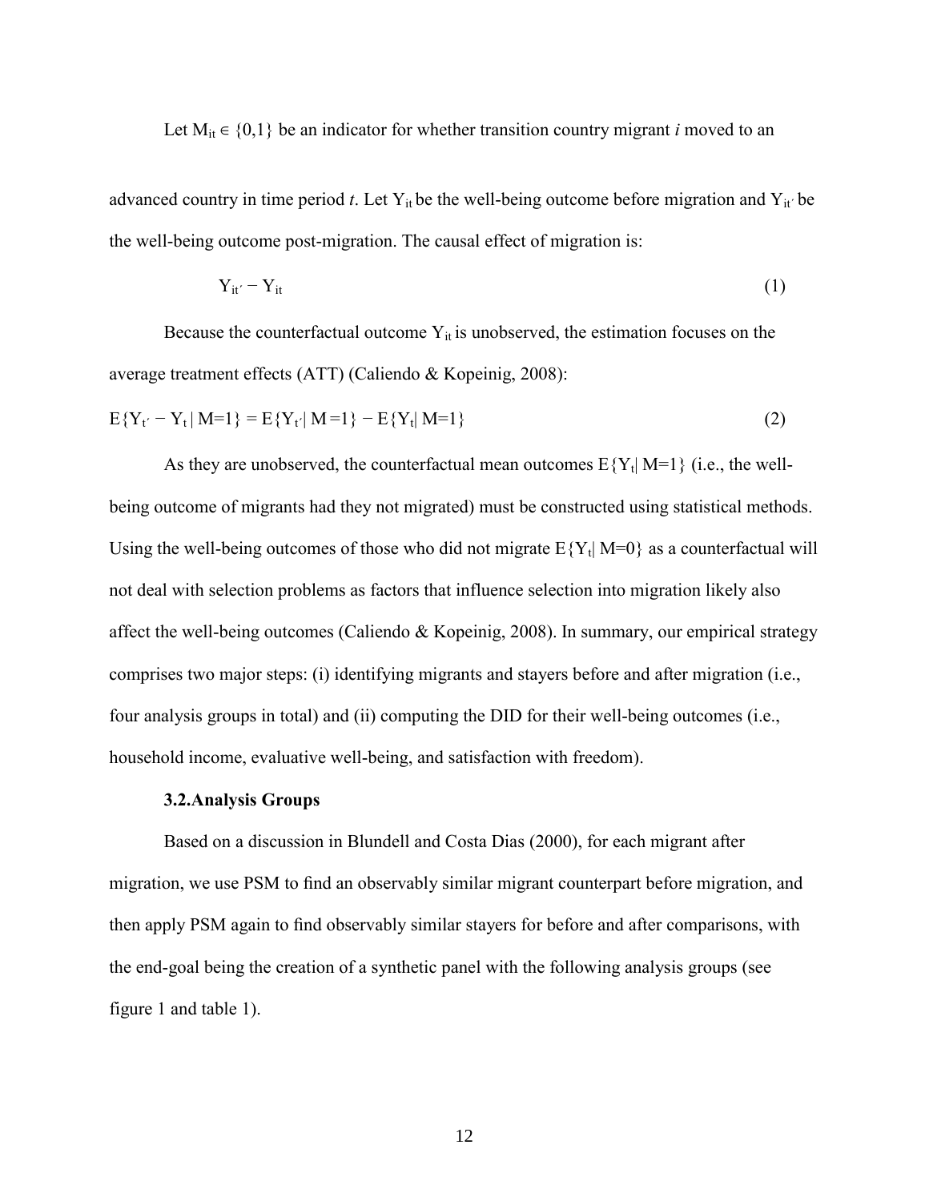Let $M_{it} \in \{0,1\}$ be an indicator for whether transition country migrant *i* moved to an advanced country in time period *t*. Let $Y_{it}$ be the well-being outcome before migration and $Y_{it'}$ be the well-being outcome post-migration. The causal effect of migration is:

$$Y_{it'} - Y_{it} \tag{1}$$

Because the counterfactual outcome $Y_{it}$ is unobserved, the estimation focuses on the average treatment effects (ATT) (Caliendo & Kopeinig, 2008):

$$E\{Y_{t'} - Y_t \mid M=1\} = E\{Y_{t'} \mid M=1\} - E\{Y_t \mid M=1\} \tag{2}$$

As they are unobserved, the counterfactual mean outcomes $E\{Y_t \mid M=1\}$ (i.e., the well-being outcome of migrants had they not migrated) must be constructed using statistical methods. Using the well-being outcomes of those who did not migrate $E\{Y_t \mid M=0\}$ as a counterfactual will not deal with selection problems as factors that influence selection into migration likely also affect the well-being outcomes (Caliendo & Kopeinig, 2008). In summary, our empirical strategy comprises two major steps: (i) identifying migrants and stayers before and after migration (i.e., four analysis groups in total) and (ii) computing the DID for their well-being outcomes (i.e., household income, evaluative well-being, and satisfaction with freedom).

### 3.2. Analysis Groups

Based on a discussion in Blundell and Costa Dias (2000), for each migrant after migration, we use PSM to find an observably similar migrant counterpart before migration, and then apply PSM again to find observably similar stayers for before and after comparisons, with the end-goal being the creation of a synthetic panel with the following analysis groups (see figure 1 and table 1).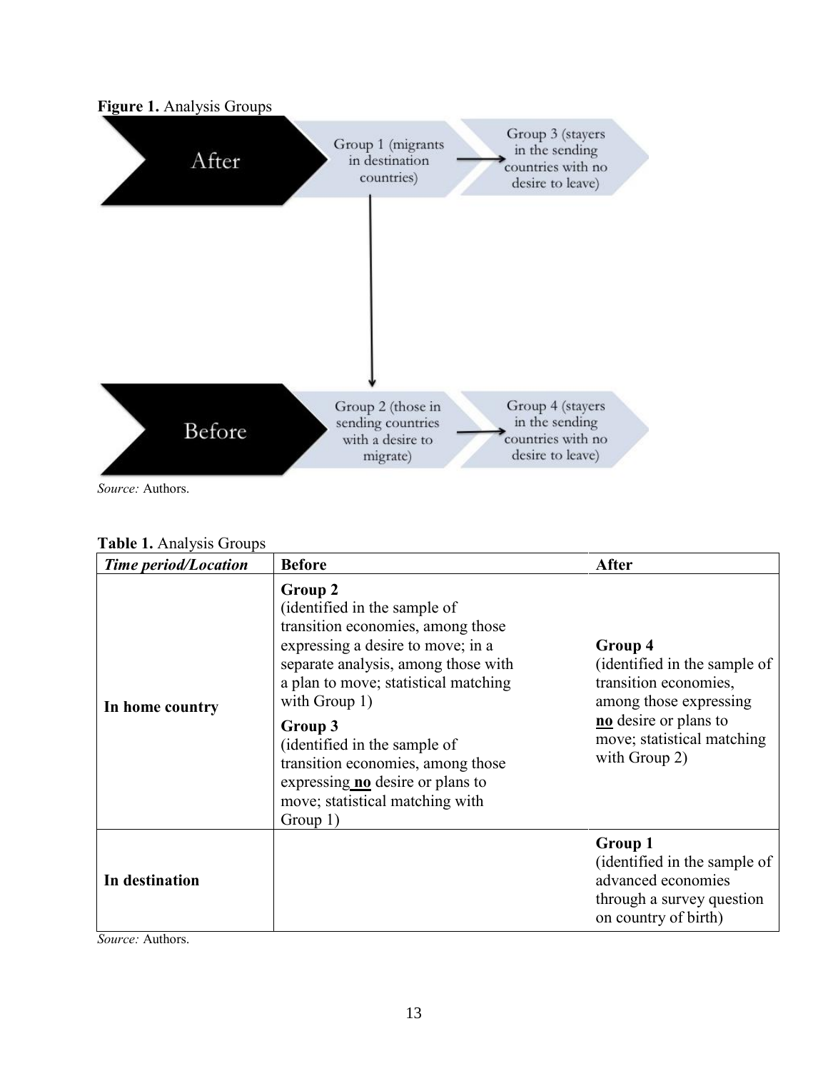**Figure 1.** Analysis Groups

| | | |
|---|---|---|
| After | Group 1 (migrants in destination countries) → | Group 3 (stayers in the sending countries with no desire to leave) |
| Before | Group 2 (those in sending countries with a desire to migrate) → | Group 4 (stayers in the sending countries with no desire to leave) |

*Source:* Authors.

**Table 1.** Analysis Groups

| *Time period/Location* | **Before** | **After** |
|---|---|---|
| **In home country** | **Group 2** (identified in the sample of transition economies, among those expressing a desire to move; in a separate analysis, among those with a plan to move; statistical matching with Group 1) **Group 3** (identified in the sample of transition economies, among those expressing **no** desire or plans to move; statistical matching with Group 1) | **Group 4** (identified in the sample of transition economies, among those expressing **no** desire or plans to move; statistical matching with Group 2) |
| **In destination** | | **Group 1** (identified in the sample of advanced economies through a survey question on country of birth) |

*Source:* Authors.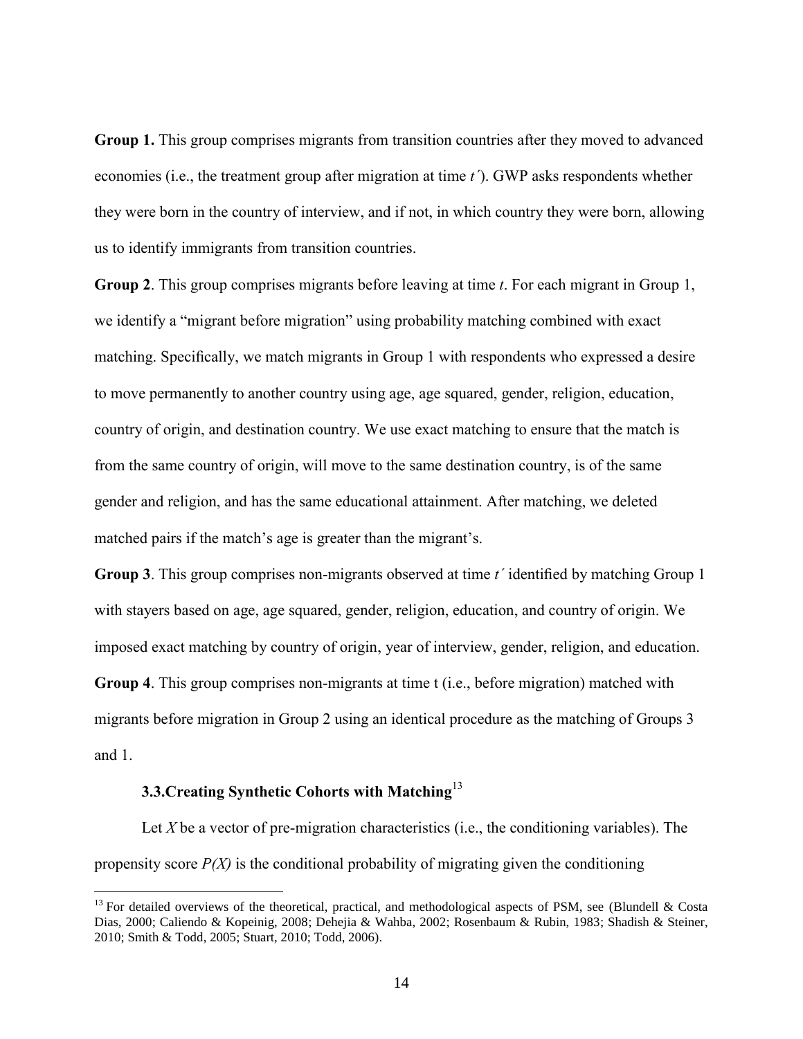**Group 1.** This group comprises migrants from transition countries after they moved to advanced economies (i.e., the treatment group after migration at time $t'$). GWP asks respondents whether they were born in the country of interview, and if not, in which country they were born, allowing us to identify immigrants from transition countries.

**Group 2**. This group comprises migrants before leaving at time $t$. For each migrant in Group 1, we identify a "migrant before migration" using probability matching combined with exact matching. Specifically, we match migrants in Group 1 with respondents who expressed a desire to move permanently to another country using age, age squared, gender, religion, education, country of origin, and destination country. We use exact matching to ensure that the match is from the same country of origin, will move to the same destination country, is of the same gender and religion, and has the same educational attainment. After matching, we deleted matched pairs if the match's age is greater than the migrant's.

**Group 3**. This group comprises non-migrants observed at time $t'$ identified by matching Group 1 with stayers based on age, age squared, gender, religion, education, and country of origin. We imposed exact matching by country of origin, year of interview, gender, religion, and education.

**Group 4**. This group comprises non-migrants at time t (i.e., before migration) matched with migrants before migration in Group 2 using an identical procedure as the matching of Groups 3 and 1.

### 3.3. Creating Synthetic Cohorts with Matching[13]

Let $X$ be a vector of pre-migration characteristics (i.e., the conditioning variables). The propensity score $P(X)$ is the conditional probability of migrating given the conditioning

[13] For detailed overviews of the theoretical, practical, and methodological aspects of PSM, see (Blundell & Costa Dias, 2000; Caliendo & Kopeinig, 2008; Dehejia & Wahba, 2002; Rosenbaum & Rubin, 1983; Shadish & Steiner, 2010; Smith & Todd, 2005; Stuart, 2010; Todd, 2006).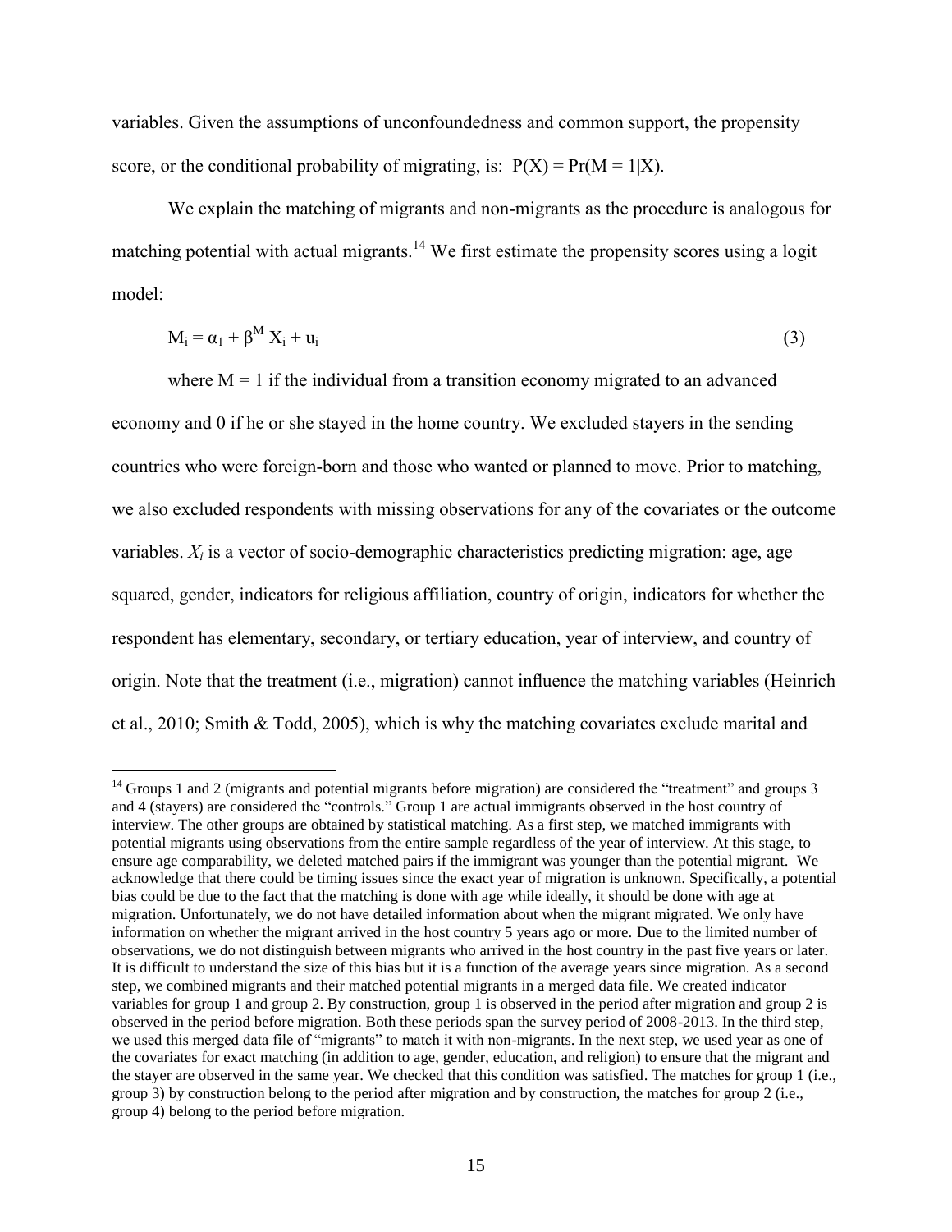variables. Given the assumptions of unconfoundedness and common support, the propensity score, or the conditional probability of migrating, is: $P(X) = Pr(M = 1|X)$.

We explain the matching of migrants and non-migrants as the procedure is analogous for matching potential with actual migrants.[14] We first estimate the propensity scores using a logit model:

$$M_i = \alpha_1 + \beta^M X_i + u_i \tag{3}$$

where $M = 1$ if the individual from a transition economy migrated to an advanced economy and 0 if he or she stayed in the home country. We excluded stayers in the sending countries who were foreign-born and those who wanted or planned to move. Prior to matching, we also excluded respondents with missing observations for any of the covariates or the outcome variables. $X_i$ is a vector of socio-demographic characteristics predicting migration: age, age squared, gender, indicators for religious affiliation, country of origin, indicators for whether the respondent has elementary, secondary, or tertiary education, year of interview, and country of origin. Note that the treatment (i.e., migration) cannot influence the matching variables (Heinrich et al., 2010; Smith & Todd, 2005), which is why the matching covariates exclude marital and

[14] Groups 1 and 2 (migrants and potential migrants before migration) are considered the "treatment" and groups 3 and 4 (stayers) are considered the "controls." Group 1 are actual immigrants observed in the host country of interview. The other groups are obtained by statistical matching. As a first step, we matched immigrants with potential migrants using observations from the entire sample regardless of the year of interview. At this stage, to ensure age comparability, we deleted matched pairs if the immigrant was younger than the potential migrant. We acknowledge that there could be timing issues since the exact year of migration is unknown. Specifically, a potential bias could be due to the fact that the matching is done with age while ideally, it should be done with age at migration. Unfortunately, we do not have detailed information about when the migrant migrated. We only have information on whether the migrant arrived in the host country 5 years ago or more. Due to the limited number of observations, we do not distinguish between migrants who arrived in the host country in the past five years or later. It is difficult to understand the size of this bias but it is a function of the average years since migration. As a second step, we combined migrants and their matched potential migrants in a merged data file. We created indicator variables for group 1 and group 2. By construction, group 1 is observed in the period after migration and group 2 is observed in the period before migration. Both these periods span the survey period of 2008-2013. In the third step, we used this merged data file of "migrants" to match it with non-migrants. In the next step, we used year as one of the covariates for exact matching (in addition to age, gender, education, and religion) to ensure that the migrant and the stayer are observed in the same year. We checked that this condition was satisfied. The matches for group 1 (i.e., group 3) by construction belong to the period after migration and by construction, the matches for group 2 (i.e., group 4) belong to the period before migration.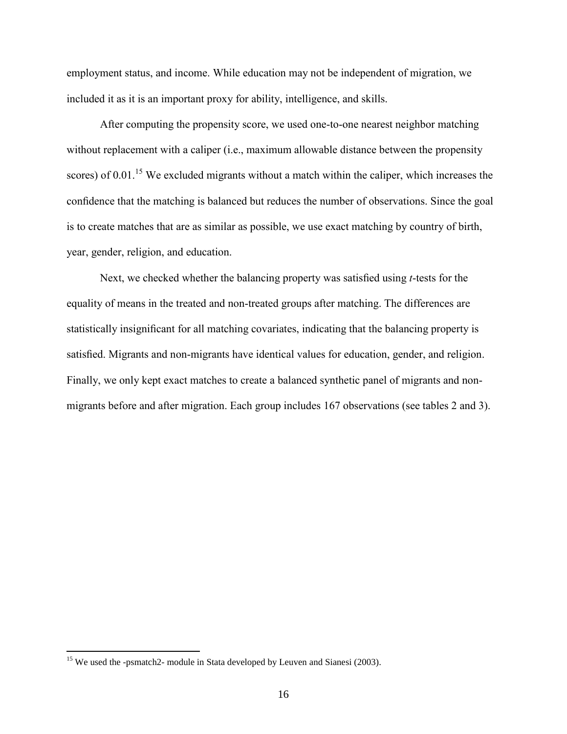employment status, and income. While education may not be independent of migration, we included it as it is an important proxy for ability, intelligence, and skills.

After computing the propensity score, we used one-to-one nearest neighbor matching without replacement with a caliper (i.e., maximum allowable distance between the propensity scores) of 0.01.[15] We excluded migrants without a match within the caliper, which increases the confidence that the matching is balanced but reduces the number of observations. Since the goal is to create matches that are as similar as possible, we use exact matching by country of birth, year, gender, religion, and education.

Next, we checked whether the balancing property was satisfied using *t*-tests for the equality of means in the treated and non-treated groups after matching. The differences are statistically insignificant for all matching covariates, indicating that the balancing property is satisfied. Migrants and non-migrants have identical values for education, gender, and religion. Finally, we only kept exact matches to create a balanced synthetic panel of migrants and non-migrants before and after migration. Each group includes 167 observations (see tables 2 and 3).

[15] We used the -psmatch2- module in Stata developed by Leuven and Sianesi (2003).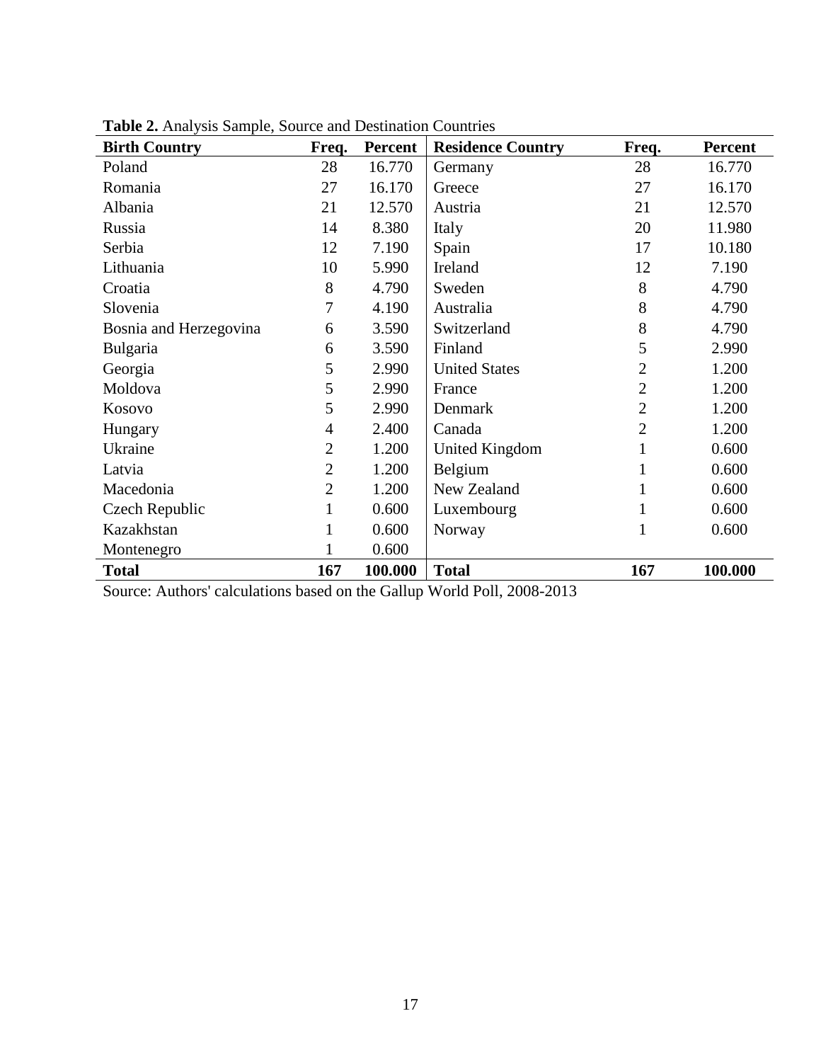**Table 2.** Analysis Sample, Source and Destination Countries

| Birth Country | Freq. | Percent | Residence Country | Freq. | Percent |
|---|---|---|---|---|---|
| Poland | 28 | 16.770 | Germany | 28 | 16.770 |
| Romania | 27 | 16.170 | Greece | 27 | 16.170 |
| Albania | 21 | 12.570 | Austria | 21 | 12.570 |
| Russia | 14 | 8.380 | Italy | 20 | 11.980 |
| Serbia | 12 | 7.190 | Spain | 17 | 10.180 |
| Lithuania | 10 | 5.990 | Ireland | 12 | 7.190 |
| Croatia | 8 | 4.790 | Sweden | 8 | 4.790 |
| Slovenia | 7 | 4.190 | Australia | 8 | 4.790 |
| Bosnia and Herzegovina | 6 | 3.590 | Switzerland | 8 | 4.790 |
| Bulgaria | 6 | 3.590 | Finland | 5 | 2.990 |
| Georgia | 5 | 2.990 | United States | 2 | 1.200 |
| Moldova | 5 | 2.990 | France | 2 | 1.200 |
| Kosovo | 5 | 2.990 | Denmark | 2 | 1.200 |
| Hungary | 4 | 2.400 | Canada | 2 | 1.200 |
| Ukraine | 2 | 1.200 | United Kingdom | 1 | 0.600 |
| Latvia | 2 | 1.200 | Belgium | 1 | 0.600 |
| Macedonia | 2 | 1.200 | New Zealand | 1 | 0.600 |
| Czech Republic | 1 | 0.600 | Luxembourg | 1 | 0.600 |
| Kazakhstan | 1 | 0.600 | Norway | 1 | 0.600 |
| Montenegro | 1 | 0.600 | | | |
| **Total** | **167** | **100.000** | **Total** | **167** | **100.000** |

Source: Authors' calculations based on the Gallup World Poll, 2008-2013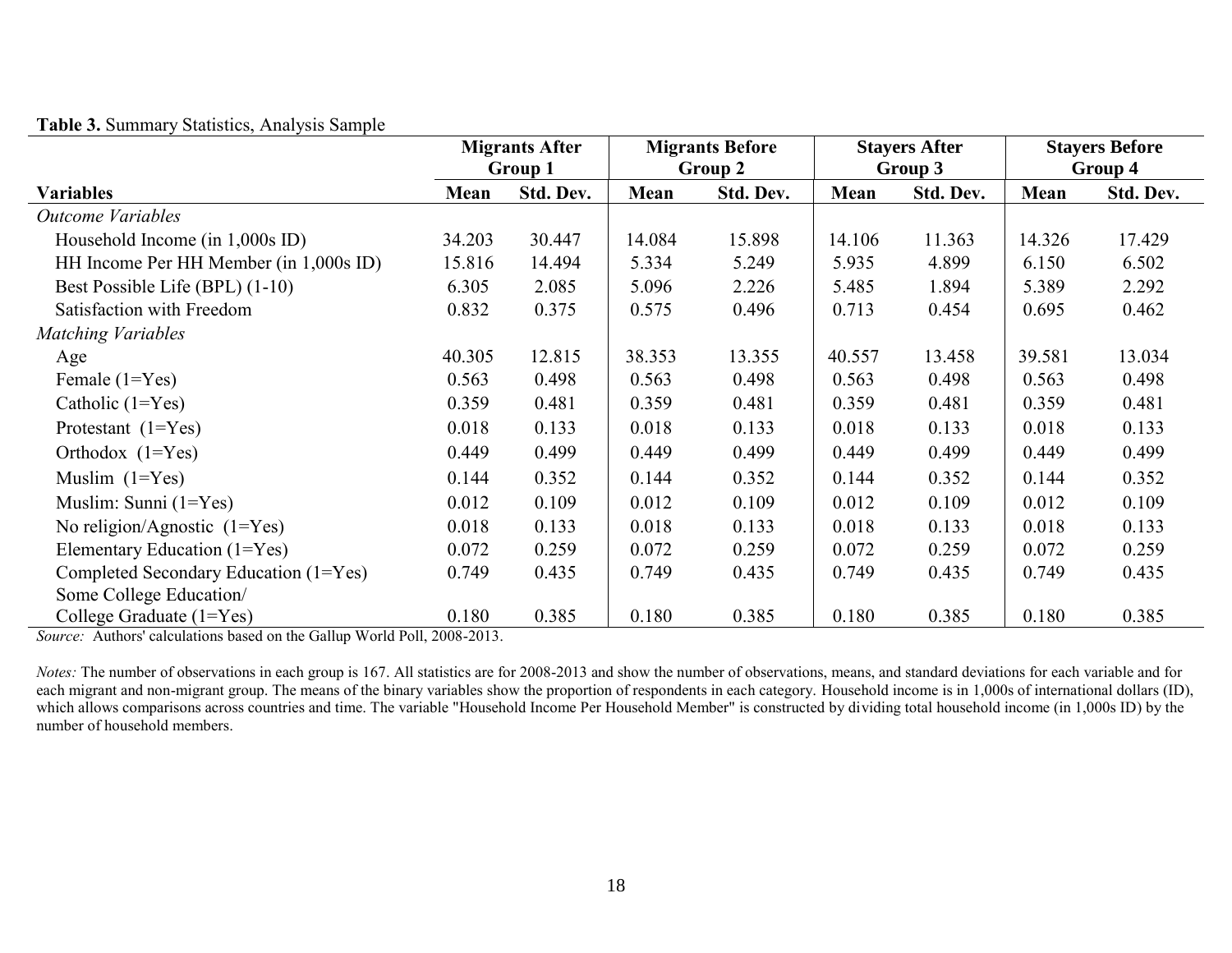**Table 3.** Summary Statistics, Analysis Sample

| | Migrants After Group 1 | | Migrants Before Group 2 | | Stayers After Group 3 | | Stayers Before Group 4 | |
|---|---|---|---|---|---|---|---|---|
| **Variables** | **Mean** | **Std. Dev.** | **Mean** | **Std. Dev.** | **Mean** | **Std. Dev.** | **Mean** | **Std. Dev.** |
| *Outcome Variables* | | | | | | | | |
| Household Income (in 1,000s ID) | 34.203 | 30.447 | 14.084 | 15.898 | 14.106 | 11.363 | 14.326 | 17.429 |
| HH Income Per HH Member (in 1,000s ID) | 15.816 | 14.494 | 5.334 | 5.249 | 5.935 | 4.899 | 6.150 | 6.502 |
| Best Possible Life (BPL) (1-10) | 6.305 | 2.085 | 5.096 | 2.226 | 5.485 | 1.894 | 5.389 | 2.292 |
| Satisfaction with Freedom | 0.832 | 0.375 | 0.575 | 0.496 | 0.713 | 0.454 | 0.695 | 0.462 |
| *Matching Variables* | | | | | | | | |
| Age | 40.305 | 12.815 | 38.353 | 13.355 | 40.557 | 13.458 | 39.581 | 13.034 |
| Female (1=Yes) | 0.563 | 0.498 | 0.563 | 0.498 | 0.563 | 0.498 | 0.563 | 0.498 |
| Catholic (1=Yes) | 0.359 | 0.481 | 0.359 | 0.481 | 0.359 | 0.481 | 0.359 | 0.481 |
| Protestant (1=Yes) | 0.018 | 0.133 | 0.018 | 0.133 | 0.018 | 0.133 | 0.018 | 0.133 |
| Orthodox (1=Yes) | 0.449 | 0.499 | 0.449 | 0.499 | 0.449 | 0.499 | 0.449 | 0.499 |
| Muslim (1=Yes) | 0.144 | 0.352 | 0.144 | 0.352 | 0.144 | 0.352 | 0.144 | 0.352 |
| Muslim: Sunni (1=Yes) | 0.012 | 0.109 | 0.012 | 0.109 | 0.012 | 0.109 | 0.012 | 0.109 |
| No religion/Agnostic (1=Yes) | 0.018 | 0.133 | 0.018 | 0.133 | 0.018 | 0.133 | 0.018 | 0.133 |
| Elementary Education (1=Yes) | 0.072 | 0.259 | 0.072 | 0.259 | 0.072 | 0.259 | 0.072 | 0.259 |
| Completed Secondary Education (1=Yes) | 0.749 | 0.435 | 0.749 | 0.435 | 0.749 | 0.435 | 0.749 | 0.435 |
| Some College Education/ College Graduate (1=Yes) | 0.180 | 0.385 | 0.180 | 0.385 | 0.180 | 0.385 | 0.180 | 0.385 |

*Source:* Authors' calculations based on the Gallup World Poll, 2008-2013.

*Notes:* The number of observations in each group is 167. All statistics are for 2008-2013 and show the number of observations, means, and standard deviations for each variable and for each migrant and non-migrant group. The means of the binary variables show the proportion of respondents in each category. Household income is in 1,000s of international dollars (ID), which allows comparisons across countries and time. The variable "Household Income Per Household Member" is constructed by dividing total household income (in 1,000s ID) by the number of household members.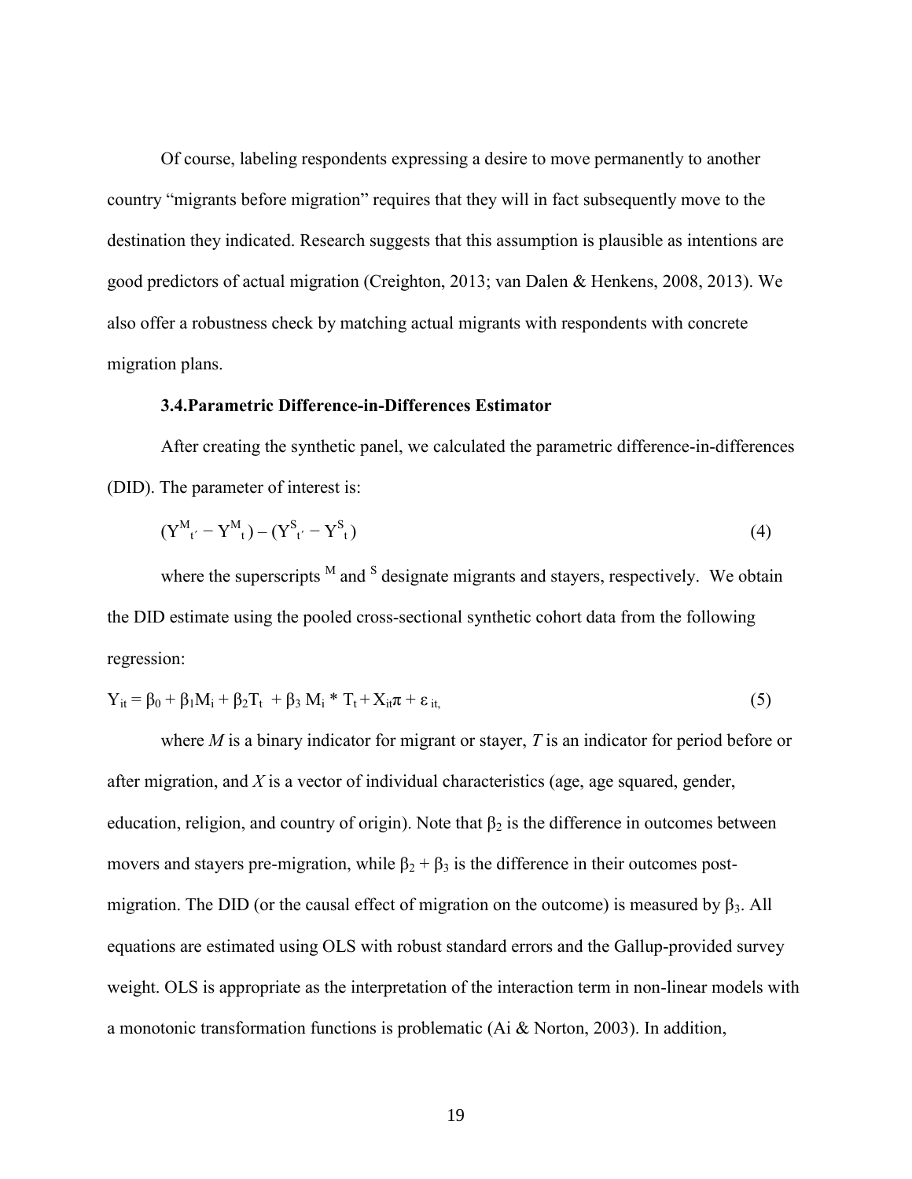Of course, labeling respondents expressing a desire to move permanently to another country "migrants before migration" requires that they will in fact subsequently move to the destination they indicated. Research suggests that this assumption is plausible as intentions are good predictors of actual migration (Creighton, 2013; van Dalen & Henkens, 2008, 2013). We also offer a robustness check by matching actual migrants with respondents with concrete migration plans.

### 3.4. Parametric Difference-in-Differences Estimator

After creating the synthetic panel, we calculated the parametric difference-in-differences (DID). The parameter of interest is:

$$(Y^{M}_{t'} - Y^{M}_{t}) - (Y^{S}_{t'} - Y^{S}_{t}) \tag{4}$$

where the superscripts $^{M}$ and $^{S}$ designate migrants and stayers, respectively. We obtain the DID estimate using the pooled cross-sectional synthetic cohort data from the following regression:

$$Y_{it} = \beta_0 + \beta_1 M_i + \beta_2 T_t + \beta_3 M_i * T_t + X_{it}\pi + \varepsilon_{it,} \tag{5}$$

where *M* is a binary indicator for migrant or stayer, *T* is an indicator for period before or after migration, and *X* is a vector of individual characteristics (age, age squared, gender, education, religion, and country of origin). Note that $\beta_2$ is the difference in outcomes between movers and stayers pre-migration, while $\beta_2 + \beta_3$ is the difference in their outcomes post-migration. The DID (or the causal effect of migration on the outcome) is measured by $\beta_3$. All equations are estimated using OLS with robust standard errors and the Gallup-provided survey weight. OLS is appropriate as the interpretation of the interaction term in non-linear models with a monotonic transformation functions is problematic (Ai & Norton, 2003). In addition,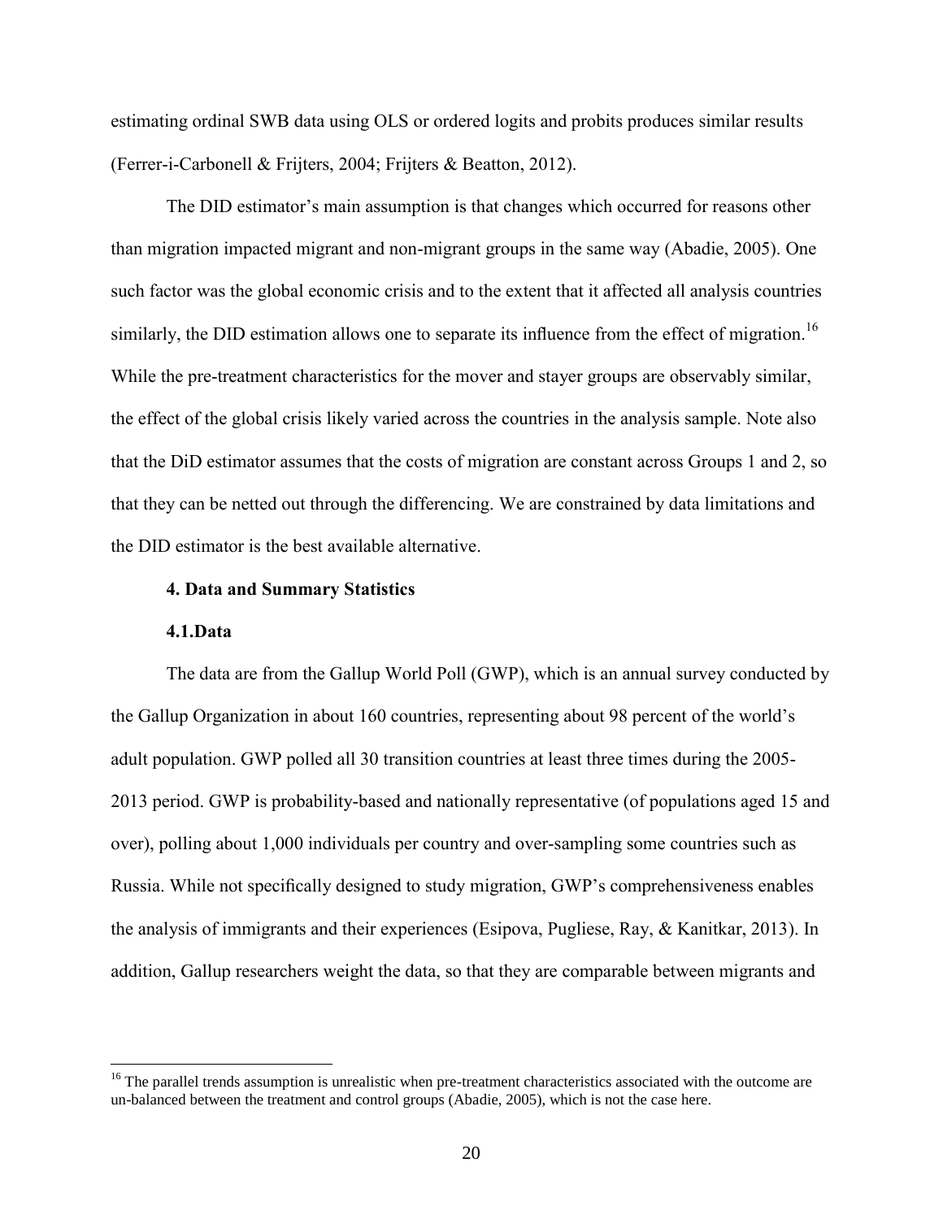estimating ordinal SWB data using OLS or ordered logits and probits produces similar results (Ferrer-i-Carbonell & Frijters, 2004; Frijters & Beatton, 2012).

The DID estimator's main assumption is that changes which occurred for reasons other than migration impacted migrant and non-migrant groups in the same way (Abadie, 2005). One such factor was the global economic crisis and to the extent that it affected all analysis countries similarly, the DID estimation allows one to separate its influence from the effect of migration.[16] While the pre-treatment characteristics for the mover and stayer groups are observably similar, the effect of the global crisis likely varied across the countries in the analysis sample. Note also that the DiD estimator assumes that the costs of migration are constant across Groups 1 and 2, so that they can be netted out through the differencing. We are constrained by data limitations and the DID estimator is the best available alternative.

## 4. Data and Summary Statistics

### 4.1. Data

The data are from the Gallup World Poll (GWP), which is an annual survey conducted by the Gallup Organization in about 160 countries, representing about 98 percent of the world's adult population. GWP polled all 30 transition countries at least three times during the 2005-2013 period. GWP is probability-based and nationally representative (of populations aged 15 and over), polling about 1,000 individuals per country and over-sampling some countries such as Russia. While not specifically designed to study migration, GWP's comprehensiveness enables the analysis of immigrants and their experiences (Esipova, Pugliese, Ray, & Kanitkar, 2013). In addition, Gallup researchers weight the data, so that they are comparable between migrants and

[16] The parallel trends assumption is unrealistic when pre-treatment characteristics associated with the outcome are un-balanced between the treatment and control groups (Abadie, 2005), which is not the case here.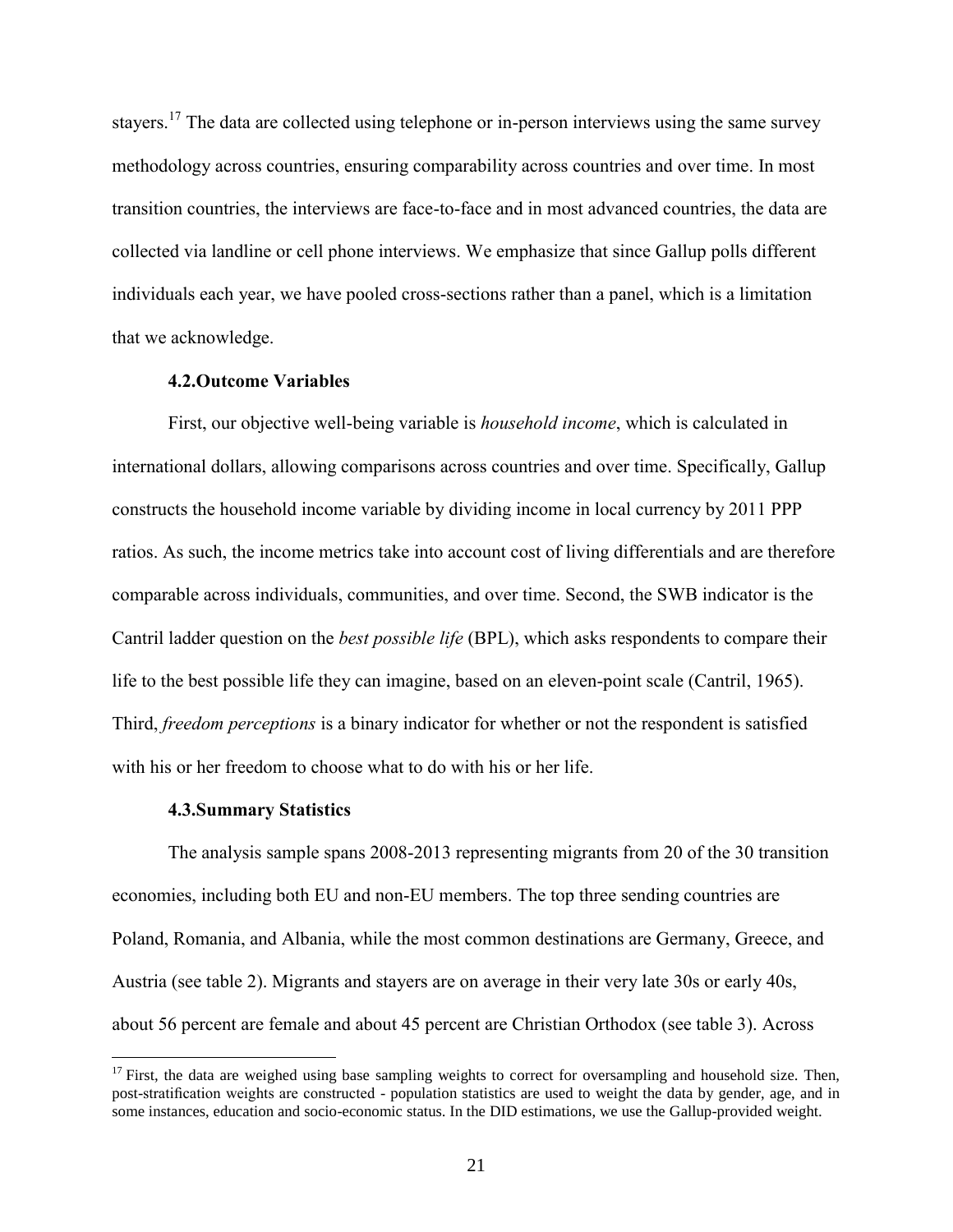stayers.[17] The data are collected using telephone or in-person interviews using the same survey methodology across countries, ensuring comparability across countries and over time. In most transition countries, the interviews are face-to-face and in most advanced countries, the data are collected via landline or cell phone interviews. We emphasize that since Gallup polls different individuals each year, we have pooled cross-sections rather than a panel, which is a limitation that we acknowledge.

### 4.2. Outcome Variables

First, our objective well-being variable is *household income*, which is calculated in international dollars, allowing comparisons across countries and over time. Specifically, Gallup constructs the household income variable by dividing income in local currency by 2011 PPP ratios. As such, the income metrics take into account cost of living differentials and are therefore comparable across individuals, communities, and over time. Second, the SWB indicator is the Cantril ladder question on the *best possible life* (BPL), which asks respondents to compare their life to the best possible life they can imagine, based on an eleven-point scale (Cantril, 1965). Third, *freedom perceptions* is a binary indicator for whether or not the respondent is satisfied with his or her freedom to choose what to do with his or her life.

### 4.3. Summary Statistics

The analysis sample spans 2008-2013 representing migrants from 20 of the 30 transition economies, including both EU and non-EU members. The top three sending countries are Poland, Romania, and Albania, while the most common destinations are Germany, Greece, and Austria (see table 2). Migrants and stayers are on average in their very late 30s or early 40s, about 56 percent are female and about 45 percent are Christian Orthodox (see table 3). Across

---

[17] First, the data are weighed using base sampling weights to correct for oversampling and household size. Then, post-stratification weights are constructed - population statistics are used to weight the data by gender, age, and in some instances, education and socio-economic status. In the DID estimations, we use the Gallup-provided weight.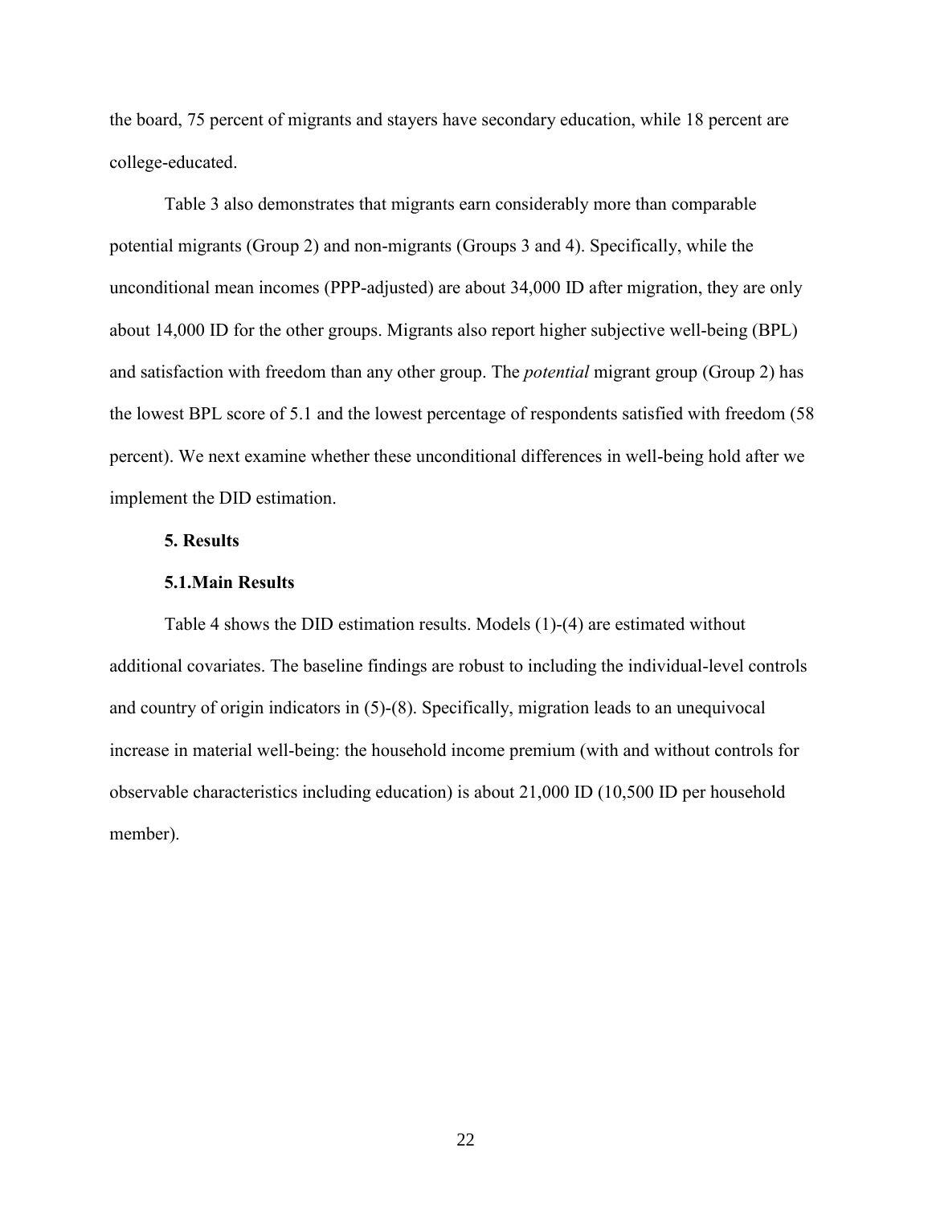the board, 75 percent of migrants and stayers have secondary education, while 18 percent are college-educated.

Table 3 also demonstrates that migrants earn considerably more than comparable potential migrants (Group 2) and non-migrants (Groups 3 and 4). Specifically, while the unconditional mean incomes (PPP-adjusted) are about 34,000 ID after migration, they are only about 14,000 ID for the other groups. Migrants also report higher subjective well-being (BPL) and satisfaction with freedom than any other group. The *potential* migrant group (Group 2) has the lowest BPL score of 5.1 and the lowest percentage of respondents satisfied with freedom (58 percent). We next examine whether these unconditional differences in well-being hold after we implement the DID estimation.

## 5. Results

### 5.1.Main Results

Table 4 shows the DID estimation results. Models (1)-(4) are estimated without additional covariates. The baseline findings are robust to including the individual-level controls and country of origin indicators in (5)-(8). Specifically, migration leads to an unequivocal increase in material well-being: the household income premium (with and without controls for observable characteristics including education) is about 21,000 ID (10,500 ID per household member).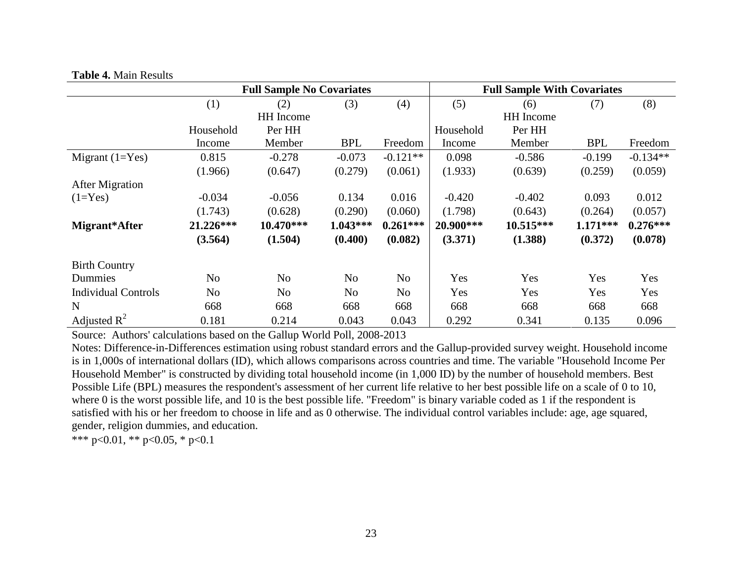**Table 4.** Main Results

| | Full Sample No Covariates | | | | Full Sample With Covariates | | | |
|---|---|---|---|---|---|---|---|---|
| | (1) | (2) | (3) | (4) | (5) | (6) | (7) | (8) |
| | Household Income | HH Income Per HH Member | BPL | Freedom | Household Income | HH Income Per HH Member | BPL | Freedom |
| Migrant (1=Yes) | 0.815 | -0.278 | -0.073 | -0.121** | 0.098 | -0.586 | -0.199 | -0.134** |
| | (1.966) | (0.647) | (0.279) | (0.061) | (1.933) | (0.639) | (0.259) | (0.059) |
| After Migration (1=Yes) | -0.034 | -0.056 | 0.134 | 0.016 | -0.420 | -0.402 | 0.093 | 0.012 |
| | (1.743) | (0.628) | (0.290) | (0.060) | (1.798) | (0.643) | (0.264) | (0.057) |
| **Migrant*After** | **21.226*** ** | **10.470*** ** | **1.043*** ** | **0.261*** ** | **20.900*** ** | **10.515*** ** | **1.171*** ** | **0.276*** ** |
| | **(3.564)** | **(1.504)** | **(0.400)** | **(0.082)** | **(3.371)** | **(1.388)** | **(0.372)** | **(0.078)** |
| Birth Country Dummies | No | No | No | No | Yes | Yes | Yes | Yes |
| Individual Controls | No | No | No | No | Yes | Yes | Yes | Yes |
| N | 668 | 668 | 668 | 668 | 668 | 668 | 668 | 668 |
| Adjusted $R^2$ | 0.181 | 0.214 | 0.043 | 0.043 | 0.292 | 0.341 | 0.135 | 0.096 |

Source: Authors' calculations based on the Gallup World Poll, 2008-2013

Notes: Difference-in-Differences estimation using robust standard errors and the Gallup-provided survey weight. Household income is in 1,000s of international dollars (ID), which allows comparisons across countries and time. The variable "Household Income Per Household Member" is constructed by dividing total household income (in 1,000 ID) by the number of household members. Best Possible Life (BPL) measures the respondent's assessment of her current life relative to her best possible life on a scale of 0 to 10, where 0 is the worst possible life, and 10 is the best possible life. "Freedom" is binary variable coded as 1 if the respondent is satisfied with his or her freedom to choose in life and as 0 otherwise. The individual control variables include: age, age squared, gender, religion dummies, and education.

*** p<0.01, ** p<0.05, * p<0.1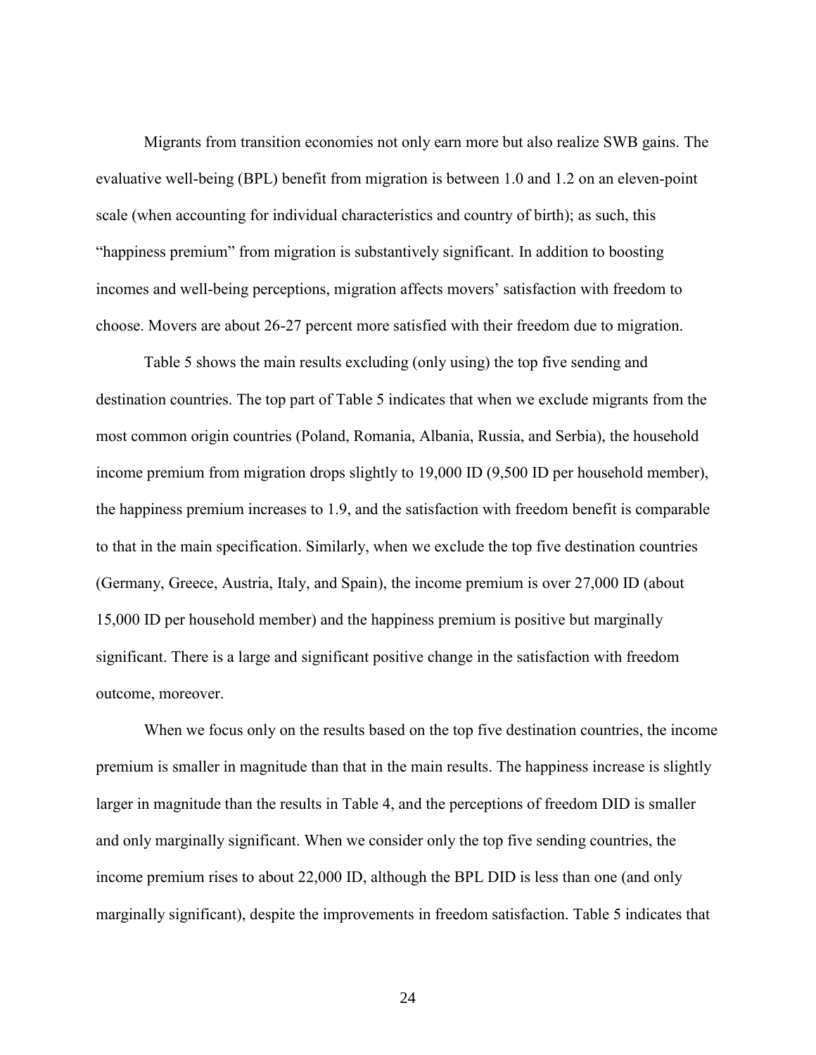Migrants from transition economies not only earn more but also realize SWB gains. The evaluative well-being (BPL) benefit from migration is between 1.0 and 1.2 on an eleven-point scale (when accounting for individual characteristics and country of birth); as such, this "happiness premium" from migration is substantively significant. In addition to boosting incomes and well-being perceptions, migration affects movers' satisfaction with freedom to choose. Movers are about 26-27 percent more satisfied with their freedom due to migration.

Table 5 shows the main results excluding (only using) the top five sending and destination countries. The top part of Table 5 indicates that when we exclude migrants from the most common origin countries (Poland, Romania, Albania, Russia, and Serbia), the household income premium from migration drops slightly to 19,000 ID (9,500 ID per household member), the happiness premium increases to 1.9, and the satisfaction with freedom benefit is comparable to that in the main specification. Similarly, when we exclude the top five destination countries (Germany, Greece, Austria, Italy, and Spain), the income premium is over 27,000 ID (about 15,000 ID per household member) and the happiness premium is positive but marginally significant. There is a large and significant positive change in the satisfaction with freedom outcome, moreover.

When we focus only on the results based on the top five destination countries, the income premium is smaller in magnitude than that in the main results. The happiness increase is slightly larger in magnitude than the results in Table 4, and the perceptions of freedom DID is smaller and only marginally significant. When we consider only the top five sending countries, the income premium rises to about 22,000 ID, although the BPL DID is less than one (and only marginally significant), despite the improvements in freedom satisfaction. Table 5 indicates that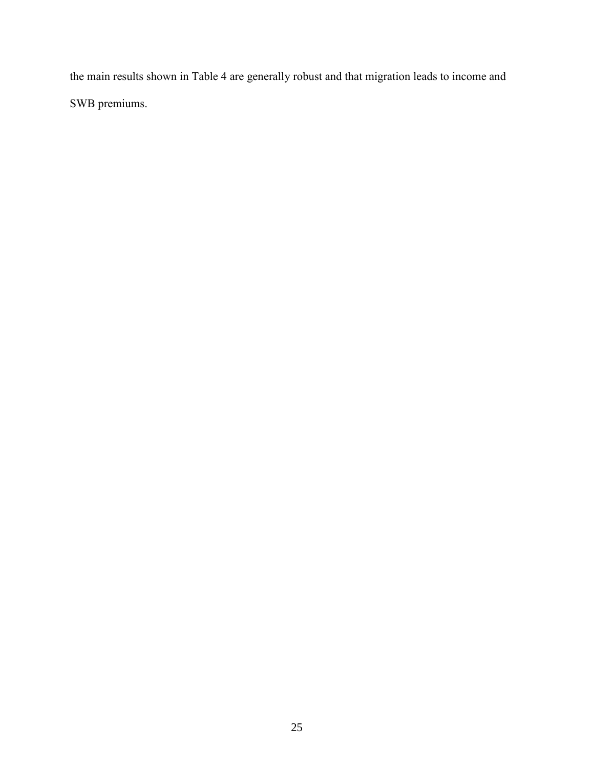the main results shown in Table 4 are generally robust and that migration leads to income and SWB premiums.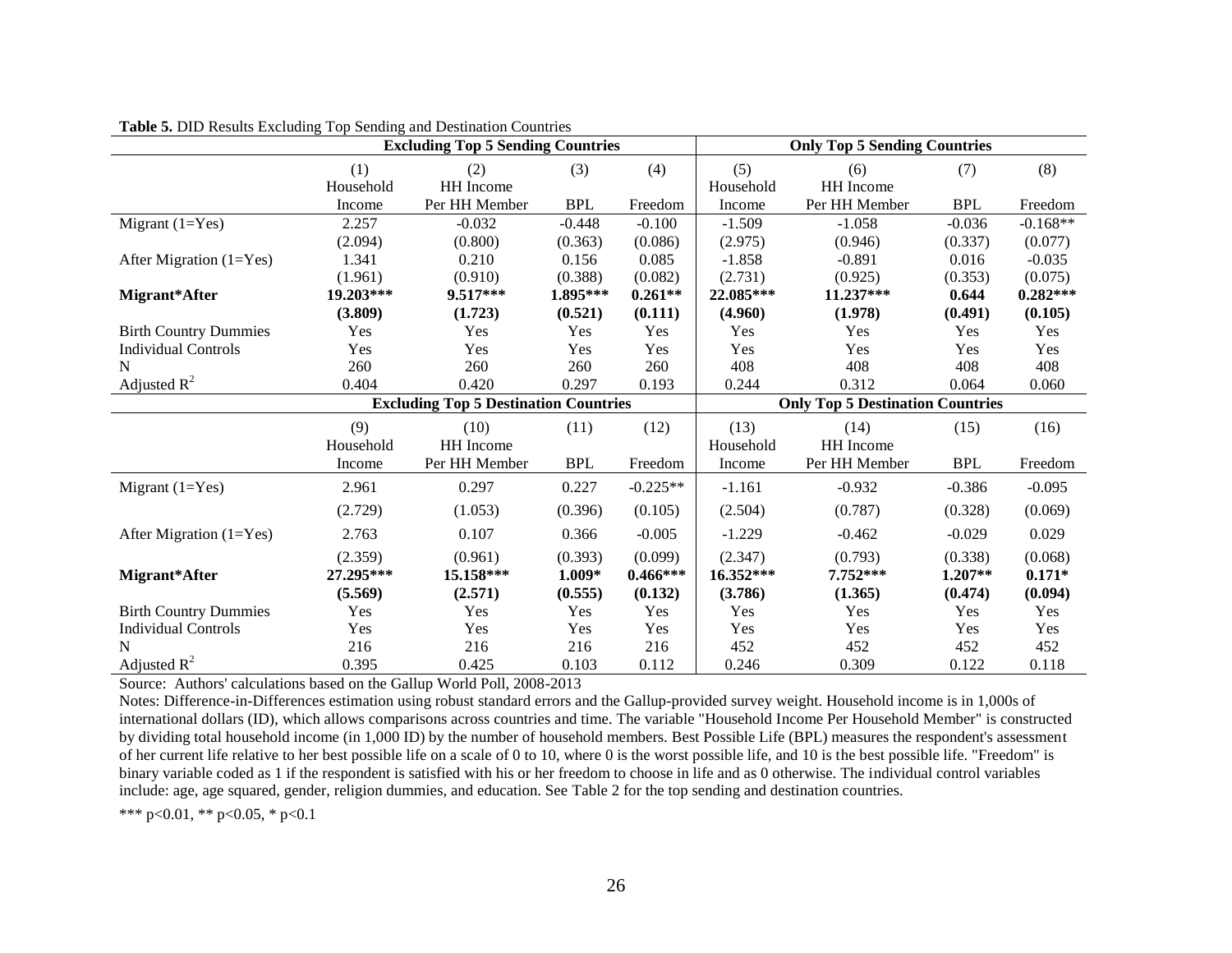**Table 5.** DID Results Excluding Top Sending and Destination Countries

| | Excluding Top 5 Sending Countries | | | | Only Top 5 Sending Countries | | | |
|---|---|---|---|---|---|---|---|---|
| | (1) Household Income | (2) HH Income Per HH Member | (3) BPL | (4) Freedom | (5) Household Income | (6) HH Income Per HH Member | (7) BPL | (8) Freedom |
| Migrant (1=Yes) | 2.257 | -0.032 | -0.448 | -0.100 | -1.509 | -1.058 | -0.036 | -0.168** |
| | (2.094) | (0.800) | (0.363) | (0.086) | (2.975) | (0.946) | (0.337) | (0.077) |
| After Migration (1=Yes) | 1.341 | 0.210 | 0.156 | 0.085 | -1.858 | -0.891 | 0.016 | -0.035 |
| | (1.961) | (0.910) | (0.388) | (0.082) | (2.731) | (0.925) | (0.353) | (0.075) |
| **Migrant*After** | **19.203***** | **9.517***** | **1.895***** | **0.261**** | **22.085***** | **11.237***** | **0.644** | **0.282***** |
| | **(3.809)** | **(1.723)** | **(0.521)** | **(0.111)** | **(4.960)** | **(1.978)** | **(0.491)** | **(0.105)** |
| Birth Country Dummies | Yes | Yes | Yes | Yes | Yes | Yes | Yes | Yes |
| Individual Controls | Yes | Yes | Yes | Yes | Yes | Yes | Yes | Yes |
| N | 260 | 260 | 260 | 260 | 408 | 408 | 408 | 408 |
| Adjusted $R^2$ | 0.404 | 0.420 | 0.297 | 0.193 | 0.244 | 0.312 | 0.064 | 0.060 |
| | **Excluding Top 5 Destination Countries** | | | | **Only Top 5 Destination Countries** | | | |
| | (9) Household Income | (10) HH Income Per HH Member | (11) BPL | (12) Freedom | (13) Household Income | (14) HH Income Per HH Member | (15) BPL | (16) Freedom |
| Migrant (1=Yes) | 2.961 | 0.297 | 0.227 | -0.225** | -1.161 | -0.932 | -0.386 | -0.095 |
| | (2.729) | (1.053) | (0.396) | (0.105) | (2.504) | (0.787) | (0.328) | (0.069) |
| After Migration (1=Yes) | 2.763 | 0.107 | 0.366 | -0.005 | -1.229 | -0.462 | -0.029 | 0.029 |
| | (2.359) | (0.961) | (0.393) | (0.099) | (2.347) | (0.793) | (0.338) | (0.068) |
| **Migrant*After** | **27.295***** | **15.158***** | **1.009*** | **0.466***** | **16.352***** | **7.752***** | **1.207**** | **0.171*** |
| | **(5.569)** | **(2.571)** | **(0.555)** | **(0.132)** | **(3.786)** | **(1.365)** | **(0.474)** | **(0.094)** |
| Birth Country Dummies | Yes | Yes | Yes | Yes | Yes | Yes | Yes | Yes |
| Individual Controls | Yes | Yes | Yes | Yes | Yes | Yes | Yes | Yes |
| N | 216 | 216 | 216 | 216 | 452 | 452 | 452 | 452 |
| Adjusted $R^2$ | 0.395 | 0.425 | 0.103 | 0.112 | 0.246 | 0.309 | 0.122 | 0.118 |

Source: Authors' calculations based on the Gallup World Poll, 2008-2013

Notes: Difference-in-Differences estimation using robust standard errors and the Gallup-provided survey weight. Household income is in 1,000s of international dollars (ID), which allows comparisons across countries and time. The variable "Household Income Per Household Member" is constructed by dividing total household income (in 1,000 ID) by the number of household members. Best Possible Life (BPL) measures the respondent's assessment of her current life relative to her best possible life on a scale of 0 to 10, where 0 is the worst possible life, and 10 is the best possible life. "Freedom" is binary variable coded as 1 if the respondent is satisfied with his or her freedom to choose in life and as 0 otherwise. The individual control variables include: age, age squared, gender, religion dummies, and education. See Table 2 for the top sending and destination countries.

*** p<0.01, ** p<0.05, * p<0.1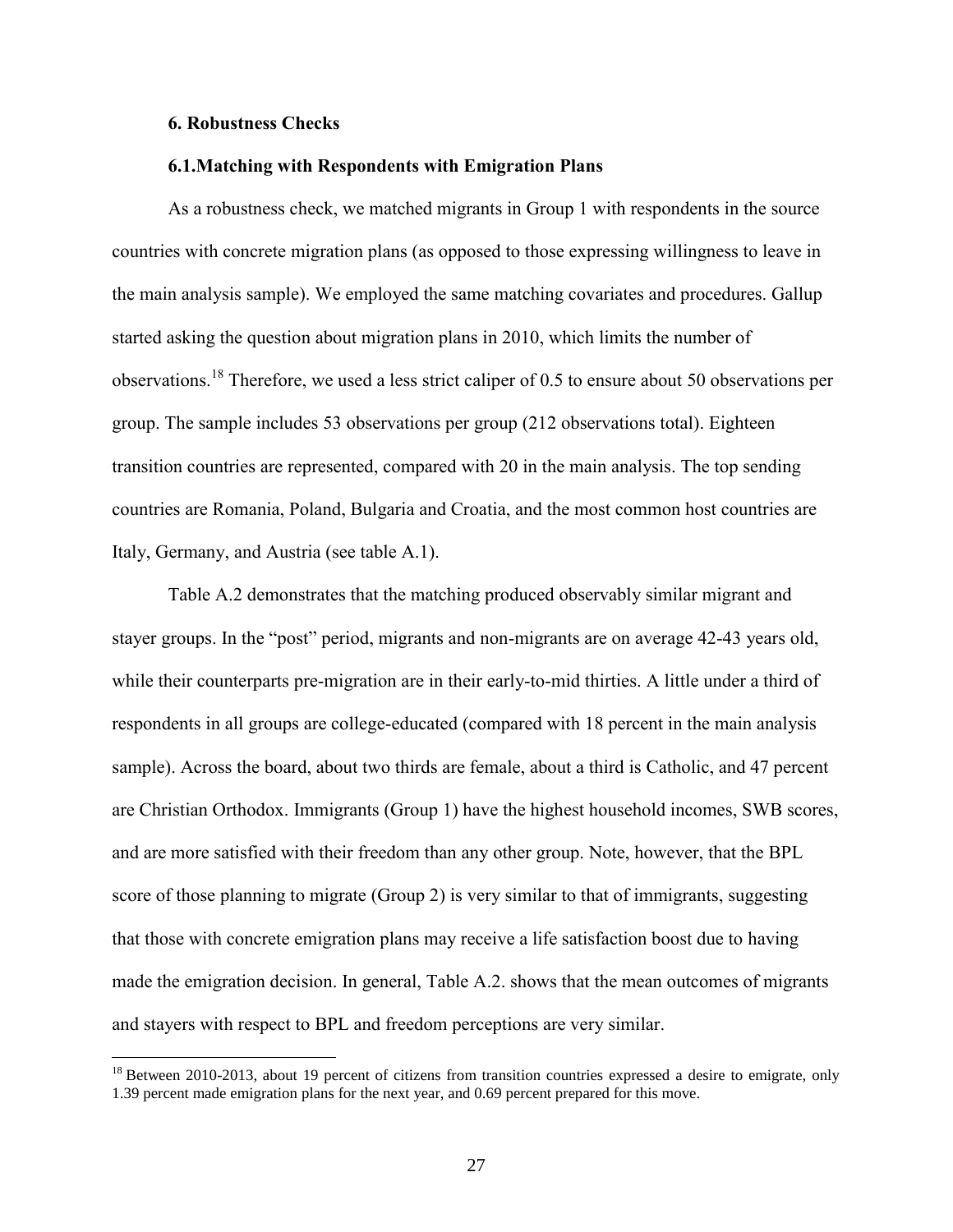### 6. Robustness Checks

#### 6.1. Matching with Respondents with Emigration Plans

As a robustness check, we matched migrants in Group 1 with respondents in the source countries with concrete migration plans (as opposed to those expressing willingness to leave in the main analysis sample). We employed the same matching covariates and procedures. Gallup started asking the question about migration plans in 2010, which limits the number of observations.[18] Therefore, we used a less strict caliper of 0.5 to ensure about 50 observations per group. The sample includes 53 observations per group (212 observations total). Eighteen transition countries are represented, compared with 20 in the main analysis. The top sending countries are Romania, Poland, Bulgaria and Croatia, and the most common host countries are Italy, Germany, and Austria (see table A.1).

Table A.2 demonstrates that the matching produced observably similar migrant and stayer groups. In the "post" period, migrants and non-migrants are on average 42-43 years old, while their counterparts pre-migration are in their early-to-mid thirties. A little under a third of respondents in all groups are college-educated (compared with 18 percent in the main analysis sample). Across the board, about two thirds are female, about a third is Catholic, and 47 percent are Christian Orthodox. Immigrants (Group 1) have the highest household incomes, SWB scores, and are more satisfied with their freedom than any other group. Note, however, that the BPL score of those planning to migrate (Group 2) is very similar to that of immigrants, suggesting that those with concrete emigration plans may receive a life satisfaction boost due to having made the emigration decision. In general, Table A.2. shows that the mean outcomes of migrants and stayers with respect to BPL and freedom perceptions are very similar.

[18] Between 2010-2013, about 19 percent of citizens from transition countries expressed a desire to emigrate, only 1.39 percent made emigration plans for the next year, and 0.69 percent prepared for this move.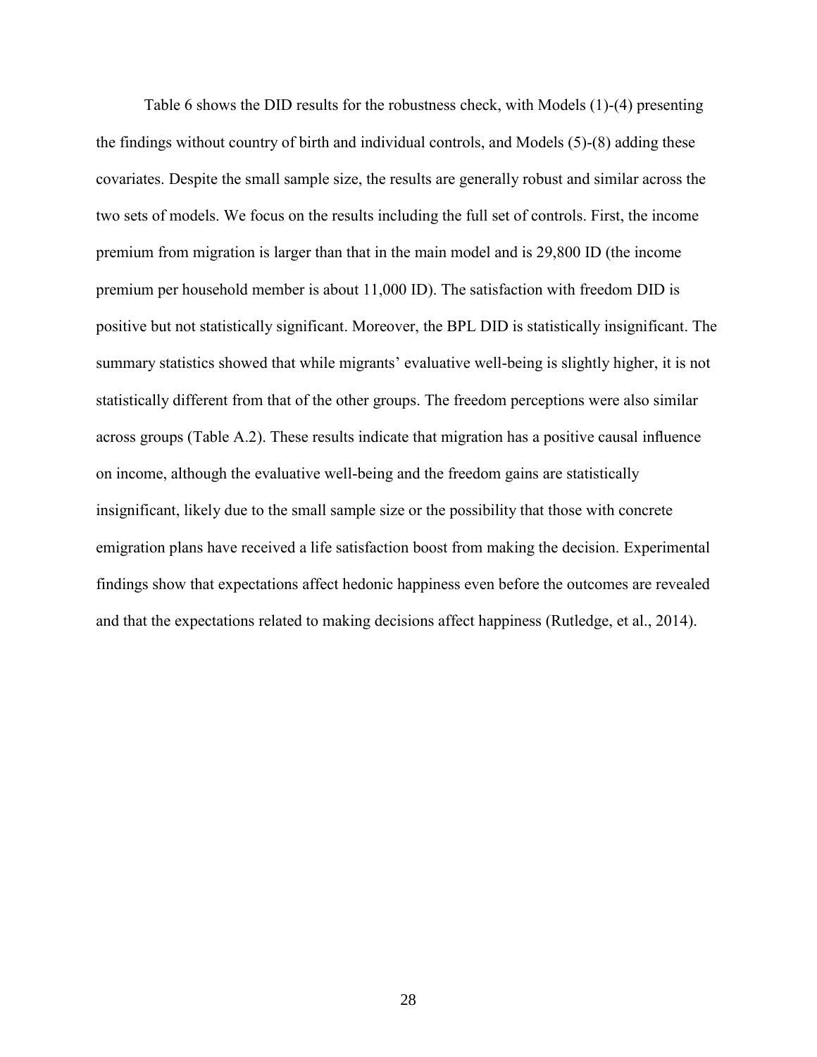Table 6 shows the DID results for the robustness check, with Models (1)-(4) presenting the findings without country of birth and individual controls, and Models (5)-(8) adding these covariates. Despite the small sample size, the results are generally robust and similar across the two sets of models. We focus on the results including the full set of controls. First, the income premium from migration is larger than that in the main model and is 29,800 ID (the income premium per household member is about 11,000 ID). The satisfaction with freedom DID is positive but not statistically significant. Moreover, the BPL DID is statistically insignificant. The summary statistics showed that while migrants' evaluative well-being is slightly higher, it is not statistically different from that of the other groups. The freedom perceptions were also similar across groups (Table A.2). These results indicate that migration has a positive causal influence on income, although the evaluative well-being and the freedom gains are statistically insignificant, likely due to the small sample size or the possibility that those with concrete emigration plans have received a life satisfaction boost from making the decision. Experimental findings show that expectations affect hedonic happiness even before the outcomes are revealed and that the expectations related to making decisions affect happiness (Rutledge, et al., 2014).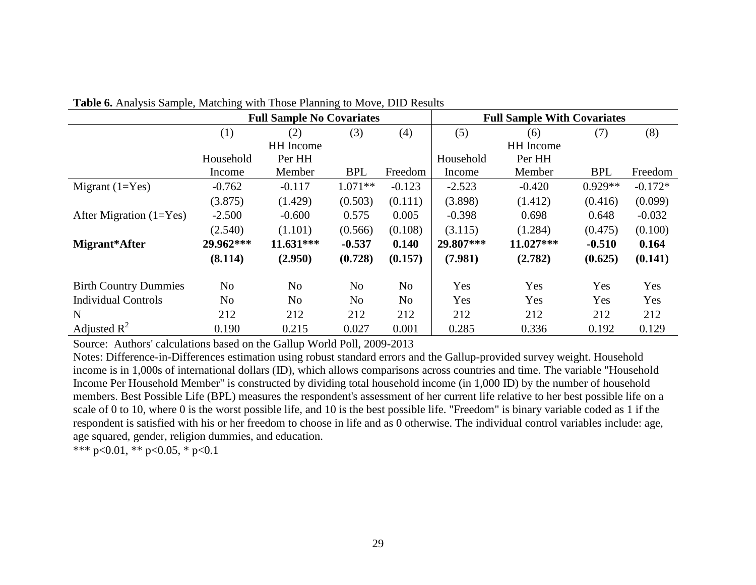**Table 6.** Analysis Sample, Matching with Those Planning to Move, DID Results

| | Full Sample No Covariates | | | | Full Sample With Covariates | | | |
|---|---|---|---|---|---|---|---|---|
| | (1) | (2) | (3) | (4) | (5) | (6) | (7) | (8) |
| | Household Income | HH Income Per HH Member | BPL | Freedom | Household Income | HH Income Per HH Member | BPL | Freedom |
| Migrant (1=Yes) | -0.762 | -0.117 | 1.071** | -0.123 | -2.523 | -0.420 | 0.929** | -0.172* |
| | (3.875) | (1.429) | (0.503) | (0.111) | (3.898) | (1.412) | (0.416) | (0.099) |
| After Migration (1=Yes) | -2.500 | -0.600 | 0.575 | 0.005 | -0.398 | 0.698 | 0.648 | -0.032 |
| | (2.540) | (1.101) | (0.566) | (0.108) | (3.115) | (1.284) | (0.475) | (0.100) |
| **Migrant*After** | **29.962*** ** | **11.631*** ** | **-0.537** | **0.140** | **29.807*** ** | **11.027*** ** | **-0.510** | **0.164** |
| | **(8.114)** | **(2.950)** | **(0.728)** | **(0.157)** | **(7.981)** | **(2.782)** | **(0.625)** | **(0.141)** |
| Birth Country Dummies | No | No | No | No | Yes | Yes | Yes | Yes |
| Individual Controls | No | No | No | No | Yes | Yes | Yes | Yes |
| N | 212 | 212 | 212 | 212 | 212 | 212 | 212 | 212 |
| Adjusted $R^2$ | 0.190 | 0.215 | 0.027 | 0.001 | 0.285 | 0.336 | 0.192 | 0.129 |

Source: Authors' calculations based on the Gallup World Poll, 2009-2013

Notes: Difference-in-Differences estimation using robust standard errors and the Gallup-provided survey weight. Household income is in 1,000s of international dollars (ID), which allows comparisons across countries and time. The variable "Household Income Per Household Member" is constructed by dividing total household income (in 1,000 ID) by the number of household members. Best Possible Life (BPL) measures the respondent's assessment of her current life relative to her best possible life on a scale of 0 to 10, where 0 is the worst possible life, and 10 is the best possible life. "Freedom" is binary variable coded as 1 if the respondent is satisfied with his or her freedom to choose in life and as 0 otherwise. The individual control variables include: age, age squared, gender, religion dummies, and education.

*** p<0.01, ** p<0.05, * p<0.1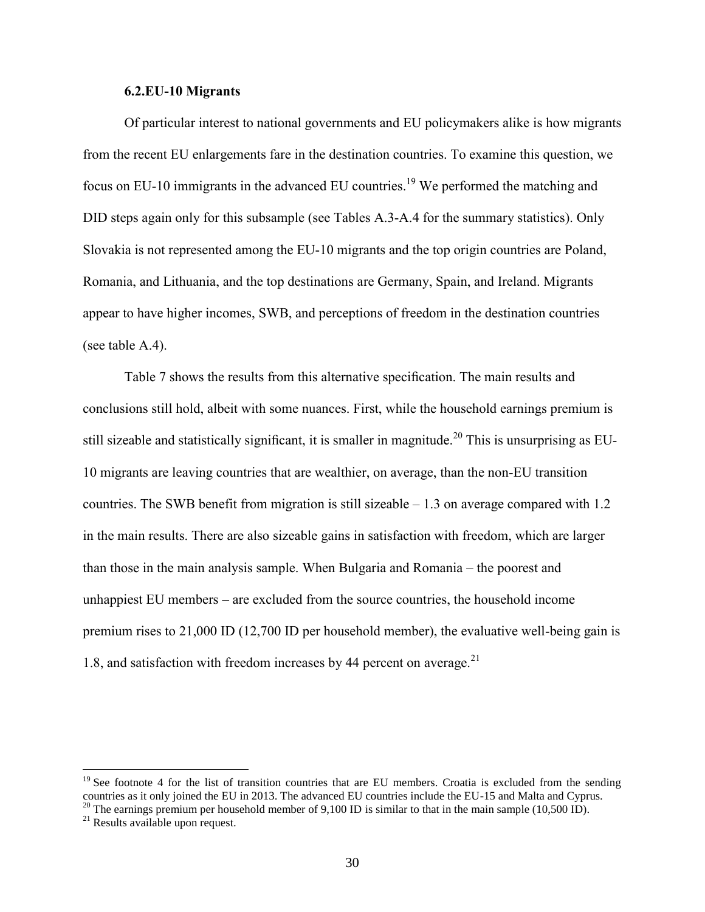### 6.2. EU-10 Migrants

Of particular interest to national governments and EU policymakers alike is how migrants from the recent EU enlargements fare in the destination countries. To examine this question, we focus on EU-10 immigrants in the advanced EU countries.[19] We performed the matching and DID steps again only for this subsample (see Tables A.3-A.4 for the summary statistics). Only Slovakia is not represented among the EU-10 migrants and the top origin countries are Poland, Romania, and Lithuania, and the top destinations are Germany, Spain, and Ireland. Migrants appear to have higher incomes, SWB, and perceptions of freedom in the destination countries (see table A.4).

Table 7 shows the results from this alternative specification. The main results and conclusions still hold, albeit with some nuances. First, while the household earnings premium is still sizeable and statistically significant, it is smaller in magnitude.[20] This is unsurprising as EU-10 migrants are leaving countries that are wealthier, on average, than the non-EU transition countries. The SWB benefit from migration is still sizeable – 1.3 on average compared with 1.2 in the main results. There are also sizeable gains in satisfaction with freedom, which are larger than those in the main analysis sample. When Bulgaria and Romania – the poorest and unhappiest EU members – are excluded from the source countries, the household income premium rises to 21,000 ID (12,700 ID per household member), the evaluative well-being gain is 1.8, and satisfaction with freedom increases by 44 percent on average.[21]

---

[19] See footnote 4 for the list of transition countries that are EU members. Croatia is excluded from the sending countries as it only joined the EU in 2013. The advanced EU countries include the EU-15 and Malta and Cyprus.

[20] The earnings premium per household member of 9,100 ID is similar to that in the main sample (10,500 ID).

[21] Results available upon request.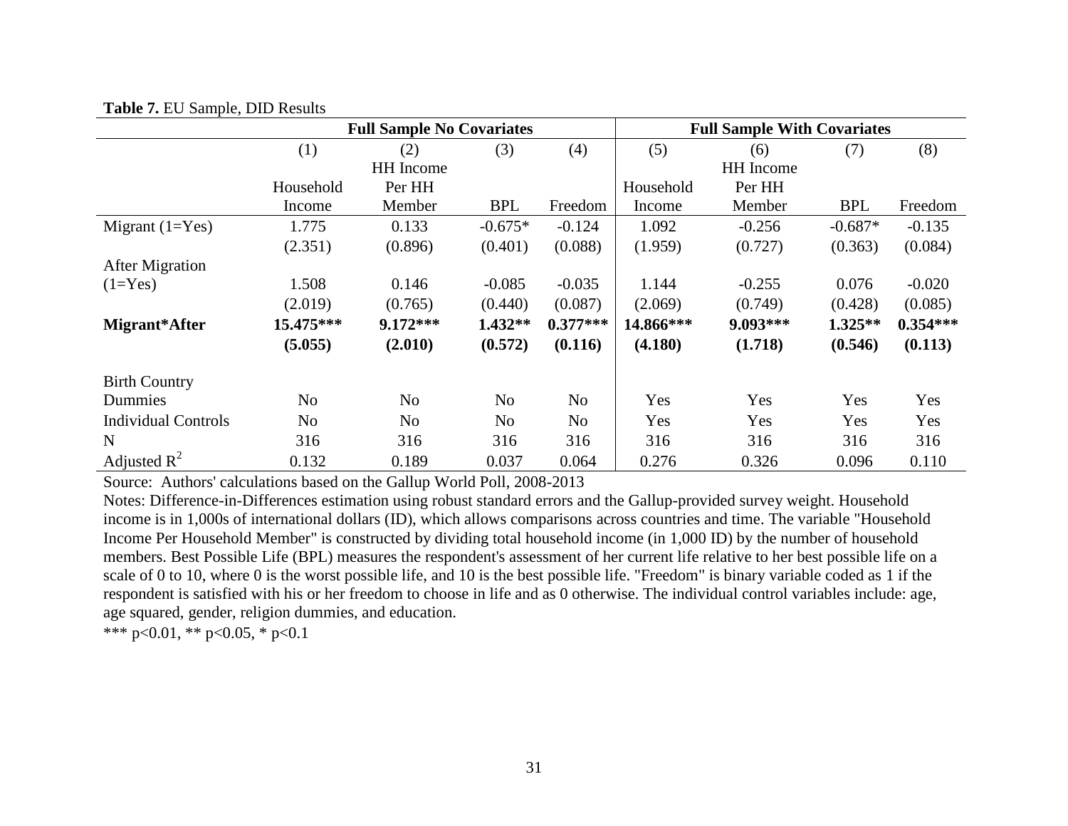**Table 7.** EU Sample, DID Results

| | Full Sample No Covariates | | | | Full Sample With Covariates | | | |
|---|---|---|---|---|---|---|---|---|
| | (1) | (2) | (3) | (4) | (5) | (6) | (7) | (8) |
| | Household Income | HH Income Per HH Member | BPL | Freedom | Household Income | HH Income Per HH Member | BPL | Freedom |
| Migrant (1=Yes) | 1.775 | 0.133 | -0.675* | -0.124 | 1.092 | -0.256 | -0.687* | -0.135 |
| | (2.351) | (0.896) | (0.401) | (0.088) | (1.959) | (0.727) | (0.363) | (0.084) |
| After Migration (1=Yes) | 1.508 | 0.146 | -0.085 | -0.035 | 1.144 | -0.255 | 0.076 | -0.020 |
| | (2.019) | (0.765) | (0.440) | (0.087) | (2.069) | (0.749) | (0.428) | (0.085) |
| **Migrant*After** | **15.475*** ** | **9.172*** ** | **1.432** ** | **0.377*** ** | **14.866*** ** | **9.093*** ** | **1.325** ** | **0.354*** ** |
| | **(5.055)** | **(2.010)** | **(0.572)** | **(0.116)** | **(4.180)** | **(1.718)** | **(0.546)** | **(0.113)** |
| Birth Country Dummies | No | No | No | No | Yes | Yes | Yes | Yes |
| Individual Controls | No | No | No | No | Yes | Yes | Yes | Yes |
| N | 316 | 316 | 316 | 316 | 316 | 316 | 316 | 316 |
| Adjusted $R^2$ | 0.132 | 0.189 | 0.037 | 0.064 | 0.276 | 0.326 | 0.096 | 0.110 |

Source: Authors' calculations based on the Gallup World Poll, 2008-2013

Notes: Difference-in-Differences estimation using robust standard errors and the Gallup-provided survey weight. Household income is in 1,000s of international dollars (ID), which allows comparisons across countries and time. The variable "Household Income Per Household Member" is constructed by dividing total household income (in 1,000 ID) by the number of household members. Best Possible Life (BPL) measures the respondent's assessment of her current life relative to her best possible life on a scale of 0 to 10, where 0 is the worst possible life, and 10 is the best possible life. "Freedom" is binary variable coded as 1 if the respondent is satisfied with his or her freedom to choose in life and as 0 otherwise. The individual control variables include: age, age squared, gender, religion dummies, and education.

*** p<0.01, ** p<0.05, * p<0.1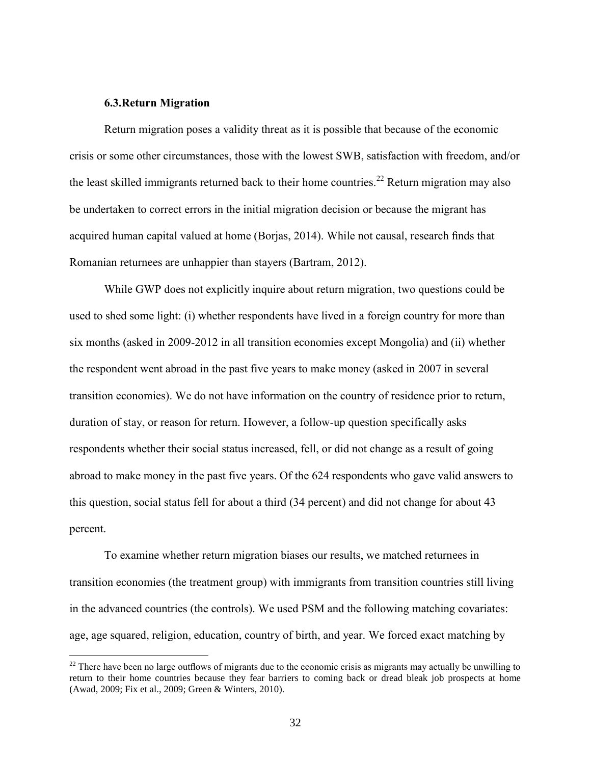### 6.3. Return Migration

Return migration poses a validity threat as it is possible that because of the economic crisis or some other circumstances, those with the lowest SWB, satisfaction with freedom, and/or the least skilled immigrants returned back to their home countries.[22] Return migration may also be undertaken to correct errors in the initial migration decision or because the migrant has acquired human capital valued at home (Borjas, 2014). While not causal, research finds that Romanian returnees are unhappier than stayers (Bartram, 2012).

While GWP does not explicitly inquire about return migration, two questions could be used to shed some light: (i) whether respondents have lived in a foreign country for more than six months (asked in 2009-2012 in all transition economies except Mongolia) and (ii) whether the respondent went abroad in the past five years to make money (asked in 2007 in several transition economies). We do not have information on the country of residence prior to return, duration of stay, or reason for return. However, a follow-up question specifically asks respondents whether their social status increased, fell, or did not change as a result of going abroad to make money in the past five years. Of the 624 respondents who gave valid answers to this question, social status fell for about a third (34 percent) and did not change for about 43 percent.

To examine whether return migration biases our results, we matched returnees in transition economies (the treatment group) with immigrants from transition countries still living in the advanced countries (the controls). We used PSM and the following matching covariates: age, age squared, religion, education, country of birth, and year. We forced exact matching by

[22] There have been no large outflows of migrants due to the economic crisis as migrants may actually be unwilling to return to their home countries because they fear barriers to coming back or dread bleak job prospects at home (Awad, 2009; Fix et al., 2009; Green & Winters, 2010).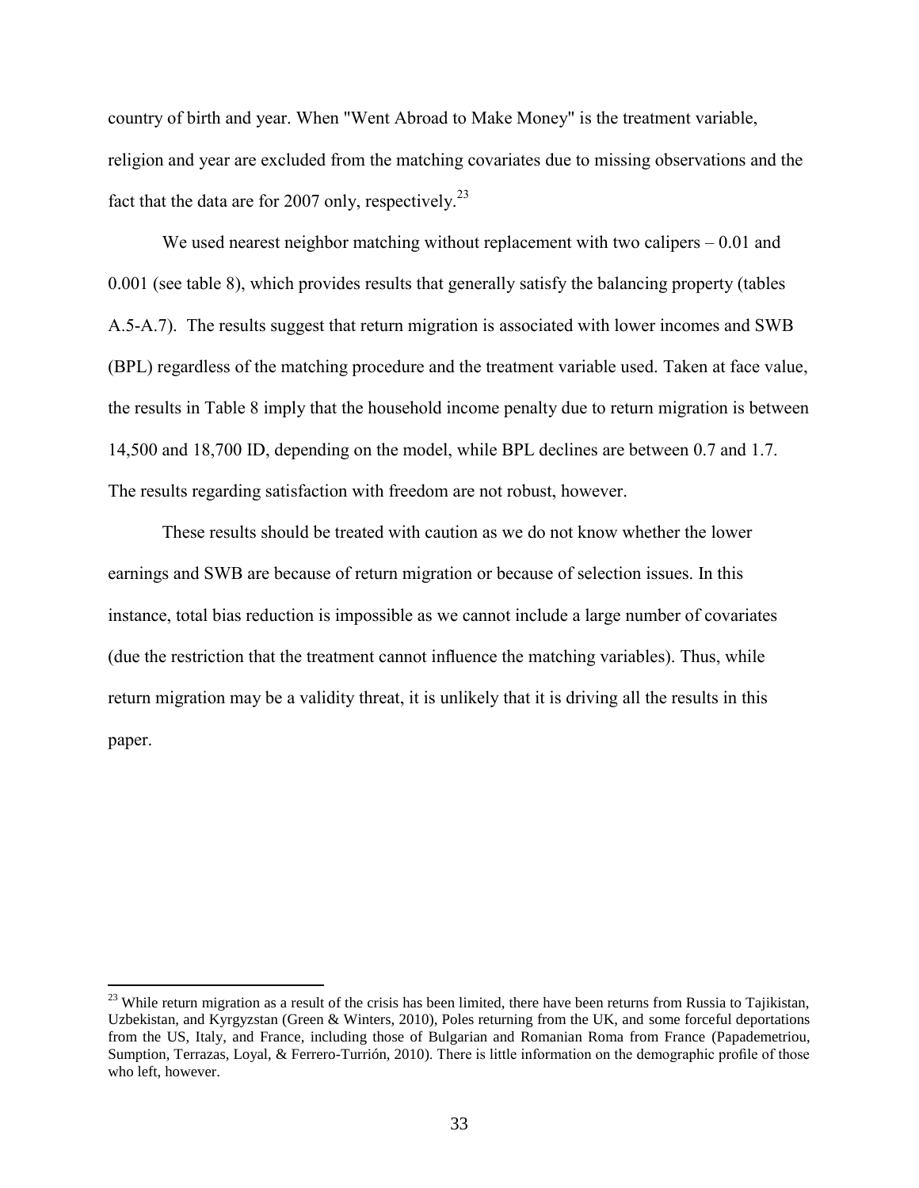country of birth and year. When "Went Abroad to Make Money" is the treatment variable, religion and year are excluded from the matching covariates due to missing observations and the fact that the data are for 2007 only, respectively.[23]

We used nearest neighbor matching without replacement with two calipers – 0.01 and 0.001 (see table 8), which provides results that generally satisfy the balancing property (tables A.5-A.7). The results suggest that return migration is associated with lower incomes and SWB (BPL) regardless of the matching procedure and the treatment variable used. Taken at face value, the results in Table 8 imply that the household income penalty due to return migration is between 14,500 and 18,700 ID, depending on the model, while BPL declines are between 0.7 and 1.7. The results regarding satisfaction with freedom are not robust, however.

These results should be treated with caution as we do not know whether the lower earnings and SWB are because of return migration or because of selection issues. In this instance, total bias reduction is impossible as we cannot include a large number of covariates (due the restriction that the treatment cannot influence the matching variables). Thus, while return migration may be a validity threat, it is unlikely that it is driving all the results in this paper.

[23] While return migration as a result of the crisis has been limited, there have been returns from Russia to Tajikistan, Uzbekistan, and Kyrgyzstan (Green & Winters, 2010), Poles returning from the UK, and some forceful deportations from the US, Italy, and France, including those of Bulgarian and Romanian Roma from France (Papademetriou, Sumption, Terrazas, Loyal, & Ferrero-Turrión, 2010). There is little information on the demographic profile of those who left, however.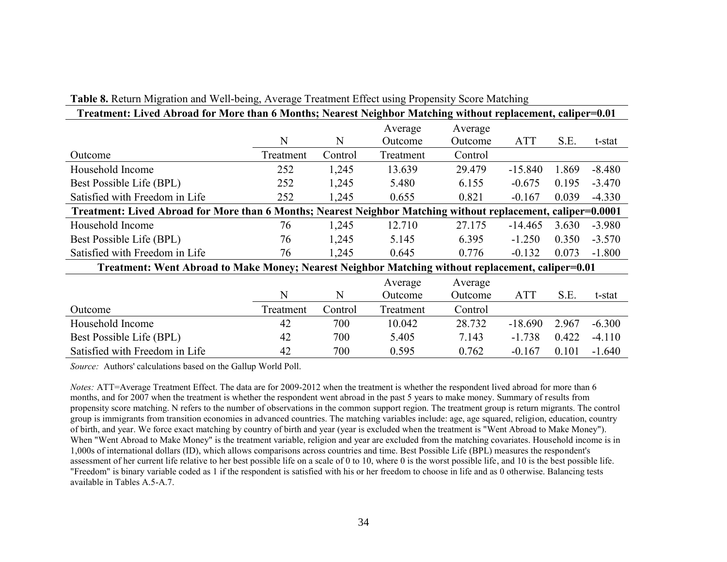**Table 8.** Return Migration and Well-being, Average Treatment Effect using Propensity Score Matching

| Outcome | N Treatment | N Control | Average Outcome Treatment | Average Outcome Control | ATT | S.E. | t-stat |
|---|---|---|---|---|---|---|---|
| **Treatment: Lived Abroad for More than 6 Months; Nearest Neighbor Matching without replacement, caliper=0.01** | | | | | | | |
| Household Income | 252 | 1,245 | 13.639 | 29.479 | -15.840 | 1.869 | -8.480 |
| Best Possible Life (BPL) | 252 | 1,245 | 5.480 | 6.155 | -0.675 | 0.195 | -3.470 |
| Satisfied with Freedom in Life | 252 | 1,245 | 0.655 | 0.821 | -0.167 | 0.039 | -4.330 |
| **Treatment: Lived Abroad for More than 6 Months; Nearest Neighbor Matching without replacement, caliper=0.0001** | | | | | | | |
| Household Income | 76 | 1,245 | 12.710 | 27.175 | -14.465 | 3.630 | -3.980 |
| Best Possible Life (BPL) | 76 | 1,245 | 5.145 | 6.395 | -1.250 | 0.350 | -3.570 |
| Satisfied with Freedom in Life | 76 | 1,245 | 0.645 | 0.776 | -0.132 | 0.073 | -1.800 |

| Outcome | N Treatment | N Control | Average Outcome Treatment | Average Outcome Control | ATT | S.E. | t-stat |
|---|---|---|---|---|---|---|---|
| **Treatment: Went Abroad to Make Money; Nearest Neighbor Matching without replacement, caliper=0.01** | | | | | | | |
| Household Income | 42 | 700 | 10.042 | 28.732 | -18.690 | 2.967 | -6.300 |
| Best Possible Life (BPL) | 42 | 700 | 5.405 | 7.143 | -1.738 | 0.422 | -4.110 |
| Satisfied with Freedom in Life | 42 | 700 | 0.595 | 0.762 | -0.167 | 0.101 | -1.640 |

*Source:* Authors' calculations based on the Gallup World Poll.

*Notes:* ATT=Average Treatment Effect. The data are for 2009-2012 when the treatment is whether the respondent lived abroad for more than 6 months, and for 2007 when the treatment is whether the respondent went abroad in the past 5 years to make money. Summary of results from propensity score matching. N refers to the number of observations in the common support region. The treatment group is return migrants. The control group is immigrants from transition economies in advanced countries. The matching variables include: age, age squared, religion, education, country of birth, and year. We force exact matching by country of birth and year (year is excluded when the treatment is "Went Abroad to Make Money"). When "Went Abroad to Make Money" is the treatment variable, religion and year are excluded from the matching covariates. Household income is in 1,000s of international dollars (ID), which allows comparisons across countries and time. Best Possible Life (BPL) measures the respondent's assessment of her current life relative to her best possible life on a scale of 0 to 10, where 0 is the worst possible life, and 10 is the best possible life. "Freedom" is binary variable coded as 1 if the respondent is satisfied with his or her freedom to choose in life and as 0 otherwise. Balancing tests available in Tables A.5-A.7.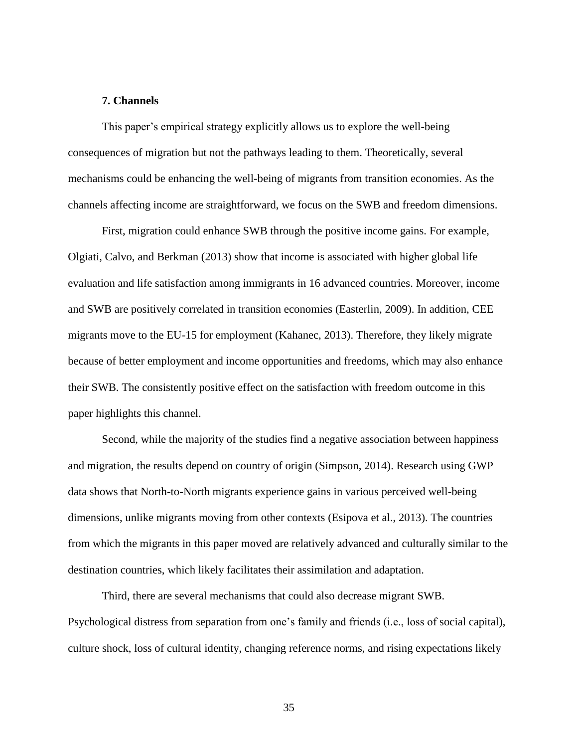### 7. Channels

This paper's empirical strategy explicitly allows us to explore the well-being consequences of migration but not the pathways leading to them. Theoretically, several mechanisms could be enhancing the well-being of migrants from transition economies. As the channels affecting income are straightforward, we focus on the SWB and freedom dimensions.

First, migration could enhance SWB through the positive income gains. For example, Olgiati, Calvo, and Berkman (2013) show that income is associated with higher global life evaluation and life satisfaction among immigrants in 16 advanced countries. Moreover, income and SWB are positively correlated in transition economies (Easterlin, 2009). In addition, CEE migrants move to the EU-15 for employment (Kahanec, 2013). Therefore, they likely migrate because of better employment and income opportunities and freedoms, which may also enhance their SWB. The consistently positive effect on the satisfaction with freedom outcome in this paper highlights this channel.

Second, while the majority of the studies find a negative association between happiness and migration, the results depend on country of origin (Simpson, 2014). Research using GWP data shows that North-to-North migrants experience gains in various perceived well-being dimensions, unlike migrants moving from other contexts (Esipova et al., 2013). The countries from which the migrants in this paper moved are relatively advanced and culturally similar to the destination countries, which likely facilitates their assimilation and adaptation.

Third, there are several mechanisms that could also decrease migrant SWB. Psychological distress from separation from one's family and friends (i.e., loss of social capital), culture shock, loss of cultural identity, changing reference norms, and rising expectations likely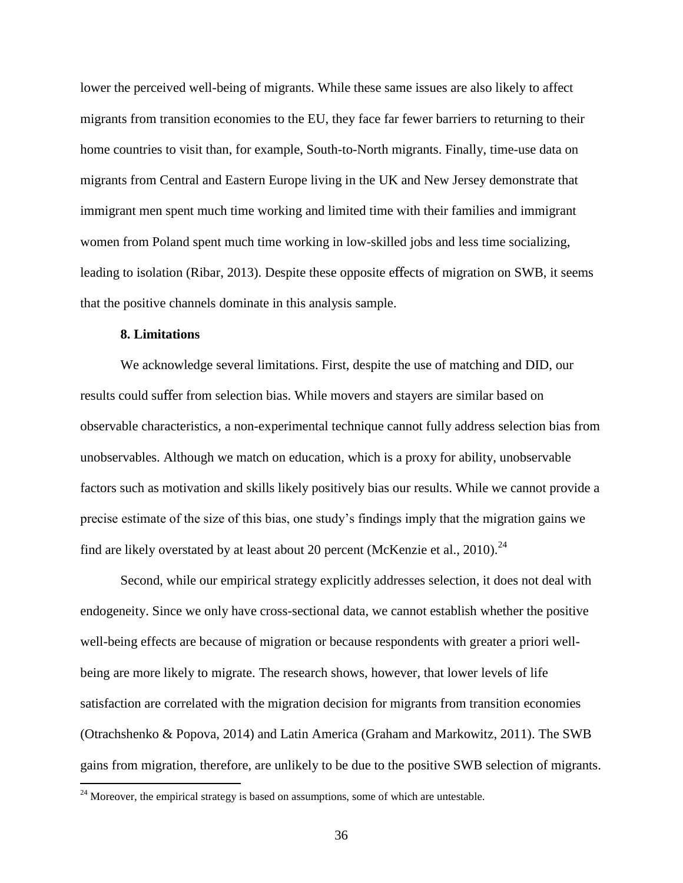lower the perceived well-being of migrants. While these same issues are also likely to affect migrants from transition economies to the EU, they face far fewer barriers to returning to their home countries to visit than, for example, South-to-North migrants. Finally, time-use data on migrants from Central and Eastern Europe living in the UK and New Jersey demonstrate that immigrant men spent much time working and limited time with their families and immigrant women from Poland spent much time working in low-skilled jobs and less time socializing, leading to isolation (Ribar, 2013). Despite these opposite effects of migration on SWB, it seems that the positive channels dominate in this analysis sample.

## 8. Limitations

We acknowledge several limitations. First, despite the use of matching and DID, our results could suffer from selection bias. While movers and stayers are similar based on observable characteristics, a non-experimental technique cannot fully address selection bias from unobservables. Although we match on education, which is a proxy for ability, unobservable factors such as motivation and skills likely positively bias our results. While we cannot provide a precise estimate of the size of this bias, one study's findings imply that the migration gains we find are likely overstated by at least about 20 percent (McKenzie et al., 2010).[24]

Second, while our empirical strategy explicitly addresses selection, it does not deal with endogeneity. Since we only have cross-sectional data, we cannot establish whether the positive well-being effects are because of migration or because respondents with greater a priori well-being are more likely to migrate. The research shows, however, that lower levels of life satisfaction are correlated with the migration decision for migrants from transition economies (Otrachshenko & Popova, 2014) and Latin America (Graham and Markowitz, 2011). The SWB gains from migration, therefore, are unlikely to be due to the positive SWB selection of migrants.

[24] Moreover, the empirical strategy is based on assumptions, some of which are untestable.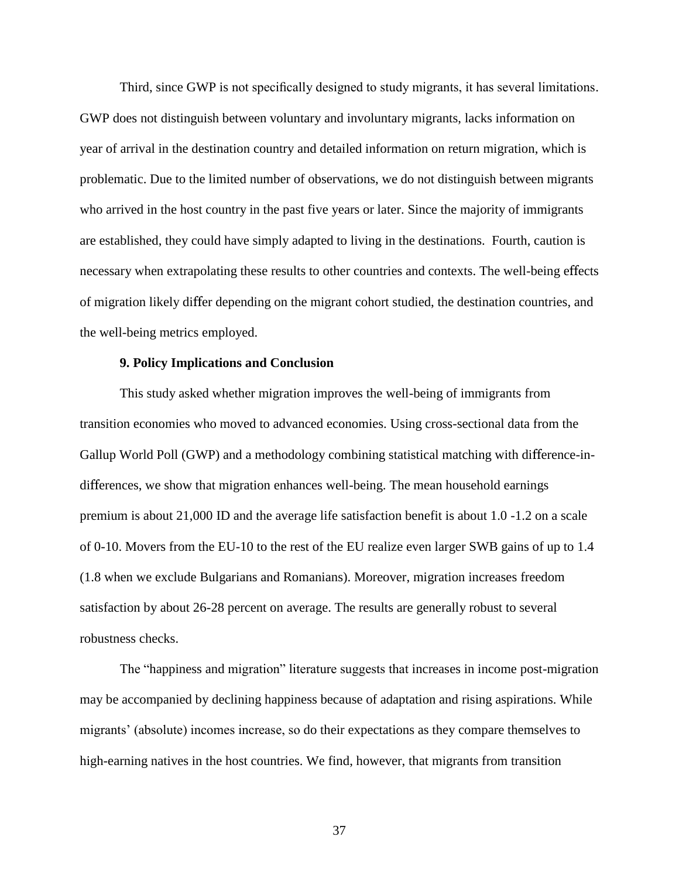Third, since GWP is not specifically designed to study migrants, it has several limitations. GWP does not distinguish between voluntary and involuntary migrants, lacks information on year of arrival in the destination country and detailed information on return migration, which is problematic. Due to the limited number of observations, we do not distinguish between migrants who arrived in the host country in the past five years or later. Since the majority of immigrants are established, they could have simply adapted to living in the destinations. Fourth, caution is necessary when extrapolating these results to other countries and contexts. The well-being effects of migration likely differ depending on the migrant cohort studied, the destination countries, and the well-being metrics employed.

## 9. Policy Implications and Conclusion

This study asked whether migration improves the well-being of immigrants from transition economies who moved to advanced economies. Using cross-sectional data from the Gallup World Poll (GWP) and a methodology combining statistical matching with difference-in-differences, we show that migration enhances well-being. The mean household earnings premium is about 21,000 ID and the average life satisfaction benefit is about 1.0 -1.2 on a scale of 0-10. Movers from the EU-10 to the rest of the EU realize even larger SWB gains of up to 1.4 (1.8 when we exclude Bulgarians and Romanians). Moreover, migration increases freedom satisfaction by about 26-28 percent on average. The results are generally robust to several robustness checks.

The "happiness and migration" literature suggests that increases in income post-migration may be accompanied by declining happiness because of adaptation and rising aspirations. While migrants' (absolute) incomes increase, so do their expectations as they compare themselves to high-earning natives in the host countries. We find, however, that migrants from transition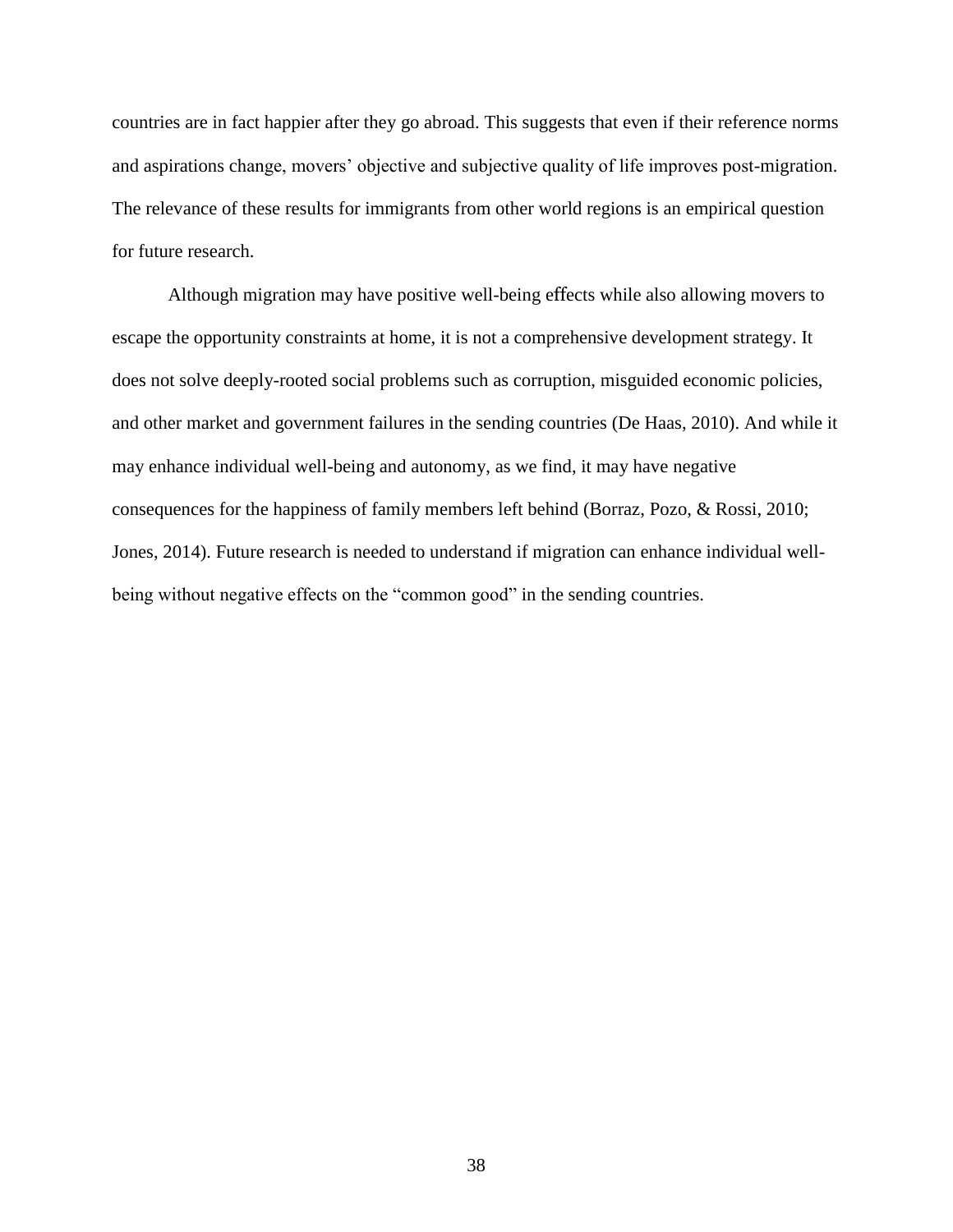countries are in fact happier after they go abroad. This suggests that even if their reference norms and aspirations change, movers' objective and subjective quality of life improves post-migration. The relevance of these results for immigrants from other world regions is an empirical question for future research.

Although migration may have positive well-being effects while also allowing movers to escape the opportunity constraints at home, it is not a comprehensive development strategy. It does not solve deeply-rooted social problems such as corruption, misguided economic policies, and other market and government failures in the sending countries (De Haas, 2010). And while it may enhance individual well-being and autonomy, as we find, it may have negative consequences for the happiness of family members left behind (Borraz, Pozo, & Rossi, 2010; Jones, 2014). Future research is needed to understand if migration can enhance individual well-being without negative effects on the "common good" in the sending countries.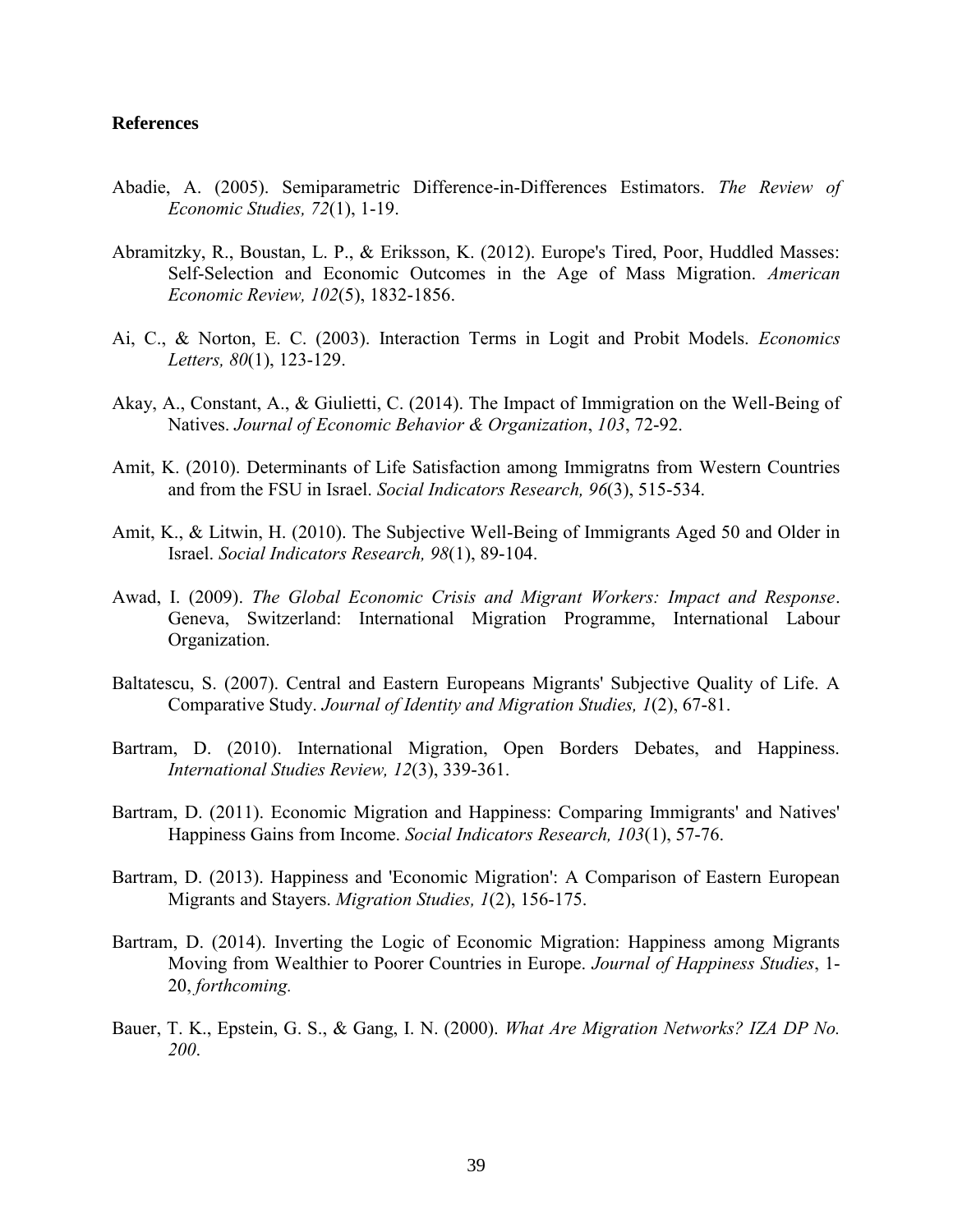**References**

Abadie, A. (2005). Semiparametric Difference-in-Differences Estimators. *The Review of Economic Studies, 72*(1), 1-19.

Abramitzky, R., Boustan, L. P., & Eriksson, K. (2012). Europe's Tired, Poor, Huddled Masses: Self-Selection and Economic Outcomes in the Age of Mass Migration. *American Economic Review, 102*(5), 1832-1856.

Ai, C., & Norton, E. C. (2003). Interaction Terms in Logit and Probit Models. *Economics Letters, 80*(1), 123-129.

Akay, A., Constant, A., & Giulietti, C. (2014). The Impact of Immigration on the Well-Being of Natives. *Journal of Economic Behavior & Organization*, *103*, 72-92.

Amit, K. (2010). Determinants of Life Satisfaction among Immigratns from Western Countries and from the FSU in Israel. *Social Indicators Research, 96*(3), 515-534.

Amit, K., & Litwin, H. (2010). The Subjective Well-Being of Immigrants Aged 50 and Older in Israel. *Social Indicators Research, 98*(1), 89-104.

Awad, I. (2009). *The Global Economic Crisis and Migrant Workers: Impact and Response*. Geneva, Switzerland: International Migration Programme, International Labour Organization.

Baltatescu, S. (2007). Central and Eastern Europeans Migrants' Subjective Quality of Life. A Comparative Study. *Journal of Identity and Migration Studies, 1*(2), 67-81.

Bartram, D. (2010). International Migration, Open Borders Debates, and Happiness. *International Studies Review, 12*(3), 339-361.

Bartram, D. (2011). Economic Migration and Happiness: Comparing Immigrants' and Natives' Happiness Gains from Income. *Social Indicators Research, 103*(1), 57-76.

Bartram, D. (2013). Happiness and 'Economic Migration': A Comparison of Eastern European Migrants and Stayers. *Migration Studies, 1*(2), 156-175.

Bartram, D. (2014). Inverting the Logic of Economic Migration: Happiness among Migrants Moving from Wealthier to Poorer Countries in Europe. *Journal of Happiness Studies*, 1-20, *forthcoming.*

Bauer, T. K., Epstein, G. S., & Gang, I. N. (2000). *What Are Migration Networks? IZA DP No. 200*.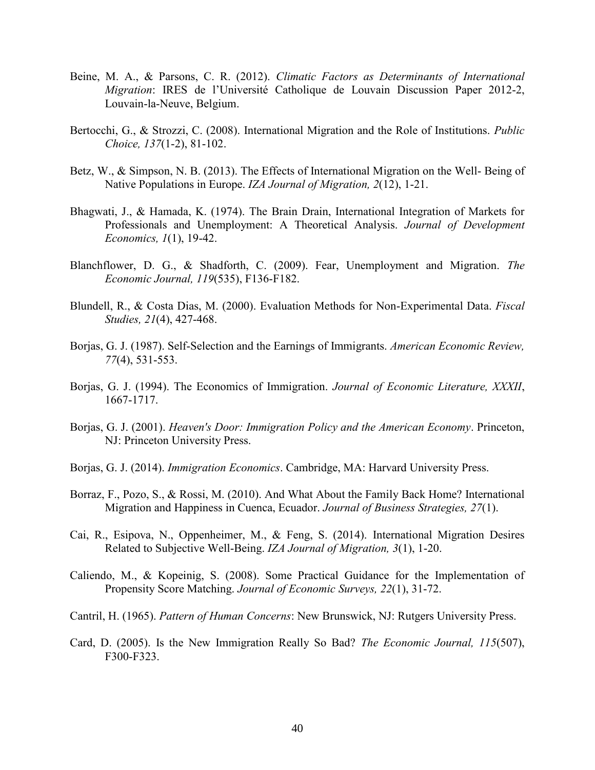Beine, M. A., & Parsons, C. R. (2012). *Climatic Factors as Determinants of International Migration*: IRES de l'Université Catholique de Louvain Discussion Paper 2012-2, Louvain-la-Neuve, Belgium.

Bertocchi, G., & Strozzi, C. (2008). International Migration and the Role of Institutions. *Public Choice, 137*(1-2), 81-102.

Betz, W., & Simpson, N. B. (2013). The Effects of International Migration on the Well- Being of Native Populations in Europe. *IZA Journal of Migration, 2*(12), 1-21.

Bhagwati, J., & Hamada, K. (1974). The Brain Drain, International Integration of Markets for Professionals and Unemployment: A Theoretical Analysis. *Journal of Development Economics, 1*(1), 19-42.

Blanchflower, D. G., & Shadforth, C. (2009). Fear, Unemployment and Migration. *The Economic Journal, 119*(535), F136-F182.

Blundell, R., & Costa Dias, M. (2000). Evaluation Methods for Non-Experimental Data. *Fiscal Studies, 21*(4), 427-468.

Borjas, G. J. (1987). Self-Selection and the Earnings of Immigrants. *American Economic Review, 77*(4), 531-553.

Borjas, G. J. (1994). The Economics of Immigration. *Journal of Economic Literature, XXXII*, 1667-1717.

Borjas, G. J. (2001). *Heaven's Door: Immigration Policy and the American Economy*. Princeton, NJ: Princeton University Press.

Borjas, G. J. (2014). *Immigration Economics*. Cambridge, MA: Harvard University Press.

Borraz, F., Pozo, S., & Rossi, M. (2010). And What About the Family Back Home? International Migration and Happiness in Cuenca, Ecuador. *Journal of Business Strategies, 27*(1).

Cai, R., Esipova, N., Oppenheimer, M., & Feng, S. (2014). International Migration Desires Related to Subjective Well-Being. *IZA Journal of Migration, 3*(1), 1-20.

Caliendo, M., & Kopeinig, S. (2008). Some Practical Guidance for the Implementation of Propensity Score Matching. *Journal of Economic Surveys, 22*(1), 31-72.

Cantril, H. (1965). *Pattern of Human Concerns*: New Brunswick, NJ: Rutgers University Press.

Card, D. (2005). Is the New Immigration Really So Bad? *The Economic Journal, 115*(507), F300-F323.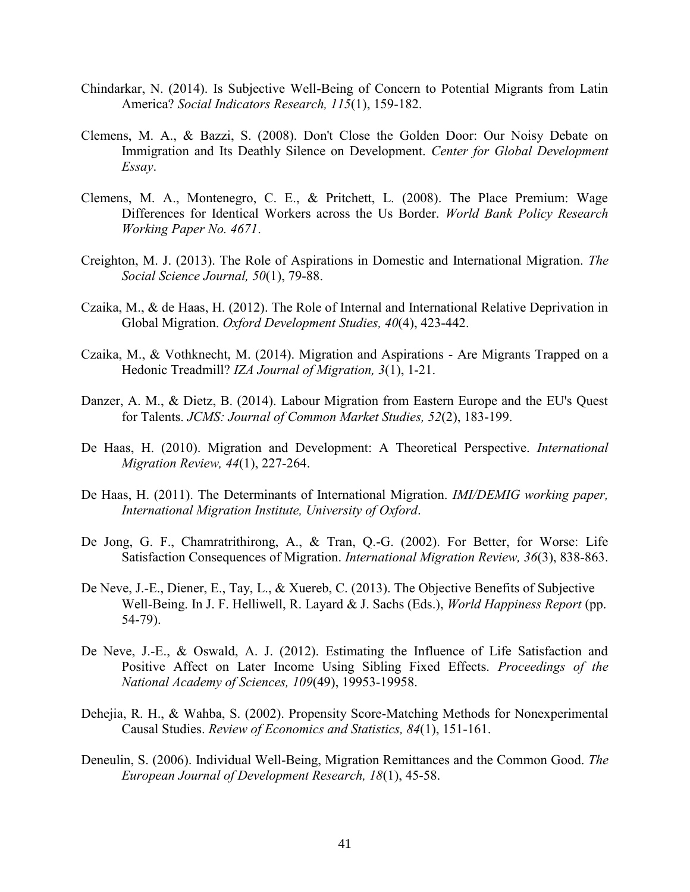Chindarkar, N. (2014). Is Subjective Well-Being of Concern to Potential Migrants from Latin America? *Social Indicators Research, 115*(1), 159-182.

Clemens, M. A., & Bazzi, S. (2008). Don't Close the Golden Door: Our Noisy Debate on Immigration and Its Deathly Silence on Development. *Center for Global Development Essay*.

Clemens, M. A., Montenegro, C. E., & Pritchett, L. (2008). The Place Premium: Wage Differences for Identical Workers across the Us Border. *World Bank Policy Research Working Paper No. 4671*.

Creighton, M. J. (2013). The Role of Aspirations in Domestic and International Migration. *The Social Science Journal, 50*(1), 79-88.

Czaika, M., & de Haas, H. (2012). The Role of Internal and International Relative Deprivation in Global Migration. *Oxford Development Studies, 40*(4), 423-442.

Czaika, M., & Vothknecht, M. (2014). Migration and Aspirations - Are Migrants Trapped on a Hedonic Treadmill? *IZA Journal of Migration, 3*(1), 1-21.

Danzer, A. M., & Dietz, B. (2014). Labour Migration from Eastern Europe and the EU's Quest for Talents. *JCMS: Journal of Common Market Studies, 52*(2), 183-199.

De Haas, H. (2010). Migration and Development: A Theoretical Perspective. *International Migration Review, 44*(1), 227-264.

De Haas, H. (2011). The Determinants of International Migration. *IMI/DEMIG working paper, International Migration Institute, University of Oxford*.

De Jong, G. F., Chamratrithirong, A., & Tran, Q.-G. (2002). For Better, for Worse: Life Satisfaction Consequences of Migration. *International Migration Review, 36*(3), 838-863.

De Neve, J.-E., Diener, E., Tay, L., & Xuereb, C. (2013). The Objective Benefits of Subjective Well-Being. In J. F. Helliwell, R. Layard & J. Sachs (Eds.), *World Happiness Report* (pp. 54-79).

De Neve, J.-E., & Oswald, A. J. (2012). Estimating the Influence of Life Satisfaction and Positive Affect on Later Income Using Sibling Fixed Effects. *Proceedings of the National Academy of Sciences, 109*(49), 19953-19958.

Dehejia, R. H., & Wahba, S. (2002). Propensity Score-Matching Methods for Nonexperimental Causal Studies. *Review of Economics and Statistics, 84*(1), 151-161.

Deneulin, S. (2006). Individual Well-Being, Migration Remittances and the Common Good. *The European Journal of Development Research, 18*(1), 45-58.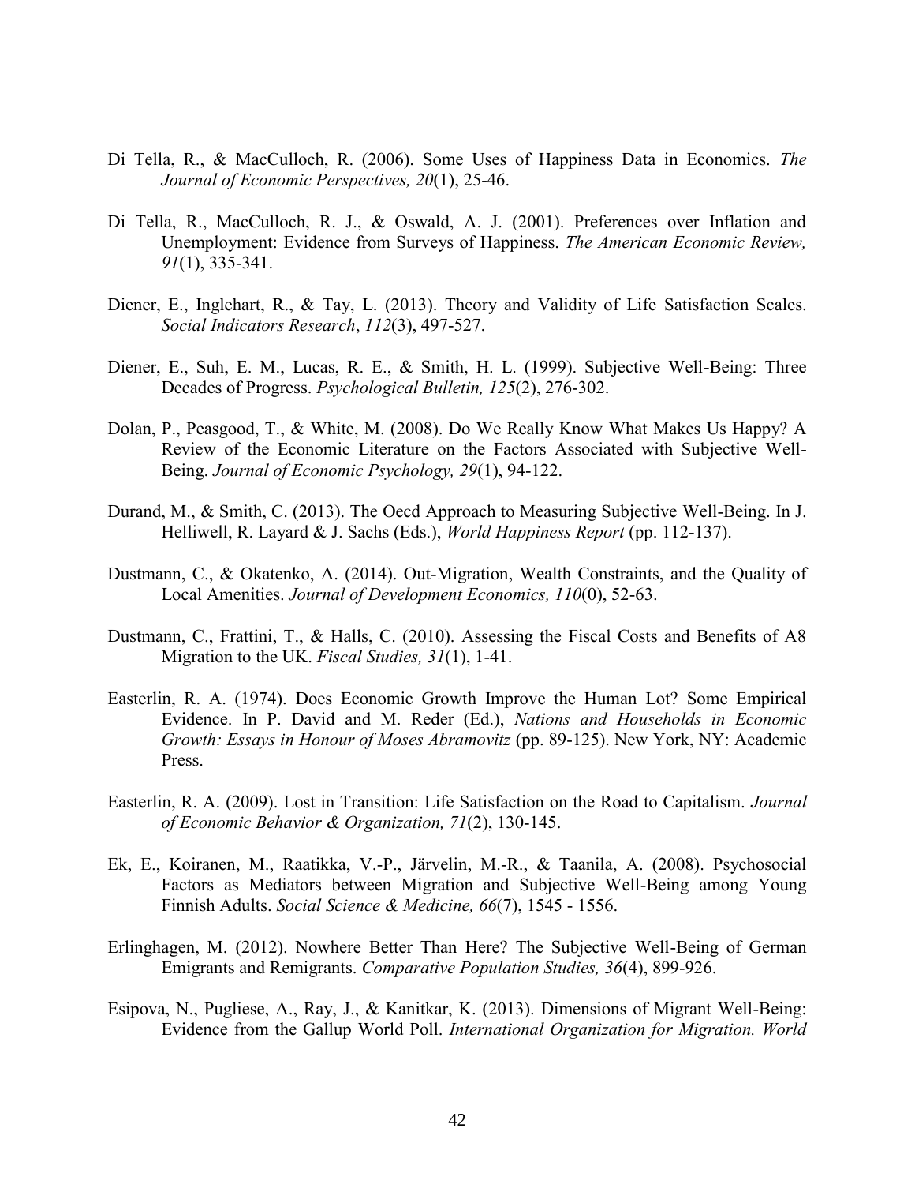Di Tella, R., & MacCulloch, R. (2006). Some Uses of Happiness Data in Economics. *The Journal of Economic Perspectives, 20*(1), 25-46.

Di Tella, R., MacCulloch, R. J., & Oswald, A. J. (2001). Preferences over Inflation and Unemployment: Evidence from Surveys of Happiness. *The American Economic Review, 91*(1), 335-341.

Diener, E., Inglehart, R., & Tay, L. (2013). Theory and Validity of Life Satisfaction Scales. *Social Indicators Research*, *112*(3), 497-527.

Diener, E., Suh, E. M., Lucas, R. E., & Smith, H. L. (1999). Subjective Well-Being: Three Decades of Progress. *Psychological Bulletin, 125*(2), 276-302.

Dolan, P., Peasgood, T., & White, M. (2008). Do We Really Know What Makes Us Happy? A Review of the Economic Literature on the Factors Associated with Subjective Well-Being. *Journal of Economic Psychology, 29*(1), 94-122.

Durand, M., & Smith, C. (2013). The Oecd Approach to Measuring Subjective Well-Being. In J. Helliwell, R. Layard & J. Sachs (Eds.), *World Happiness Report* (pp. 112-137).

Dustmann, C., & Okatenko, A. (2014). Out-Migration, Wealth Constraints, and the Quality of Local Amenities. *Journal of Development Economics, 110*(0), 52-63.

Dustmann, C., Frattini, T., & Halls, C. (2010). Assessing the Fiscal Costs and Benefits of A8 Migration to the UK. *Fiscal Studies, 31*(1), 1-41.

Easterlin, R. A. (1974). Does Economic Growth Improve the Human Lot? Some Empirical Evidence. In P. David and M. Reder (Ed.), *Nations and Households in Economic Growth: Essays in Honour of Moses Abramovitz* (pp. 89-125). New York, NY: Academic Press.

Easterlin, R. A. (2009). Lost in Transition: Life Satisfaction on the Road to Capitalism. *Journal of Economic Behavior & Organization, 71*(2), 130-145.

Ek, E., Koiranen, M., Raatikka, V.-P., Järvelin, M.-R., & Taanila, A. (2008). Psychosocial Factors as Mediators between Migration and Subjective Well-Being among Young Finnish Adults. *Social Science & Medicine, 66*(7), 1545 - 1556.

Erlinghagen, M. (2012). Nowhere Better Than Here? The Subjective Well-Being of German Emigrants and Remigrants. *Comparative Population Studies, 36*(4), 899-926.

Esipova, N., Pugliese, A., Ray, J., & Kanitkar, K. (2013). Dimensions of Migrant Well-Being: Evidence from the Gallup World Poll. *International Organization for Migration. World*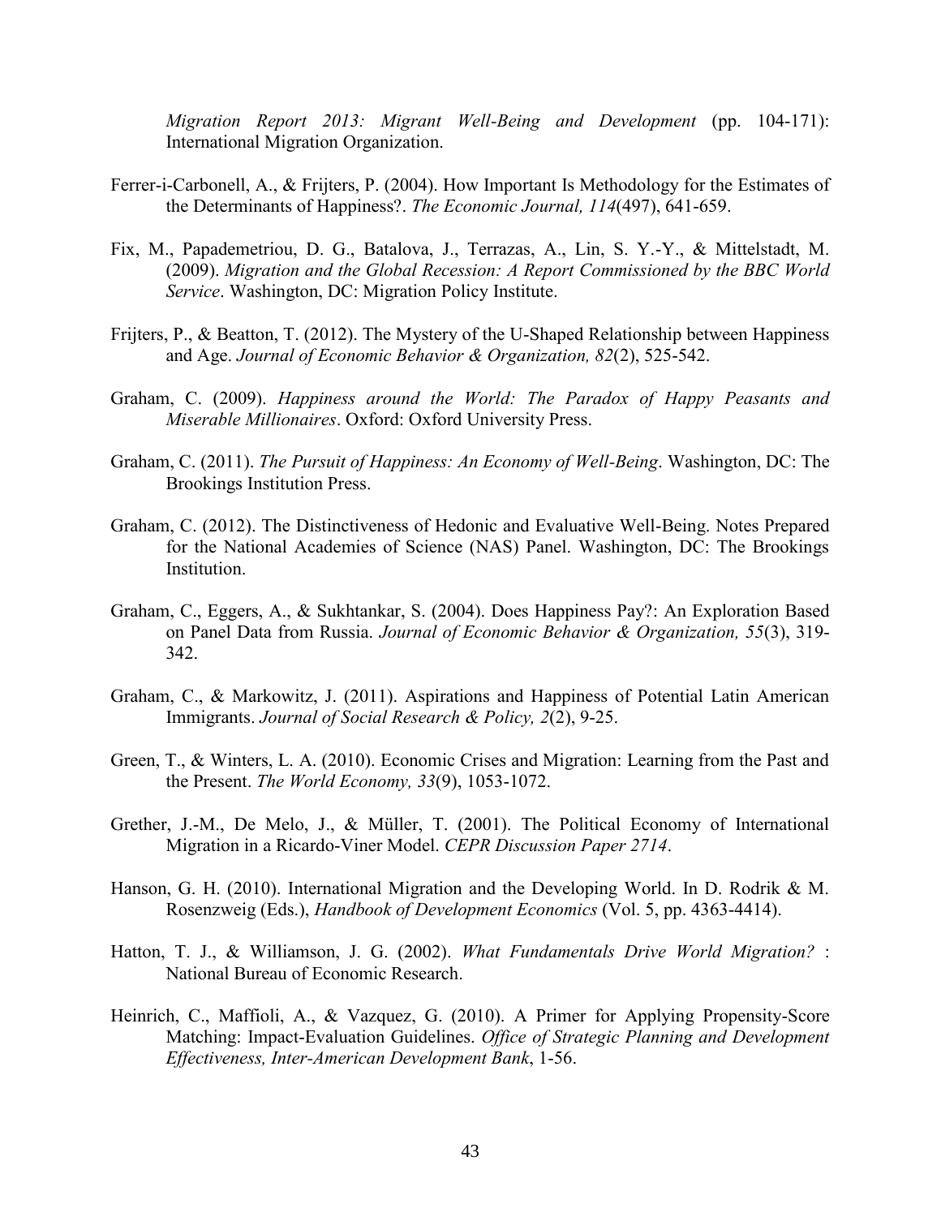*Migration Report 2013: Migrant Well-Being and Development* (pp. 104-171): International Migration Organization.

Ferrer-i-Carbonell, A., & Frijters, P. (2004). How Important Is Methodology for the Estimates of the Determinants of Happiness?. *The Economic Journal, 114*(497), 641-659.

Fix, M., Papademetriou, D. G., Batalova, J., Terrazas, A., Lin, S. Y.-Y., & Mittelstadt, M. (2009). *Migration and the Global Recession: A Report Commissioned by the BBC World Service*. Washington, DC: Migration Policy Institute.

Frijters, P., & Beatton, T. (2012). The Mystery of the U-Shaped Relationship between Happiness and Age. *Journal of Economic Behavior & Organization, 82*(2), 525-542.

Graham, C. (2009). *Happiness around the World: The Paradox of Happy Peasants and Miserable Millionaires*. Oxford: Oxford University Press.

Graham, C. (2011). *The Pursuit of Happiness: An Economy of Well-Being*. Washington, DC: The Brookings Institution Press.

Graham, C. (2012). The Distinctiveness of Hedonic and Evaluative Well-Being. Notes Prepared for the National Academies of Science (NAS) Panel. Washington, DC: The Brookings Institution.

Graham, C., Eggers, A., & Sukhtankar, S. (2004). Does Happiness Pay?: An Exploration Based on Panel Data from Russia. *Journal of Economic Behavior & Organization, 55*(3), 319-342.

Graham, C., & Markowitz, J. (2011). Aspirations and Happiness of Potential Latin American Immigrants. *Journal of Social Research & Policy, 2*(2), 9-25.

Green, T., & Winters, L. A. (2010). Economic Crises and Migration: Learning from the Past and the Present. *The World Economy, 33*(9), 1053-1072.

Grether, J.-M., De Melo, J., & Müller, T. (2001). The Political Economy of International Migration in a Ricardo-Viner Model. *CEPR Discussion Paper 2714*.

Hanson, G. H. (2010). International Migration and the Developing World. In D. Rodrik & M. Rosenzweig (Eds.), *Handbook of Development Economics* (Vol. 5, pp. 4363-4414).

Hatton, T. J., & Williamson, J. G. (2002). *What Fundamentals Drive World Migration?* : National Bureau of Economic Research.

Heinrich, C., Maffioli, A., & Vazquez, G. (2010). A Primer for Applying Propensity-Score Matching: Impact-Evaluation Guidelines. *Office of Strategic Planning and Development Effectiveness, Inter-American Development Bank*, 1-56.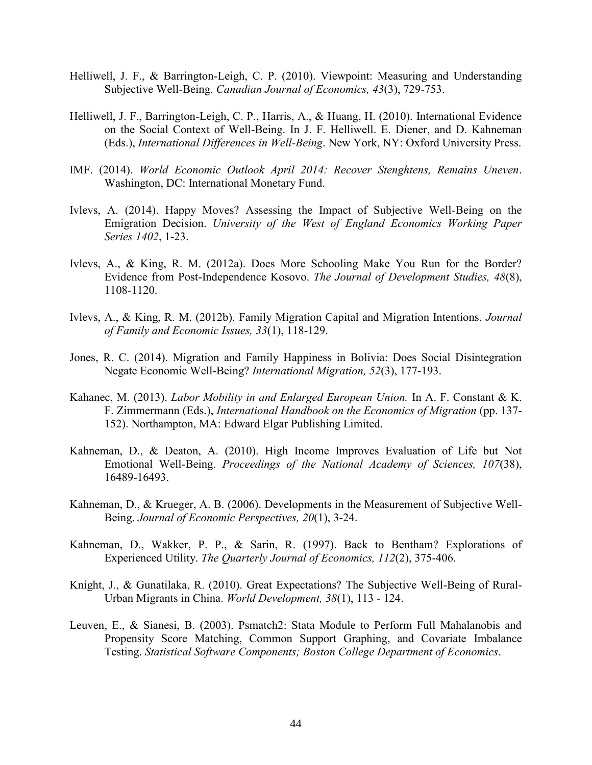Helliwell, J. F., & Barrington-Leigh, C. P. (2010). Viewpoint: Measuring and Understanding Subjective Well-Being. *Canadian Journal of Economics, 43*(3), 729-753.

Helliwell, J. F., Barrington-Leigh, C. P., Harris, A., & Huang, H. (2010). International Evidence on the Social Context of Well-Being. In J. F. Helliwell. E. Diener, and D. Kahneman (Eds.), *International Differences in Well-Being*. New York, NY: Oxford University Press.

IMF. (2014). *World Economic Outlook April 2014: Recover Stenghtens, Remains Uneven*. Washington, DC: International Monetary Fund.

Ivlevs, A. (2014). Happy Moves? Assessing the Impact of Subjective Well-Being on the Emigration Decision. *University of the West of England Economics Working Paper Series 1402*, 1-23.

Ivlevs, A., & King, R. M. (2012a). Does More Schooling Make You Run for the Border? Evidence from Post-Independence Kosovo. *The Journal of Development Studies, 48*(8), 1108-1120.

Ivlevs, A., & King, R. M. (2012b). Family Migration Capital and Migration Intentions. *Journal of Family and Economic Issues, 33*(1), 118-129.

Jones, R. C. (2014). Migration and Family Happiness in Bolivia: Does Social Disintegration Negate Economic Well-Being? *International Migration, 52*(3), 177-193.

Kahanec, M. (2013). *Labor Mobility in and Enlarged European Union.* In A. F. Constant & K. F. Zimmermann (Eds.), *International Handbook on the Economics of Migration* (pp. 137-152). Northampton, MA: Edward Elgar Publishing Limited.

Kahneman, D., & Deaton, A. (2010). High Income Improves Evaluation of Life but Not Emotional Well-Being. *Proceedings of the National Academy of Sciences, 107*(38), 16489-16493.

Kahneman, D., & Krueger, A. B. (2006). Developments in the Measurement of Subjective Well-Being. *Journal of Economic Perspectives, 20*(1), 3-24.

Kahneman, D., Wakker, P. P., & Sarin, R. (1997). Back to Bentham? Explorations of Experienced Utility. *The Quarterly Journal of Economics, 112*(2), 375-406.

Knight, J., & Gunatilaka, R. (2010). Great Expectations? The Subjective Well-Being of Rural-Urban Migrants in China. *World Development, 38*(1), 113 - 124.

Leuven, E., & Sianesi, B. (2003). Psmatch2: Stata Module to Perform Full Mahalanobis and Propensity Score Matching, Common Support Graphing, and Covariate Imbalance Testing. *Statistical Software Components; Boston College Department of Economics*.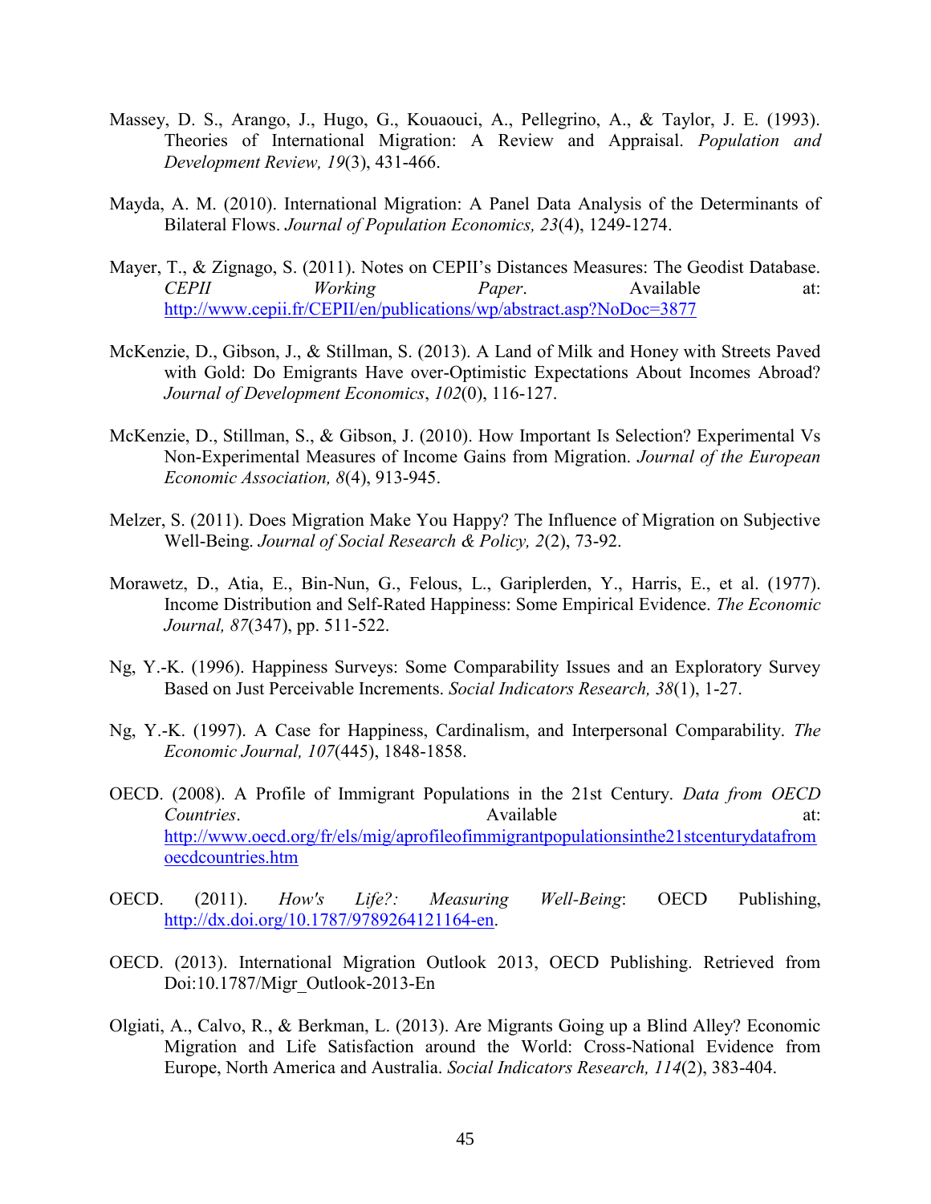Massey, D. S., Arango, J., Hugo, G., Kouaouci, A., Pellegrino, A., & Taylor, J. E. (1993). Theories of International Migration: A Review and Appraisal. *Population and Development Review, 19*(3), 431-466.

Mayda, A. M. (2010). International Migration: A Panel Data Analysis of the Determinants of Bilateral Flows. *Journal of Population Economics, 23*(4), 1249-1274.

Mayer, T., & Zignago, S. (2011). Notes on CEPII's Distances Measures: The Geodist Database. *CEPII Working Paper*. Available at: http://www.cepii.fr/CEPII/en/publications/wp/abstract.asp?NoDoc=3877

McKenzie, D., Gibson, J., & Stillman, S. (2013). A Land of Milk and Honey with Streets Paved with Gold: Do Emigrants Have over-Optimistic Expectations About Incomes Abroad? *Journal of Development Economics*, *102*(0), 116-127.

McKenzie, D., Stillman, S., & Gibson, J. (2010). How Important Is Selection? Experimental Vs Non-Experimental Measures of Income Gains from Migration. *Journal of the European Economic Association, 8*(4), 913-945.

Melzer, S. (2011). Does Migration Make You Happy? The Influence of Migration on Subjective Well-Being. *Journal of Social Research & Policy, 2*(2), 73-92.

Morawetz, D., Atia, E., Bin-Nun, G., Felous, L., Gariplerden, Y., Harris, E., et al. (1977). Income Distribution and Self-Rated Happiness: Some Empirical Evidence. *The Economic Journal, 87*(347), pp. 511-522.

Ng, Y.-K. (1996). Happiness Surveys: Some Comparability Issues and an Exploratory Survey Based on Just Perceivable Increments. *Social Indicators Research, 38*(1), 1-27.

Ng, Y.-K. (1997). A Case for Happiness, Cardinalism, and Interpersonal Comparability. *The Economic Journal, 107*(445), 1848-1858.

OECD. (2008). A Profile of Immigrant Populations in the 21st Century. *Data from OECD Countries*. Available at: http://www.oecd.org/fr/els/mig/aprofileofimmigrantpopulationsinthe21stcenturydatafromoecdcountries.htm

OECD. (2011). *How's Life?: Measuring Well-Being*: OECD Publishing, http://dx.doi.org/10.1787/9789264121164-en.

OECD. (2013). International Migration Outlook 2013, OECD Publishing. Retrieved from Doi:10.1787/Migr_Outlook-2013-En

Olgiati, A., Calvo, R., & Berkman, L. (2013). Are Migrants Going up a Blind Alley? Economic Migration and Life Satisfaction around the World: Cross-National Evidence from Europe, North America and Australia. *Social Indicators Research, 114*(2), 383-404.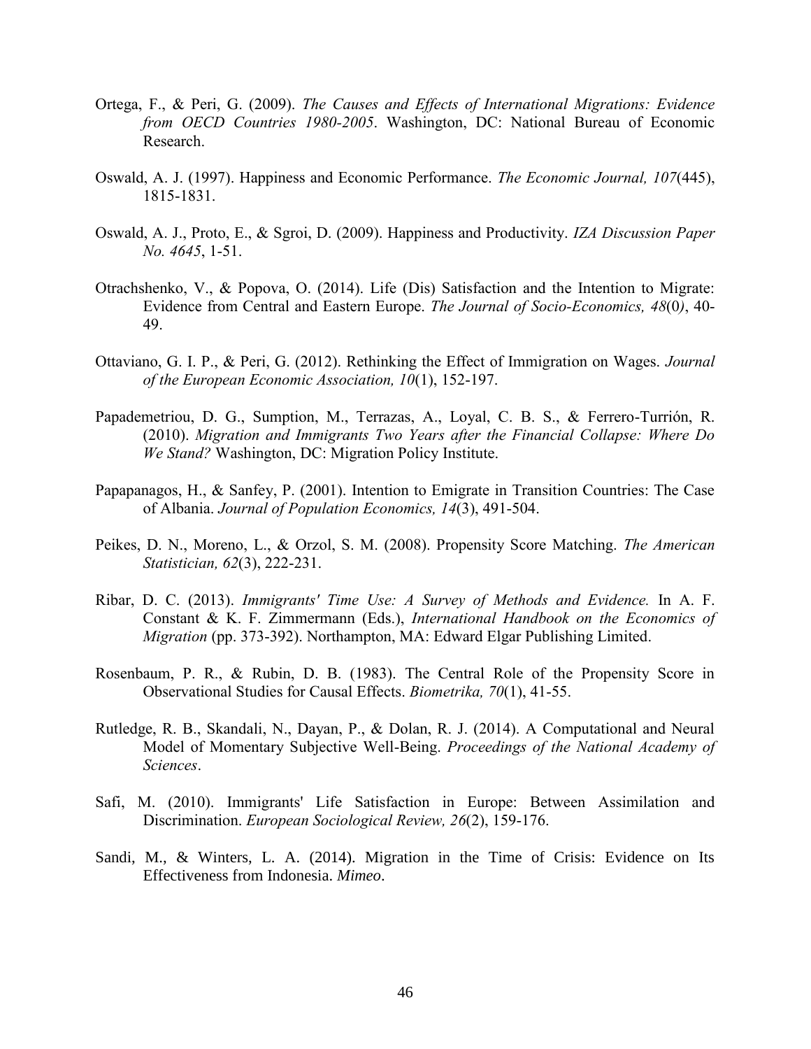Ortega, F., & Peri, G. (2009). *The Causes and Effects of International Migrations: Evidence from OECD Countries 1980-2005*. Washington, DC: National Bureau of Economic Research.

Oswald, A. J. (1997). Happiness and Economic Performance. *The Economic Journal, 107*(445), 1815-1831.

Oswald, A. J., Proto, E., & Sgroi, D. (2009). Happiness and Productivity. *IZA Discussion Paper No. 4645*, 1-51.

Otrachshenko, V., & Popova, O. (2014). Life (Dis) Satisfaction and the Intention to Migrate: Evidence from Central and Eastern Europe. *The Journal of Socio-Economics, 48*(0*)*, 40-49.

Ottaviano, G. I. P., & Peri, G. (2012). Rethinking the Effect of Immigration on Wages. *Journal of the European Economic Association, 10*(1), 152-197.

Papademetriou, D. G., Sumption, M., Terrazas, A., Loyal, C. B. S., & Ferrero-Turrión, R. (2010). *Migration and Immigrants Two Years after the Financial Collapse: Where Do We Stand?* Washington, DC: Migration Policy Institute.

Papapanagos, H., & Sanfey, P. (2001). Intention to Emigrate in Transition Countries: The Case of Albania. *Journal of Population Economics, 14*(3), 491-504.

Peikes, D. N., Moreno, L., & Orzol, S. M. (2008). Propensity Score Matching. *The American Statistician, 62*(3), 222-231.

Ribar, D. C. (2013). *Immigrants' Time Use: A Survey of Methods and Evidence.* In A. F. Constant & K. F. Zimmermann (Eds.), *International Handbook on the Economics of Migration* (pp. 373-392). Northampton, MA: Edward Elgar Publishing Limited.

Rosenbaum, P. R., & Rubin, D. B. (1983). The Central Role of the Propensity Score in Observational Studies for Causal Effects. *Biometrika, 70*(1), 41-55.

Rutledge, R. B., Skandali, N., Dayan, P., & Dolan, R. J. (2014). A Computational and Neural Model of Momentary Subjective Well-Being. *Proceedings of the National Academy of Sciences*.

Safi, M. (2010). Immigrants' Life Satisfaction in Europe: Between Assimilation and Discrimination. *European Sociological Review, 26*(2), 159-176.

Sandi, M., & Winters, L. A. (2014). Migration in the Time of Crisis: Evidence on Its Effectiveness from Indonesia. *Mimeo*.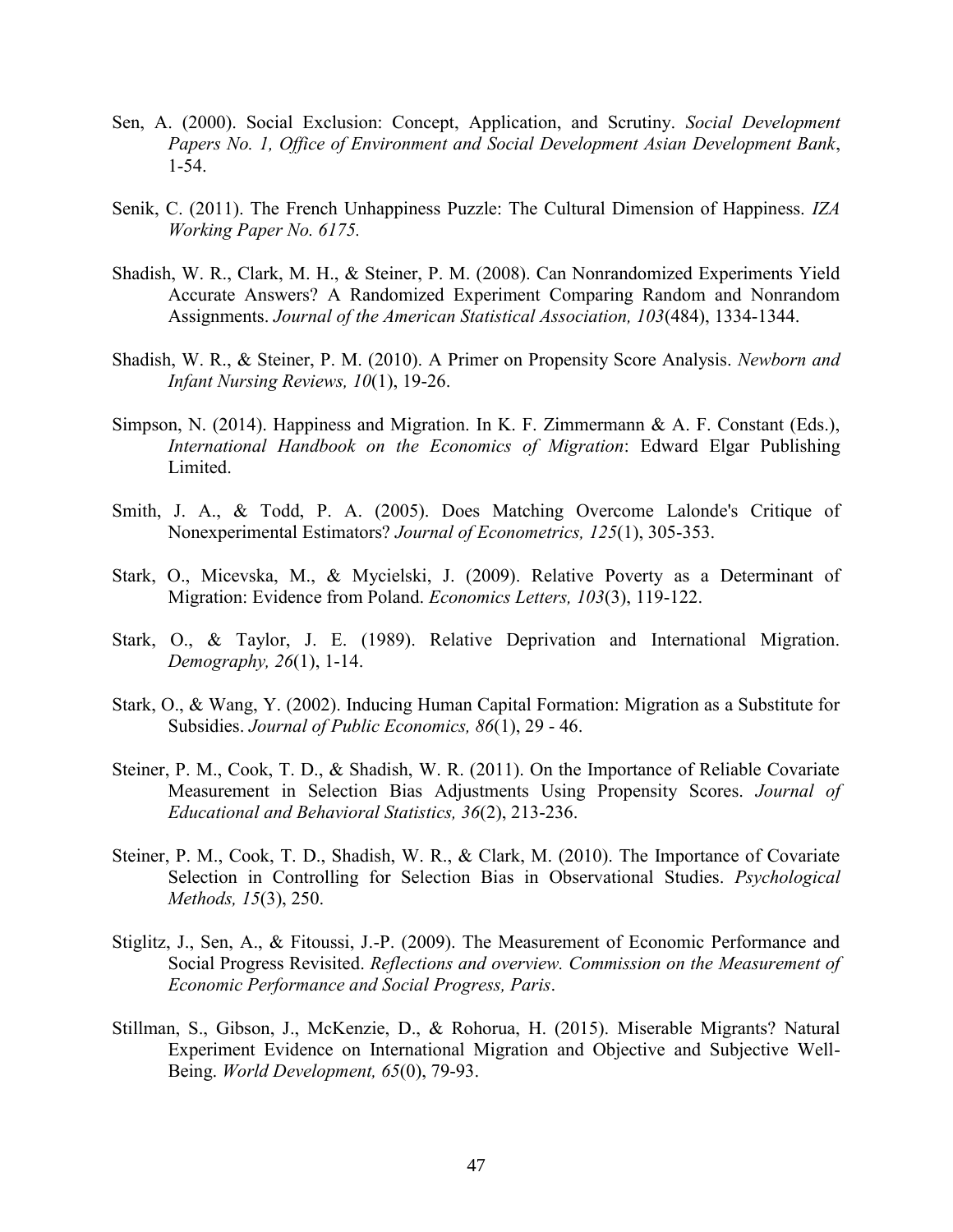Sen, A. (2000). Social Exclusion: Concept, Application, and Scrutiny. *Social Development Papers No. 1, Office of Environment and Social Development Asian Development Bank*, 1-54.

Senik, C. (2011). The French Unhappiness Puzzle: The Cultural Dimension of Happiness. *IZA Working Paper No. 6175.*

Shadish, W. R., Clark, M. H., & Steiner, P. M. (2008). Can Nonrandomized Experiments Yield Accurate Answers? A Randomized Experiment Comparing Random and Nonrandom Assignments. *Journal of the American Statistical Association, 103*(484), 1334-1344.

Shadish, W. R., & Steiner, P. M. (2010). A Primer on Propensity Score Analysis. *Newborn and Infant Nursing Reviews, 10*(1), 19-26.

Simpson, N. (2014). Happiness and Migration. In K. F. Zimmermann & A. F. Constant (Eds.), *International Handbook on the Economics of Migration*: Edward Elgar Publishing Limited.

Smith, J. A., & Todd, P. A. (2005). Does Matching Overcome Lalonde's Critique of Nonexperimental Estimators? *Journal of Econometrics, 125*(1), 305-353.

Stark, O., Micevska, M., & Mycielski, J. (2009). Relative Poverty as a Determinant of Migration: Evidence from Poland. *Economics Letters, 103*(3), 119-122.

Stark, O., & Taylor, J. E. (1989). Relative Deprivation and International Migration. *Demography, 26*(1), 1-14.

Stark, O., & Wang, Y. (2002). Inducing Human Capital Formation: Migration as a Substitute for Subsidies. *Journal of Public Economics, 86*(1), 29 - 46.

Steiner, P. M., Cook, T. D., & Shadish, W. R. (2011). On the Importance of Reliable Covariate Measurement in Selection Bias Adjustments Using Propensity Scores. *Journal of Educational and Behavioral Statistics, 36*(2), 213-236.

Steiner, P. M., Cook, T. D., Shadish, W. R., & Clark, M. (2010). The Importance of Covariate Selection in Controlling for Selection Bias in Observational Studies. *Psychological Methods, 15*(3), 250.

Stiglitz, J., Sen, A., & Fitoussi, J.-P. (2009). The Measurement of Economic Performance and Social Progress Revisited. *Reflections and overview. Commission on the Measurement of Economic Performance and Social Progress, Paris*.

Stillman, S., Gibson, J., McKenzie, D., & Rohorua, H. (2015). Miserable Migrants? Natural Experiment Evidence on International Migration and Objective and Subjective Well-Being. *World Development, 65*(0), 79-93.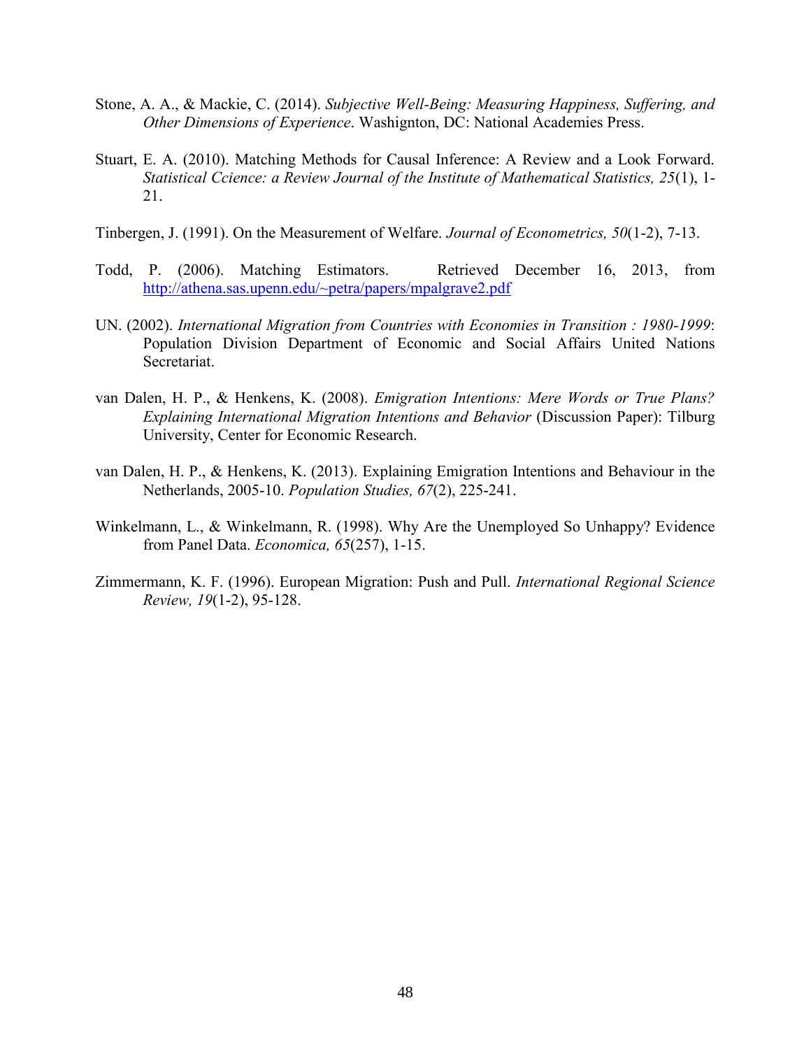Stone, A. A., & Mackie, C. (2014). *Subjective Well-Being: Measuring Happiness, Suffering, and Other Dimensions of Experience*. Washignton, DC: National Academies Press.

Stuart, E. A. (2010). Matching Methods for Causal Inference: A Review and a Look Forward. *Statistical Ccience: a Review Journal of the Institute of Mathematical Statistics, 25*(1), 1-21.

Tinbergen, J. (1991). On the Measurement of Welfare. *Journal of Econometrics, 50*(1-2), 7-13.

Todd, P. (2006). Matching Estimators. Retrieved December 16, 2013, from http://athena.sas.upenn.edu/~petra/papers/mpalgrave2.pdf

UN. (2002). *International Migration from Countries with Economies in Transition : 1980-1999*: Population Division Department of Economic and Social Affairs United Nations Secretariat.

van Dalen, H. P., & Henkens, K. (2008). *Emigration Intentions: Mere Words or True Plans? Explaining International Migration Intentions and Behavior* (Discussion Paper): Tilburg University, Center for Economic Research.

van Dalen, H. P., & Henkens, K. (2013). Explaining Emigration Intentions and Behaviour in the Netherlands, 2005-10. *Population Studies, 67*(2), 225-241.

Winkelmann, L., & Winkelmann, R. (1998). Why Are the Unemployed So Unhappy? Evidence from Panel Data. *Economica, 65*(257), 1-15.

Zimmermann, K. F. (1996). European Migration: Push and Pull. *International Regional Science Review, 19*(1-2), 95-128.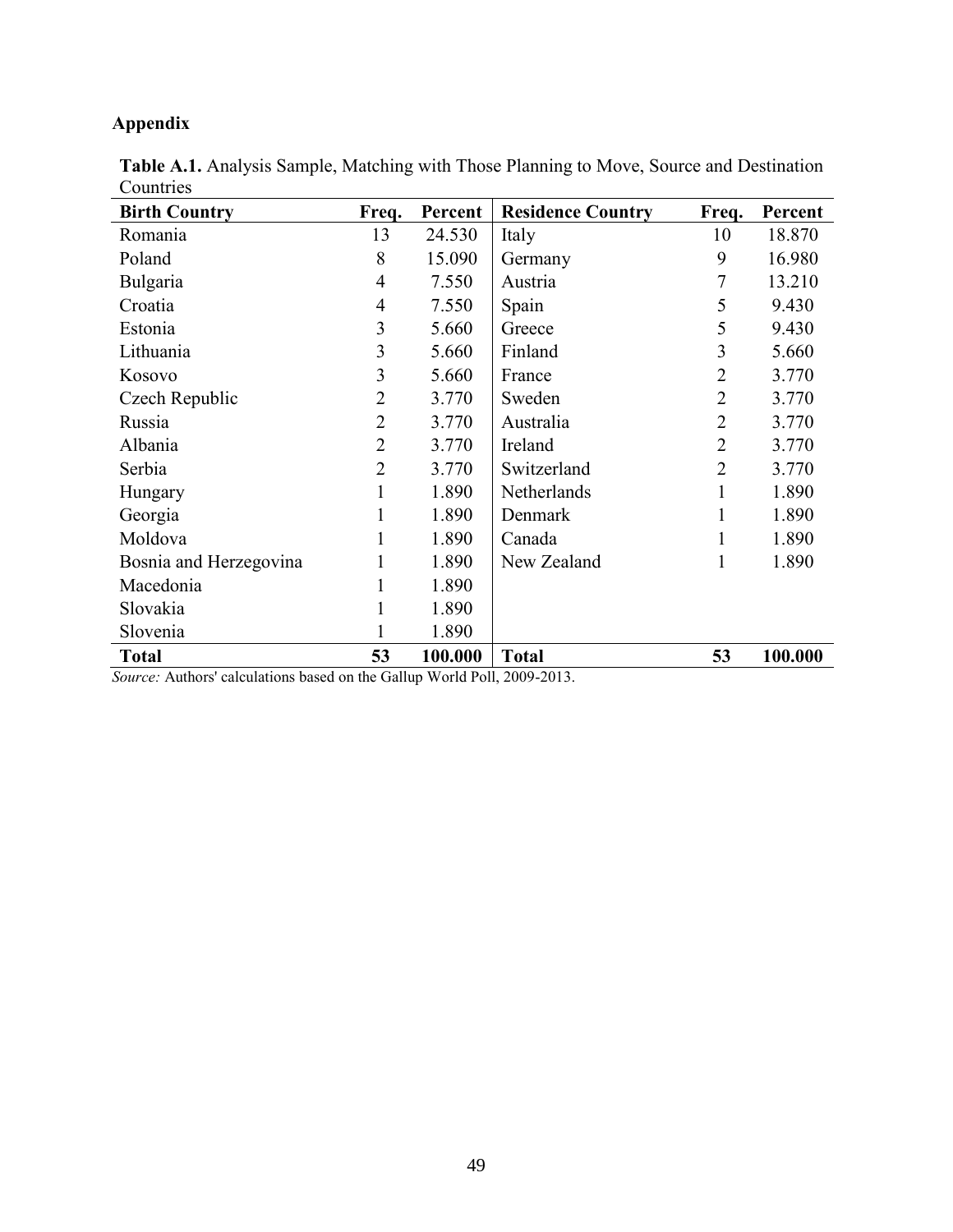## Appendix

**Table A.1.** Analysis Sample, Matching with Those Planning to Move, Source and Destination Countries

| Birth Country | Freq. | Percent | Residence Country | Freq. | Percent |
|---|---|---|---|---|---|
| Romania | 13 | 24.530 | Italy | 10 | 18.870 |
| Poland | 8 | 15.090 | Germany | 9 | 16.980 |
| Bulgaria | 4 | 7.550 | Austria | 7 | 13.210 |
| Croatia | 4 | 7.550 | Spain | 5 | 9.430 |
| Estonia | 3 | 5.660 | Greece | 5 | 9.430 |
| Lithuania | 3 | 5.660 | Finland | 3 | 5.660 |
| Kosovo | 3 | 5.660 | France | 2 | 3.770 |
| Czech Republic | 2 | 3.770 | Sweden | 2 | 3.770 |
| Russia | 2 | 3.770 | Australia | 2 | 3.770 |
| Albania | 2 | 3.770 | Ireland | 2 | 3.770 |
| Serbia | 2 | 3.770 | Switzerland | 2 | 3.770 |
| Hungary | 1 | 1.890 | Netherlands | 1 | 1.890 |
| Georgia | 1 | 1.890 | Denmark | 1 | 1.890 |
| Moldova | 1 | 1.890 | Canada | 1 | 1.890 |
| Bosnia and Herzegovina | 1 | 1.890 | New Zealand | 1 | 1.890 |
| Macedonia | 1 | 1.890 | | | |
| Slovakia | 1 | 1.890 | | | |
| Slovenia | 1 | 1.890 | | | |
| **Total** | **53** | **100.000** | **Total** | **53** | **100.000** |

*Source:* Authors' calculations based on the Gallup World Poll, 2009-2013.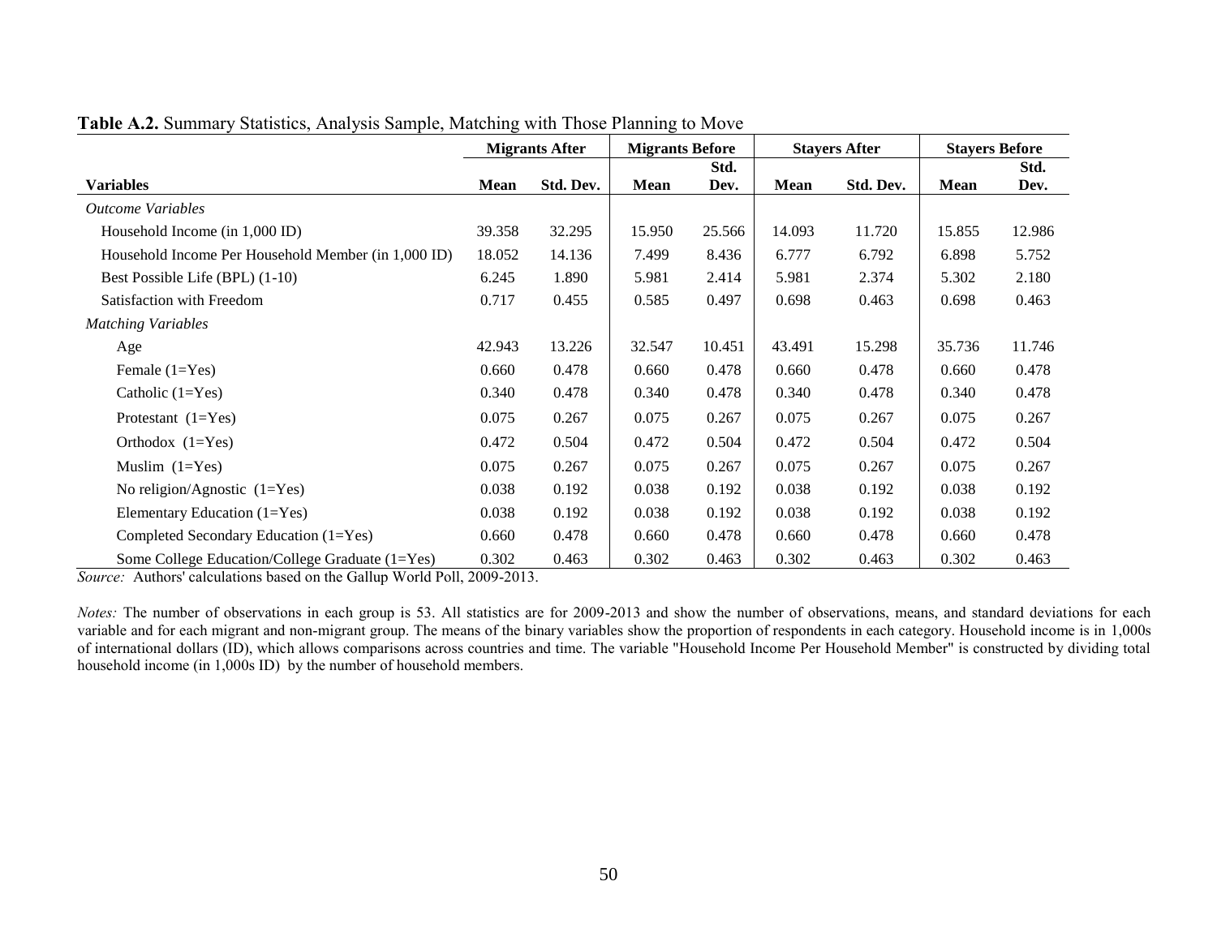**Table A.2.** Summary Statistics, Analysis Sample, Matching with Those Planning to Move

| Variables | Migrants After | | Migrants Before | | Stayers After | | Stayers Before | |
|---|---|---|---|---|---|---|---|---|
| | Mean | Std. Dev. | Mean | Std. Dev. | Mean | Std. Dev. | Mean | Std. Dev. |
| *Outcome Variables* | | | | | | | | |
| Household Income (in 1,000 ID) | 39.358 | 32.295 | 15.950 | 25.566 | 14.093 | 11.720 | 15.855 | 12.986 |
| Household Income Per Household Member (in 1,000 ID) | 18.052 | 14.136 | 7.499 | 8.436 | 6.777 | 6.792 | 6.898 | 5.752 |
| Best Possible Life (BPL) (1-10) | 6.245 | 1.890 | 5.981 | 2.414 | 5.981 | 2.374 | 5.302 | 2.180 |
| Satisfaction with Freedom | 0.717 | 0.455 | 0.585 | 0.497 | 0.698 | 0.463 | 0.698 | 0.463 |
| *Matching Variables* | | | | | | | | |
| Age | 42.943 | 13.226 | 32.547 | 10.451 | 43.491 | 15.298 | 35.736 | 11.746 |
| Female (1=Yes) | 0.660 | 0.478 | 0.660 | 0.478 | 0.660 | 0.478 | 0.660 | 0.478 |
| Catholic (1=Yes) | 0.340 | 0.478 | 0.340 | 0.478 | 0.340 | 0.478 | 0.340 | 0.478 |
| Protestant (1=Yes) | 0.075 | 0.267 | 0.075 | 0.267 | 0.075 | 0.267 | 0.075 | 0.267 |
| Orthodox (1=Yes) | 0.472 | 0.504 | 0.472 | 0.504 | 0.472 | 0.504 | 0.472 | 0.504 |
| Muslim (1=Yes) | 0.075 | 0.267 | 0.075 | 0.267 | 0.075 | 0.267 | 0.075 | 0.267 |
| No religion/Agnostic (1=Yes) | 0.038 | 0.192 | 0.038 | 0.192 | 0.038 | 0.192 | 0.038 | 0.192 |
| Elementary Education (1=Yes) | 0.038 | 0.192 | 0.038 | 0.192 | 0.038 | 0.192 | 0.038 | 0.192 |
| Completed Secondary Education (1=Yes) | 0.660 | 0.478 | 0.660 | 0.478 | 0.660 | 0.478 | 0.660 | 0.478 |
| Some College Education/College Graduate (1=Yes) | 0.302 | 0.463 | 0.302 | 0.463 | 0.302 | 0.463 | 0.302 | 0.463 |

*Source:* Authors' calculations based on the Gallup World Poll, 2009-2013.

*Notes:* The number of observations in each group is 53. All statistics are for 2009-2013 and show the number of observations, means, and standard deviations for each variable and for each migrant and non-migrant group. The means of the binary variables show the proportion of respondents in each category. Household income is in 1,000s of international dollars (ID), which allows comparisons across countries and time. The variable "Household Income Per Household Member" is constructed by dividing total household income (in 1,000s ID) by the number of household members.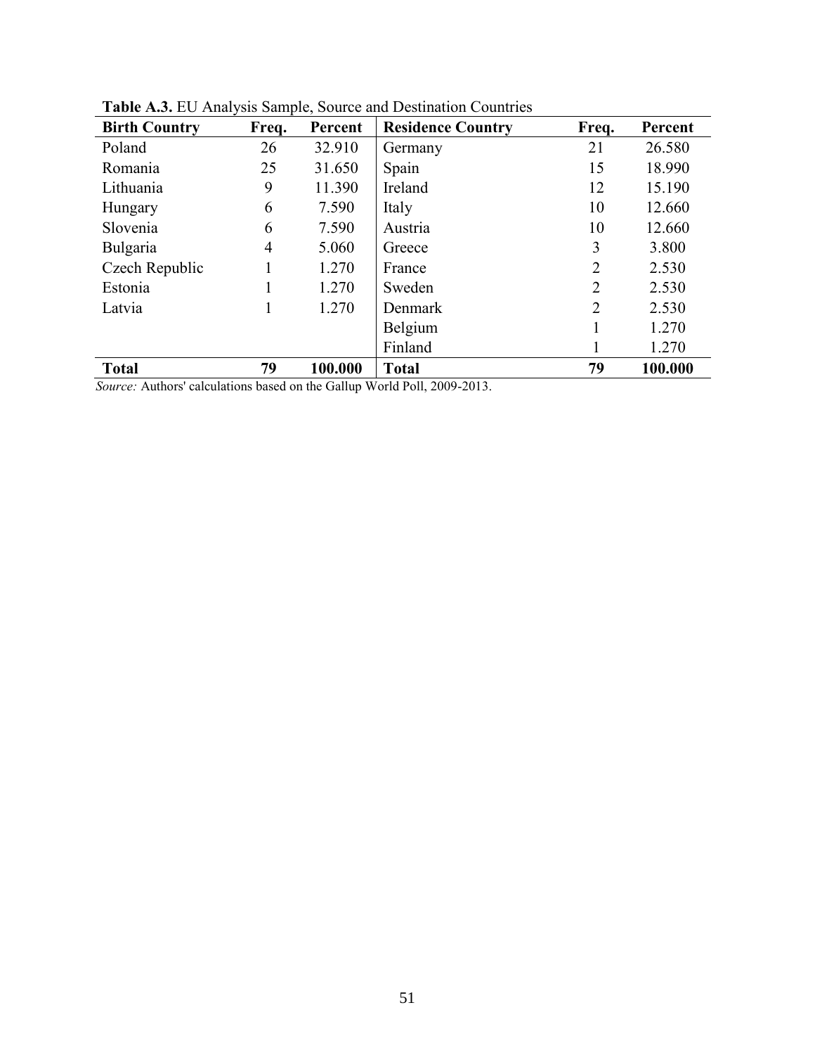**Table A.3.** EU Analysis Sample, Source and Destination Countries

| Birth Country | Freq. | Percent | Residence Country | Freq. | Percent |
|---|---|---|---|---|---|
| Poland | 26 | 32.910 | Germany | 21 | 26.580 |
| Romania | 25 | 31.650 | Spain | 15 | 18.990 |
| Lithuania | 9 | 11.390 | Ireland | 12 | 15.190 |
| Hungary | 6 | 7.590 | Italy | 10 | 12.660 |
| Slovenia | 6 | 7.590 | Austria | 10 | 12.660 |
| Bulgaria | 4 | 5.060 | Greece | 3 | 3.800 |
| Czech Republic | 1 | 1.270 | France | 2 | 2.530 |
| Estonia | 1 | 1.270 | Sweden | 2 | 2.530 |
| Latvia | 1 | 1.270 | Denmark | 2 | 2.530 |
| | | | Belgium | 1 | 1.270 |
| | | | Finland | 1 | 1.270 |
| **Total** | **79** | **100.000** | **Total** | **79** | **100.000** |

*Source:* Authors' calculations based on the Gallup World Poll, 2009-2013.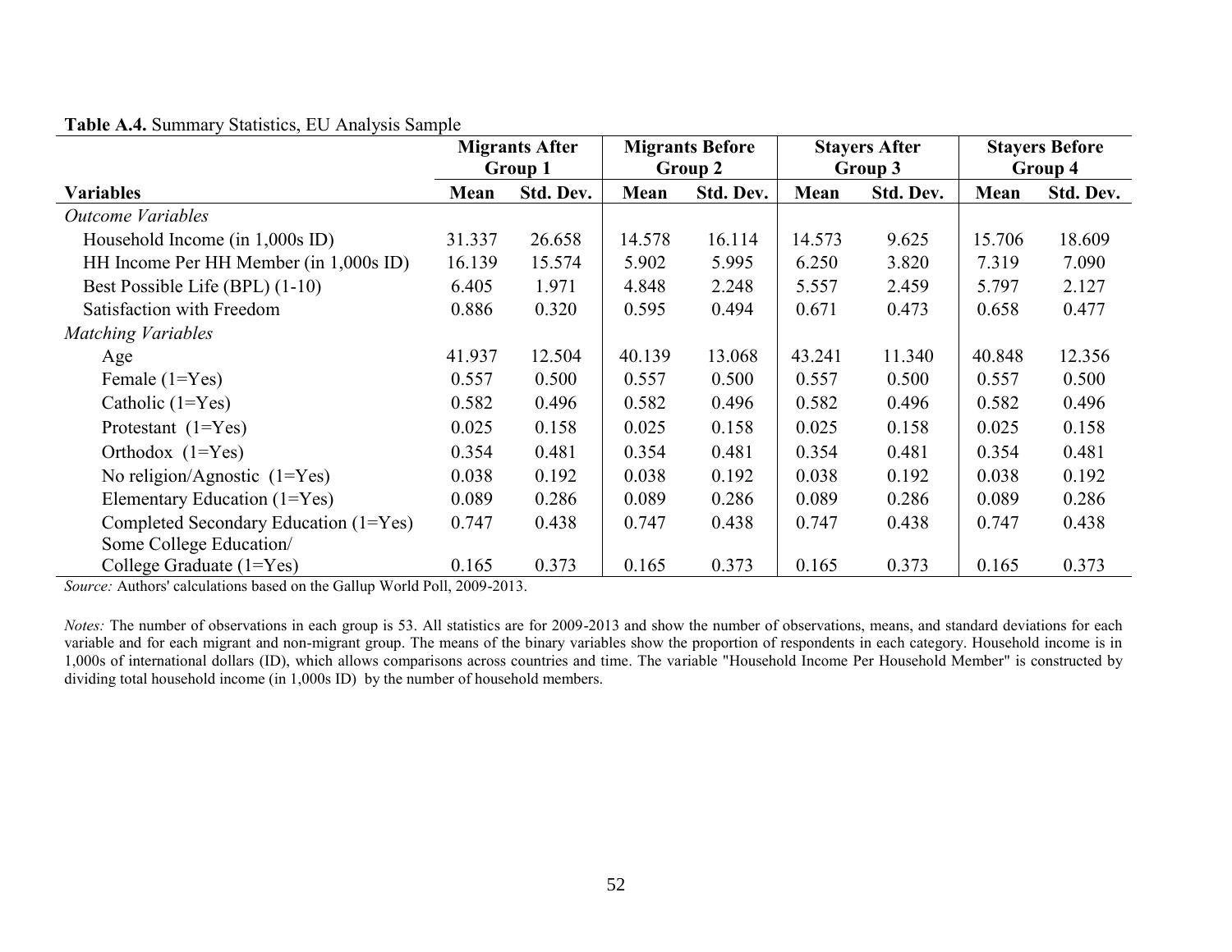**Table A.4.** Summary Statistics, EU Analysis Sample

| | Migrants After Group 1 | | Migrants Before Group 2 | | Stayers After Group 3 | | Stayers Before Group 4 | |
|---|---|---|---|---|---|---|---|---|
| **Variables** | **Mean** | **Std. Dev.** | **Mean** | **Std. Dev.** | **Mean** | **Std. Dev.** | **Mean** | **Std. Dev.** |
| *Outcome Variables* | | | | | | | | |
| Household Income (in 1,000s ID) | 31.337 | 26.658 | 14.578 | 16.114 | 14.573 | 9.625 | 15.706 | 18.609 |
| HH Income Per HH Member (in 1,000s ID) | 16.139 | 15.574 | 5.902 | 5.995 | 6.250 | 3.820 | 7.319 | 7.090 |
| Best Possible Life (BPL) (1-10) | 6.405 | 1.971 | 4.848 | 2.248 | 5.557 | 2.459 | 5.797 | 2.127 |
| Satisfaction with Freedom | 0.886 | 0.320 | 0.595 | 0.494 | 0.671 | 0.473 | 0.658 | 0.477 |
| *Matching Variables* | | | | | | | | |
| Age | 41.937 | 12.504 | 40.139 | 13.068 | 43.241 | 11.340 | 40.848 | 12.356 |
| Female (1=Yes) | 0.557 | 0.500 | 0.557 | 0.500 | 0.557 | 0.500 | 0.557 | 0.500 |
| Catholic (1=Yes) | 0.582 | 0.496 | 0.582 | 0.496 | 0.582 | 0.496 | 0.582 | 0.496 |
| Protestant (1=Yes) | 0.025 | 0.158 | 0.025 | 0.158 | 0.025 | 0.158 | 0.025 | 0.158 |
| Orthodox (1=Yes) | 0.354 | 0.481 | 0.354 | 0.481 | 0.354 | 0.481 | 0.354 | 0.481 |
| No religion/Agnostic (1=Yes) | 0.038 | 0.192 | 0.038 | 0.192 | 0.038 | 0.192 | 0.038 | 0.192 |
| Elementary Education (1=Yes) | 0.089 | 0.286 | 0.089 | 0.286 | 0.089 | 0.286 | 0.089 | 0.286 |
| Completed Secondary Education (1=Yes) | 0.747 | 0.438 | 0.747 | 0.438 | 0.747 | 0.438 | 0.747 | 0.438 |
| Some College Education/ College Graduate (1=Yes) | 0.165 | 0.373 | 0.165 | 0.373 | 0.165 | 0.373 | 0.165 | 0.373 |

*Source:* Authors' calculations based on the Gallup World Poll, 2009-2013.

*Notes:* The number of observations in each group is 53. All statistics are for 2009-2013 and show the number of observations, means, and standard deviations for each variable and for each migrant and non-migrant group. The means of the binary variables show the proportion of respondents in each category. Household income is in 1,000s of international dollars (ID), which allows comparisons across countries and time. The variable "Household Income Per Household Member" is constructed by dividing total household income (in 1,000s ID) by the number of household members.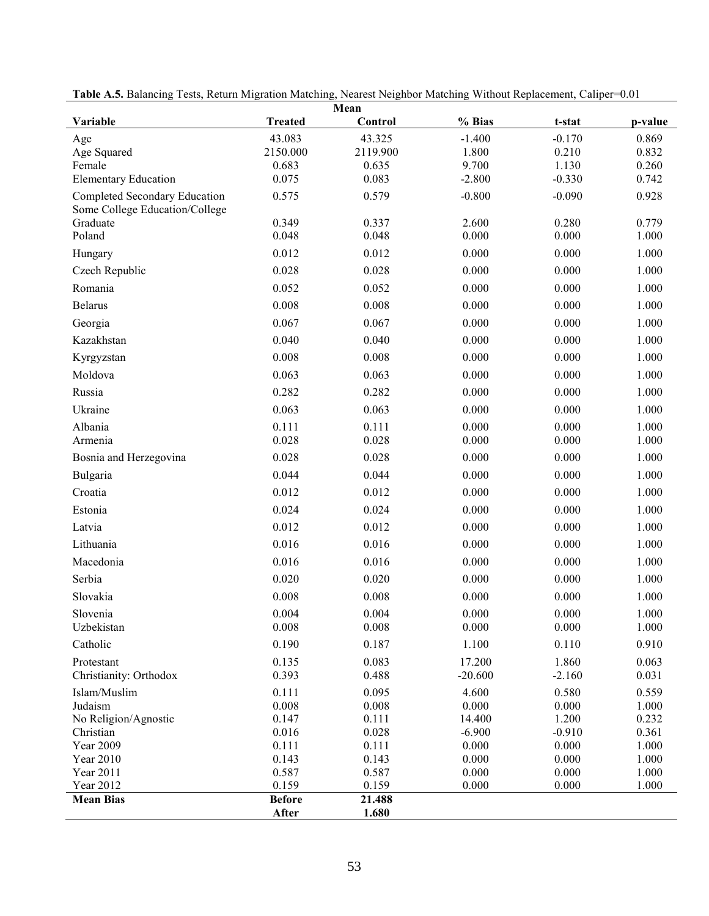**Table A.5.** Balancing Tests, Return Migration Matching, Nearest Neighbor Matching Without Replacement, Caliper=0.01

| | Mean | | | | |
|---|---|---|---|---|---|
| **Variable** | **Treated** | **Control** | **% Bias** | **t-stat** | **p-value** |
| Age | 43.083 | 43.325 | -1.400 | -0.170 | 0.869 |
| Age Squared | 2150.000 | 2119.900 | 1.800 | 0.210 | 0.832 |
| Female | 0.683 | 0.635 | 9.700 | 1.130 | 0.260 |
| Elementary Education | 0.075 | 0.083 | -2.800 | -0.330 | 0.742 |
| Completed Secondary Education | 0.575 | 0.579 | -0.800 | -0.090 | 0.928 |
| Some College Education/College Graduate | 0.349 | 0.337 | 2.600 | 0.280 | 0.779 |
| Poland | 0.048 | 0.048 | 0.000 | 0.000 | 1.000 |
| Hungary | 0.012 | 0.012 | 0.000 | 0.000 | 1.000 |
| Czech Republic | 0.028 | 0.028 | 0.000 | 0.000 | 1.000 |
| Romania | 0.052 | 0.052 | 0.000 | 0.000 | 1.000 |
| Belarus | 0.008 | 0.008 | 0.000 | 0.000 | 1.000 |
| Georgia | 0.067 | 0.067 | 0.000 | 0.000 | 1.000 |
| Kazakhstan | 0.040 | 0.040 | 0.000 | 0.000 | 1.000 |
| Kyrgyzstan | 0.008 | 0.008 | 0.000 | 0.000 | 1.000 |
| Moldova | 0.063 | 0.063 | 0.000 | 0.000 | 1.000 |
| Russia | 0.282 | 0.282 | 0.000 | 0.000 | 1.000 |
| Ukraine | 0.063 | 0.063 | 0.000 | 0.000 | 1.000 |
| Albania | 0.111 | 0.111 | 0.000 | 0.000 | 1.000 |
| Armenia | 0.028 | 0.028 | 0.000 | 0.000 | 1.000 |
| Bosnia and Herzegovina | 0.028 | 0.028 | 0.000 | 0.000 | 1.000 |
| Bulgaria | 0.044 | 0.044 | 0.000 | 0.000 | 1.000 |
| Croatia | 0.012 | 0.012 | 0.000 | 0.000 | 1.000 |
| Estonia | 0.024 | 0.024 | 0.000 | 0.000 | 1.000 |
| Latvia | 0.012 | 0.012 | 0.000 | 0.000 | 1.000 |
| Lithuania | 0.016 | 0.016 | 0.000 | 0.000 | 1.000 |
| Macedonia | 0.016 | 0.016 | 0.000 | 0.000 | 1.000 |
| Serbia | 0.020 | 0.020 | 0.000 | 0.000 | 1.000 |
| Slovakia | 0.008 | 0.008 | 0.000 | 0.000 | 1.000 |
| Slovenia | 0.004 | 0.004 | 0.000 | 0.000 | 1.000 |
| Uzbekistan | 0.008 | 0.008 | 0.000 | 0.000 | 1.000 |
| Catholic | 0.190 | 0.187 | 1.100 | 0.110 | 0.910 |
| Protestant | 0.135 | 0.083 | 17.200 | 1.860 | 0.063 |
| Christianity: Orthodox | 0.393 | 0.488 | -20.600 | -2.160 | 0.031 |
| Islam/Muslim | 0.111 | 0.095 | 4.600 | 0.580 | 0.559 |
| Judaism | 0.008 | 0.008 | 0.000 | 0.000 | 1.000 |
| No Religion/Agnostic | 0.147 | 0.111 | 14.400 | 1.200 | 0.232 |
| Christian | 0.016 | 0.028 | -6.900 | -0.910 | 0.361 |
| Year 2009 | 0.111 | 0.111 | 0.000 | 0.000 | 1.000 |
| Year 2010 | 0.143 | 0.143 | 0.000 | 0.000 | 1.000 |
| Year 2011 | 0.587 | 0.587 | 0.000 | 0.000 | 1.000 |
| Year 2012 | 0.159 | 0.159 | 0.000 | 0.000 | 1.000 |
| **Mean Bias** | **Before** | **21.488** | | | |
| | **After** | **1.680** | | | |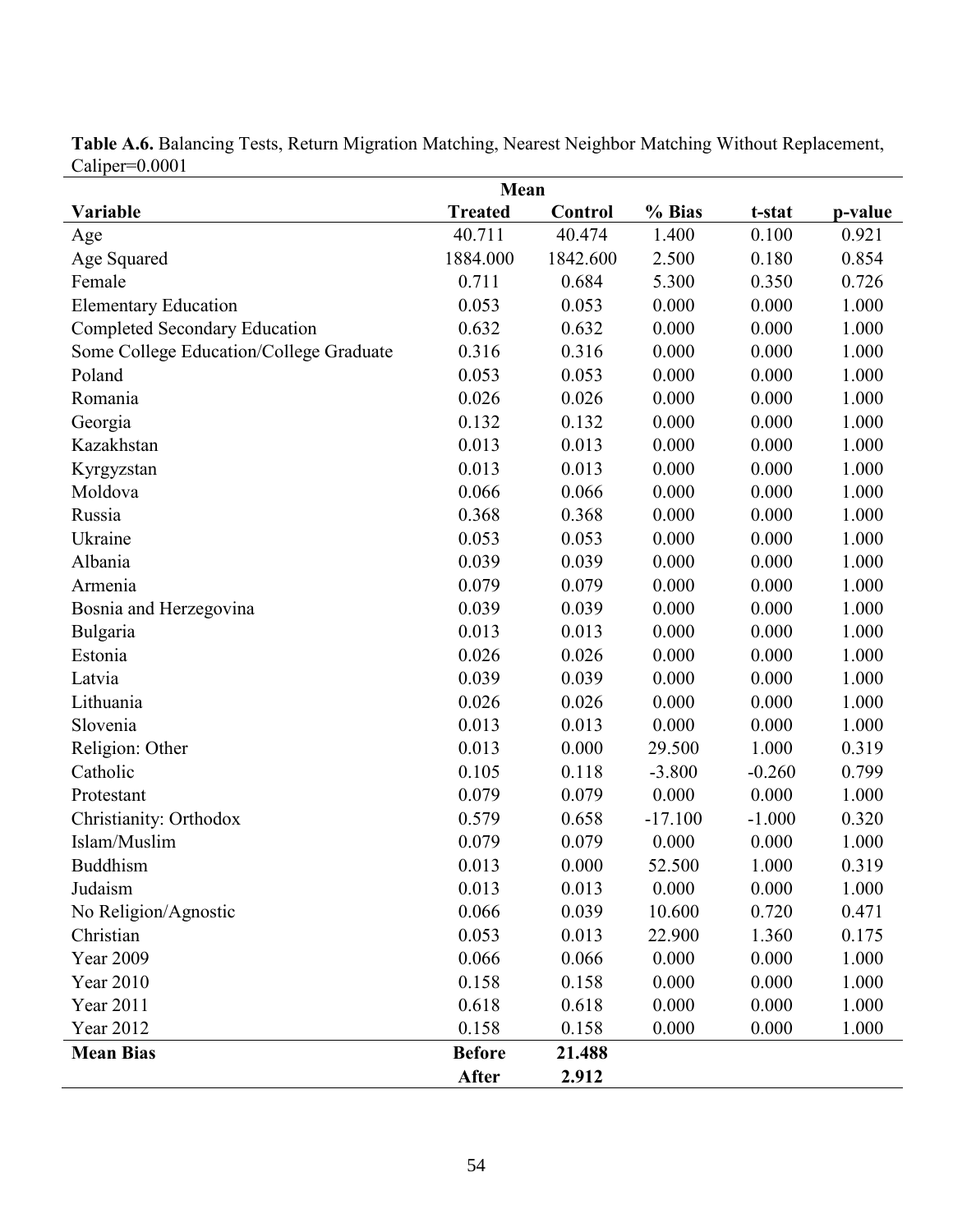**Table A.6.** Balancing Tests, Return Migration Matching, Nearest Neighbor Matching Without Replacement, Caliper=0.0001

| | Mean | | | | |
|---|---|---|---|---|---|
| **Variable** | **Treated** | **Control** | **% Bias** | **t-stat** | **p-value** |
| Age | 40.711 | 40.474 | 1.400 | 0.100 | 0.921 |
| Age Squared | 1884.000 | 1842.600 | 2.500 | 0.180 | 0.854 |
| Female | 0.711 | 0.684 | 5.300 | 0.350 | 0.726 |
| Elementary Education | 0.053 | 0.053 | 0.000 | 0.000 | 1.000 |
| Completed Secondary Education | 0.632 | 0.632 | 0.000 | 0.000 | 1.000 |
| Some College Education/College Graduate | 0.316 | 0.316 | 0.000 | 0.000 | 1.000 |
| Poland | 0.053 | 0.053 | 0.000 | 0.000 | 1.000 |
| Romania | 0.026 | 0.026 | 0.000 | 0.000 | 1.000 |
| Georgia | 0.132 | 0.132 | 0.000 | 0.000 | 1.000 |
| Kazakhstan | 0.013 | 0.013 | 0.000 | 0.000 | 1.000 |
| Kyrgyzstan | 0.013 | 0.013 | 0.000 | 0.000 | 1.000 |
| Moldova | 0.066 | 0.066 | 0.000 | 0.000 | 1.000 |
| Russia | 0.368 | 0.368 | 0.000 | 0.000 | 1.000 |
| Ukraine | 0.053 | 0.053 | 0.000 | 0.000 | 1.000 |
| Albania | 0.039 | 0.039 | 0.000 | 0.000 | 1.000 |
| Armenia | 0.079 | 0.079 | 0.000 | 0.000 | 1.000 |
| Bosnia and Herzegovina | 0.039 | 0.039 | 0.000 | 0.000 | 1.000 |
| Bulgaria | 0.013 | 0.013 | 0.000 | 0.000 | 1.000 |
| Estonia | 0.026 | 0.026 | 0.000 | 0.000 | 1.000 |
| Latvia | 0.039 | 0.039 | 0.000 | 0.000 | 1.000 |
| Lithuania | 0.026 | 0.026 | 0.000 | 0.000 | 1.000 |
| Slovenia | 0.013 | 0.013 | 0.000 | 0.000 | 1.000 |
| Religion: Other | 0.013 | 0.000 | 29.500 | 1.000 | 0.319 |
| Catholic | 0.105 | 0.118 | -3.800 | -0.260 | 0.799 |
| Protestant | 0.079 | 0.079 | 0.000 | 0.000 | 1.000 |
| Christianity: Orthodox | 0.579 | 0.658 | -17.100 | -1.000 | 0.320 |
| Islam/Muslim | 0.079 | 0.079 | 0.000 | 0.000 | 1.000 |
| Buddhism | 0.013 | 0.000 | 52.500 | 1.000 | 0.319 |
| Judaism | 0.013 | 0.013 | 0.000 | 0.000 | 1.000 |
| No Religion/Agnostic | 0.066 | 0.039 | 10.600 | 0.720 | 0.471 |
| Christian | 0.053 | 0.013 | 22.900 | 1.360 | 0.175 |
| Year 2009 | 0.066 | 0.066 | 0.000 | 0.000 | 1.000 |
| Year 2010 | 0.158 | 0.158 | 0.000 | 0.000 | 1.000 |
| Year 2011 | 0.618 | 0.618 | 0.000 | 0.000 | 1.000 |
| Year 2012 | 0.158 | 0.158 | 0.000 | 0.000 | 1.000 |
| **Mean Bias** | **Before** | **21.488** | | | |
| | **After** | **2.912** | | | |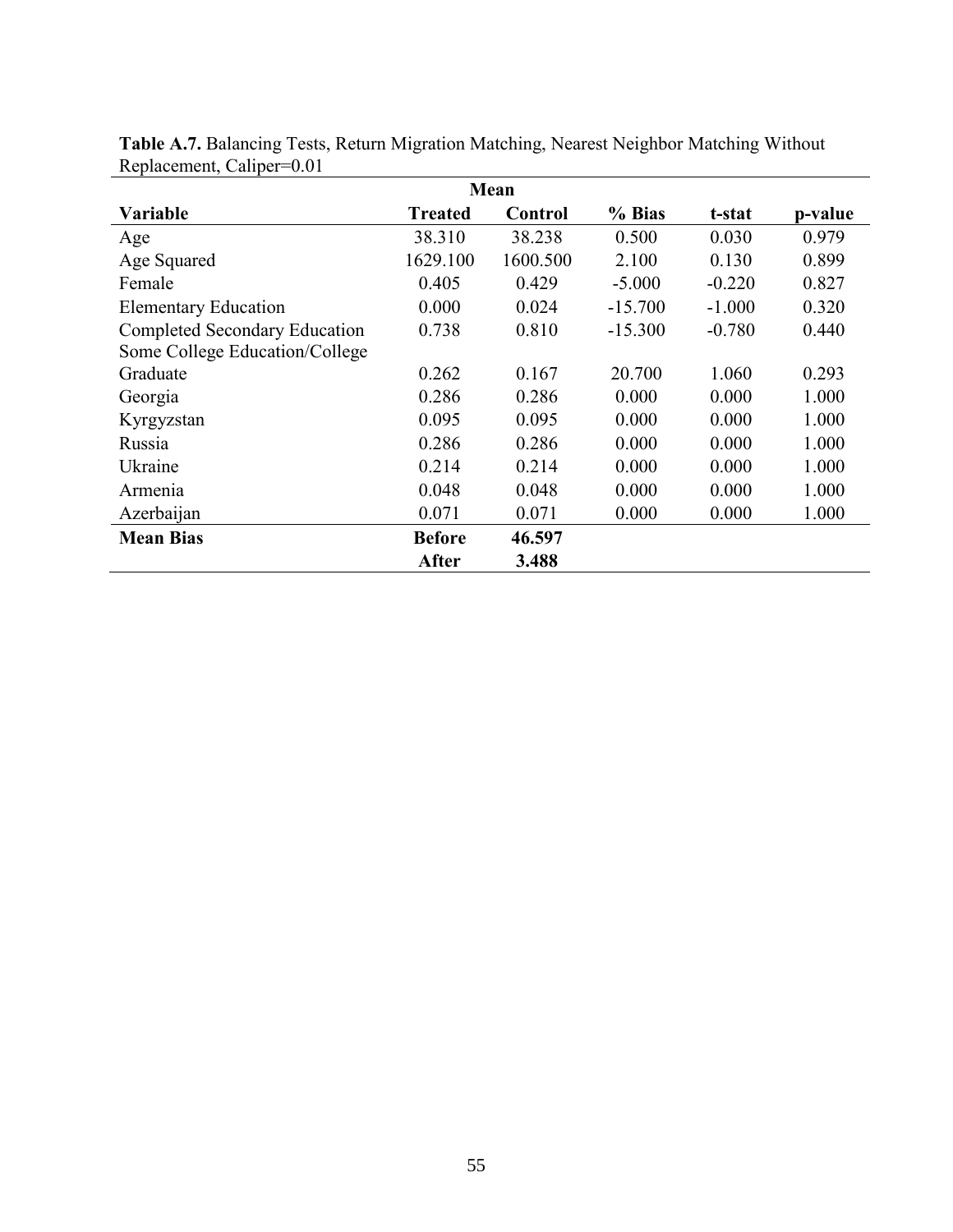**Table A.7.** Balancing Tests, Return Migration Matching, Nearest Neighbor Matching Without Replacement, Caliper=0.01

| | Mean | | | | |
|---|---|---|---|---|---|
| **Variable** | **Treated** | **Control** | **% Bias** | **t-stat** | **p-value** |
| Age | 38.310 | 38.238 | 0.500 | 0.030 | 0.979 |
| Age Squared | 1629.100 | 1600.500 | 2.100 | 0.130 | 0.899 |
| Female | 0.405 | 0.429 | -5.000 | -0.220 | 0.827 |
| Elementary Education | 0.000 | 0.024 | -15.700 | -1.000 | 0.320 |
| Completed Secondary Education | 0.738 | 0.810 | -15.300 | -0.780 | 0.440 |
| Some College Education/College Graduate | 0.262 | 0.167 | 20.700 | 1.060 | 0.293 |
| Georgia | 0.286 | 0.286 | 0.000 | 0.000 | 1.000 |
| Kyrgyzstan | 0.095 | 0.095 | 0.000 | 0.000 | 1.000 |
| Russia | 0.286 | 0.286 | 0.000 | 0.000 | 1.000 |
| Ukraine | 0.214 | 0.214 | 0.000 | 0.000 | 1.000 |
| Armenia | 0.048 | 0.048 | 0.000 | 0.000 | 1.000 |
| Azerbaijan | 0.071 | 0.071 | 0.000 | 0.000 | 1.000 |
| **Mean Bias** | **Before** | **46.597** | | | |
| | **After** | **3.488** | | | |